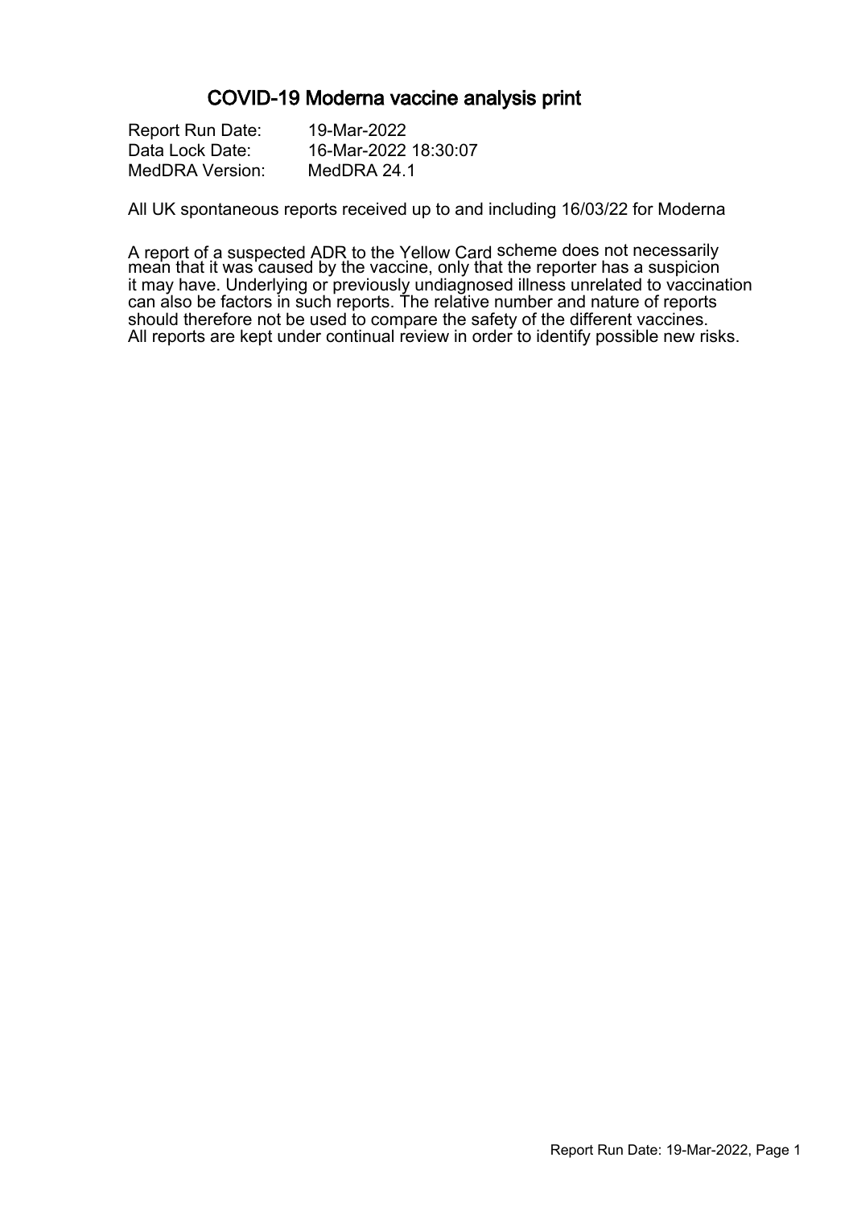# COVID-19 Moderna vaccine analysis print

Report Run Date: 19-Mar-2022
Data Lock Date: 16-Mar-2022 18:30:07
MedDRA Version: MedDRA 24.1

All UK spontaneous reports received up to and including 16/03/22 for Moderna

A report of a suspected ADR to the Yellow Card scheme does not necessarily mean that it was caused by the vaccine, only that the reporter has a suspicion it may have. Underlying or previously undiagnosed illness unrelated to vaccination can also be factors in such reports. The relative number and nature of reports should therefore not be used to compare the safety of the different vaccines. All reports are kept under continual review in order to identify possible new risks.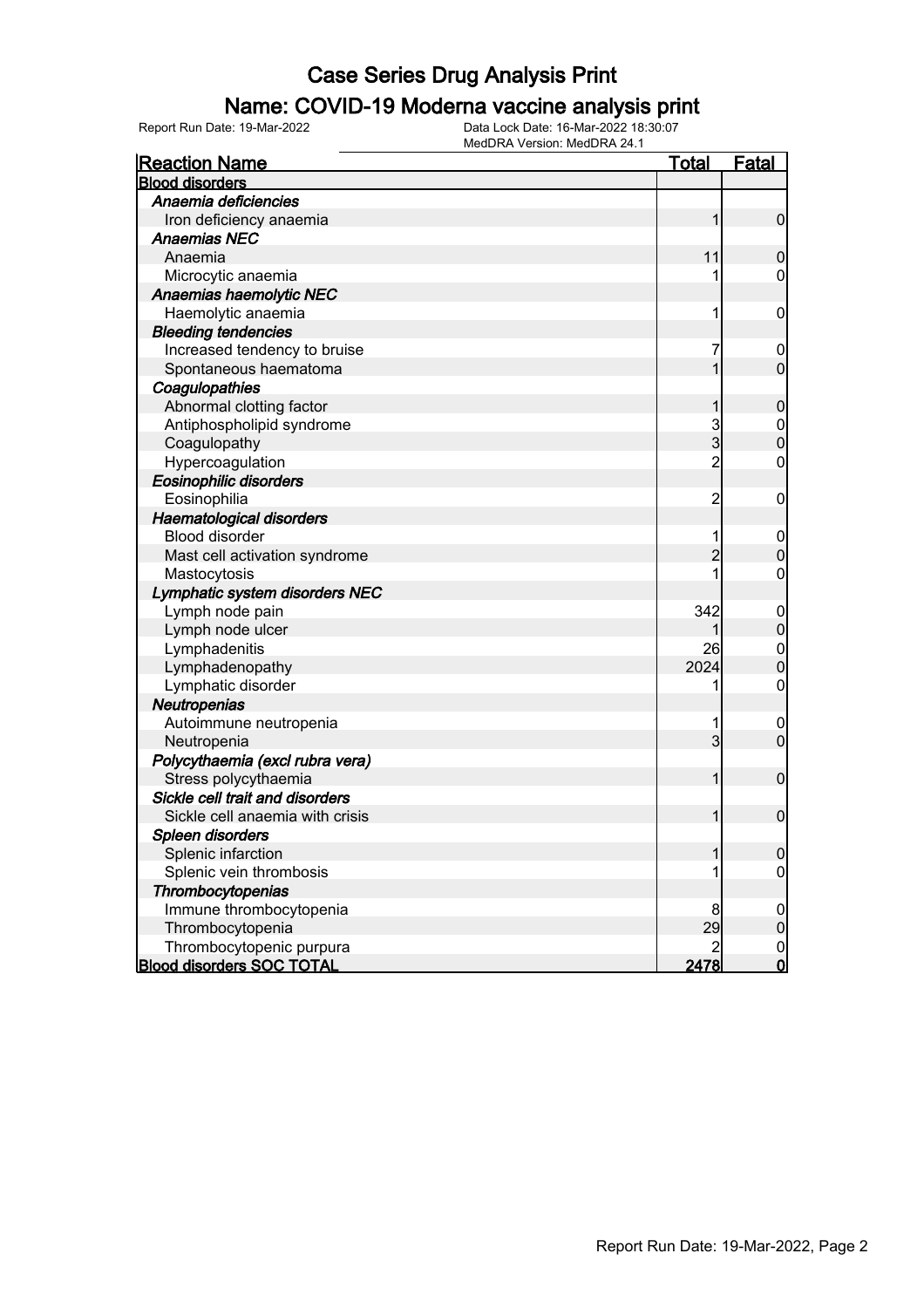# Case Series Drug Analysis Print

## Name: COVID-19 Moderna vaccine analysis print

Report Run Date: 19-Mar-2022

Data Lock Date: 16-Mar-2022 18:30:07
MedDRA Version: MedDRA 24.1

| Reaction Name | Total | Fatal |
|---|---|---|
| **Blood disorders** | | |
| *Anaemia deficiencies* | | |
| Iron deficiency anaemia | 1 | 0 |
| *Anaemias NEC* | | |
| Anaemia | 11 | 0 |
| Microcytic anaemia | 1 | 0 |
| *Anaemias haemolytic NEC* | | |
| Haemolytic anaemia | 1 | 0 |
| *Bleeding tendencies* | | |
| Increased tendency to bruise | 7 | 0 |
| Spontaneous haematoma | 1 | 0 |
| *Coagulopathies* | | |
| Abnormal clotting factor | 1 | 0 |
| Antiphospholipid syndrome | 3 | 0 |
| Coagulopathy | 3 | 0 |
| Hypercoagulation | 2 | 0 |
| *Eosinophilic disorders* | | |
| Eosinophilia | 2 | 0 |
| *Haematological disorders* | | |
| Blood disorder | 1 | 0 |
| Mast cell activation syndrome | 2 | 0 |
| Mastocytosis | 1 | 0 |
| *Lymphatic system disorders NEC* | | |
| Lymph node pain | 342 | 0 |
| Lymph node ulcer | 1 | 0 |
| Lymphadenitis | 26 | 0 |
| Lymphadenopathy | 2024 | 0 |
| Lymphatic disorder | 1 | 0 |
| *Neutropenias* | | |
| Autoimmune neutropenia | 1 | 0 |
| Neutropenia | 3 | 0 |
| *Polycythaemia (excl rubra vera)* | | |
| Stress polycythaemia | 1 | 0 |
| *Sickle cell trait and disorders* | | |
| Sickle cell anaemia with crisis | 1 | 0 |
| *Spleen disorders* | | |
| Splenic infarction | 1 | 0 |
| Splenic vein thrombosis | 1 | 0 |
| *Thrombocytopenias* | | |
| Immune thrombocytopenia | 8 | 0 |
| Thrombocytopenia | 29 | 0 |
| Thrombocytopenic purpura | 2 | 0 |
| **Blood disorders SOC TOTAL** | **2478** | **0** |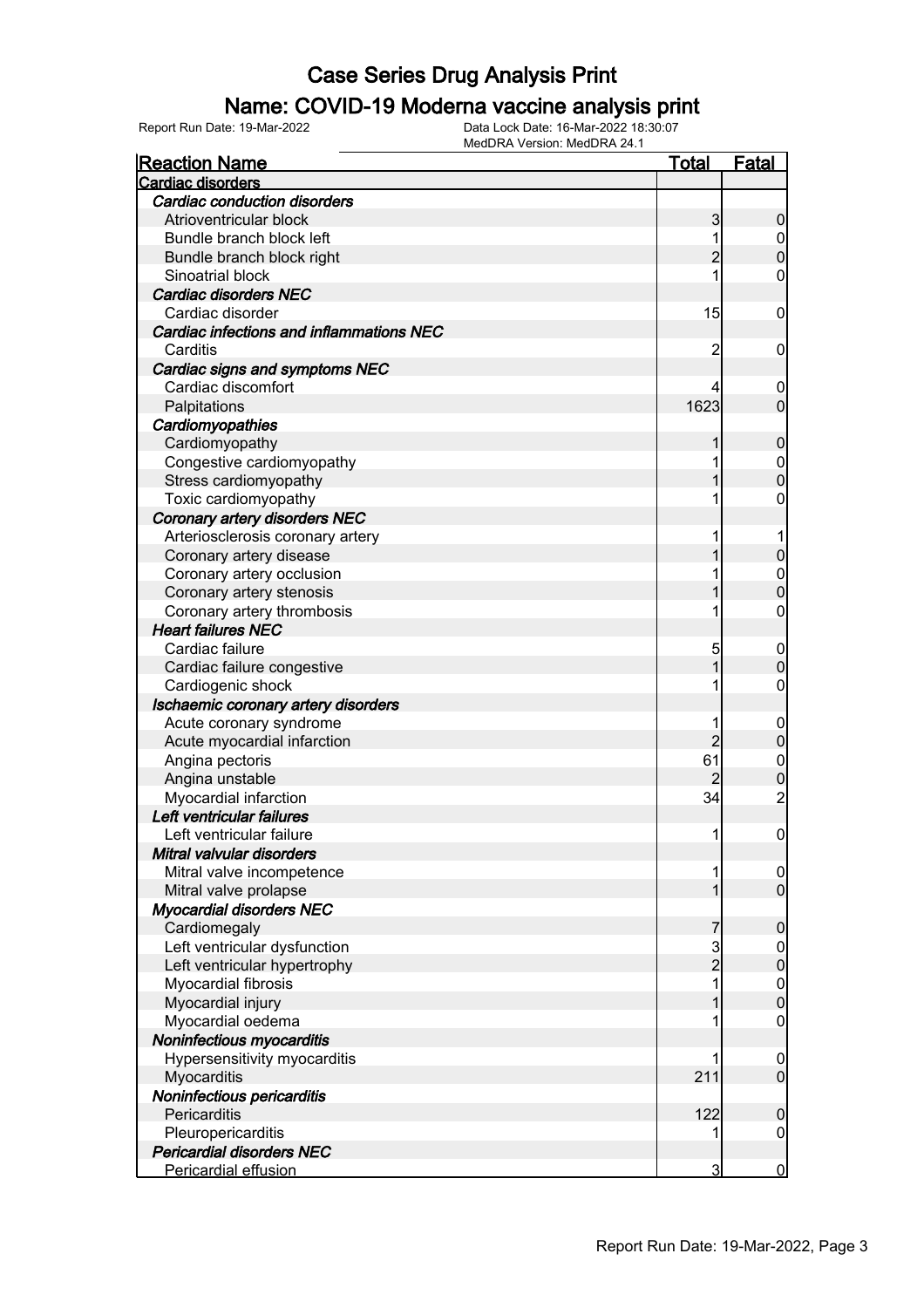# Case Series Drug Analysis Print

## Name: COVID-19 Moderna vaccine analysis print

Report Run Date: 19-Mar-2022

Data Lock Date: 16-Mar-2022 18:30:07

MedDRA Version: MedDRA 24.1

| Reaction Name | Total | Fatal |
|---|---|---|
| **Cardiac disorders** | | |
| ***Cardiac conduction disorders*** | | |
| Atrioventricular block | 3 | 0 |
| Bundle branch block left | 1 | 0 |
| Bundle branch block right | 2 | 0 |
| Sinoatrial block | 1 | 0 |
| ***Cardiac disorders NEC*** | | |
| Cardiac disorder | 15 | 0 |
| ***Cardiac infections and inflammations NEC*** | | |
| Carditis | 2 | 0 |
| ***Cardiac signs and symptoms NEC*** | | |
| Cardiac discomfort | 4 | 0 |
| Palpitations | 1623 | 0 |
| ***Cardiomyopathies*** | | |
| Cardiomyopathy | 1 | 0 |
| Congestive cardiomyopathy | 1 | 0 |
| Stress cardiomyopathy | 1 | 0 |
| Toxic cardiomyopathy | 1 | 0 |
| ***Coronary artery disorders NEC*** | | |
| Arteriosclerosis coronary artery | 1 | 1 |
| Coronary artery disease | 1 | 0 |
| Coronary artery occlusion | 1 | 0 |
| Coronary artery stenosis | 1 | 0 |
| Coronary artery thrombosis | 1 | 0 |
| ***Heart failures NEC*** | | |
| Cardiac failure | 5 | 0 |
| Cardiac failure congestive | 1 | 0 |
| Cardiogenic shock | 1 | 0 |
| ***Ischaemic coronary artery disorders*** | | |
| Acute coronary syndrome | 1 | 0 |
| Acute myocardial infarction | 2 | 0 |
| Angina pectoris | 61 | 0 |
| Angina unstable | 2 | 0 |
| Myocardial infarction | 34 | 2 |
| ***Left ventricular failures*** | | |
| Left ventricular failure | 1 | 0 |
| ***Mitral valvular disorders*** | | |
| Mitral valve incompetence | 1 | 0 |
| Mitral valve prolapse | 1 | 0 |
| ***Myocardial disorders NEC*** | | |
| Cardiomegaly | 7 | 0 |
| Left ventricular dysfunction | 3 | 0 |
| Left ventricular hypertrophy | 2 | 0 |
| Myocardial fibrosis | 1 | 0 |
| Myocardial injury | 1 | 0 |
| Myocardial oedema | 1 | 0 |
| ***Noninfectious myocarditis*** | | |
| Hypersensitivity myocarditis | 1 | 0 |
| Myocarditis | 211 | 0 |
| ***Noninfectious pericarditis*** | | |
| Pericarditis | 122 | 0 |
| Pleuropericarditis | 1 | 0 |
| ***Pericardial disorders NEC*** | | |
| Pericardial effusion | 3 | 0 |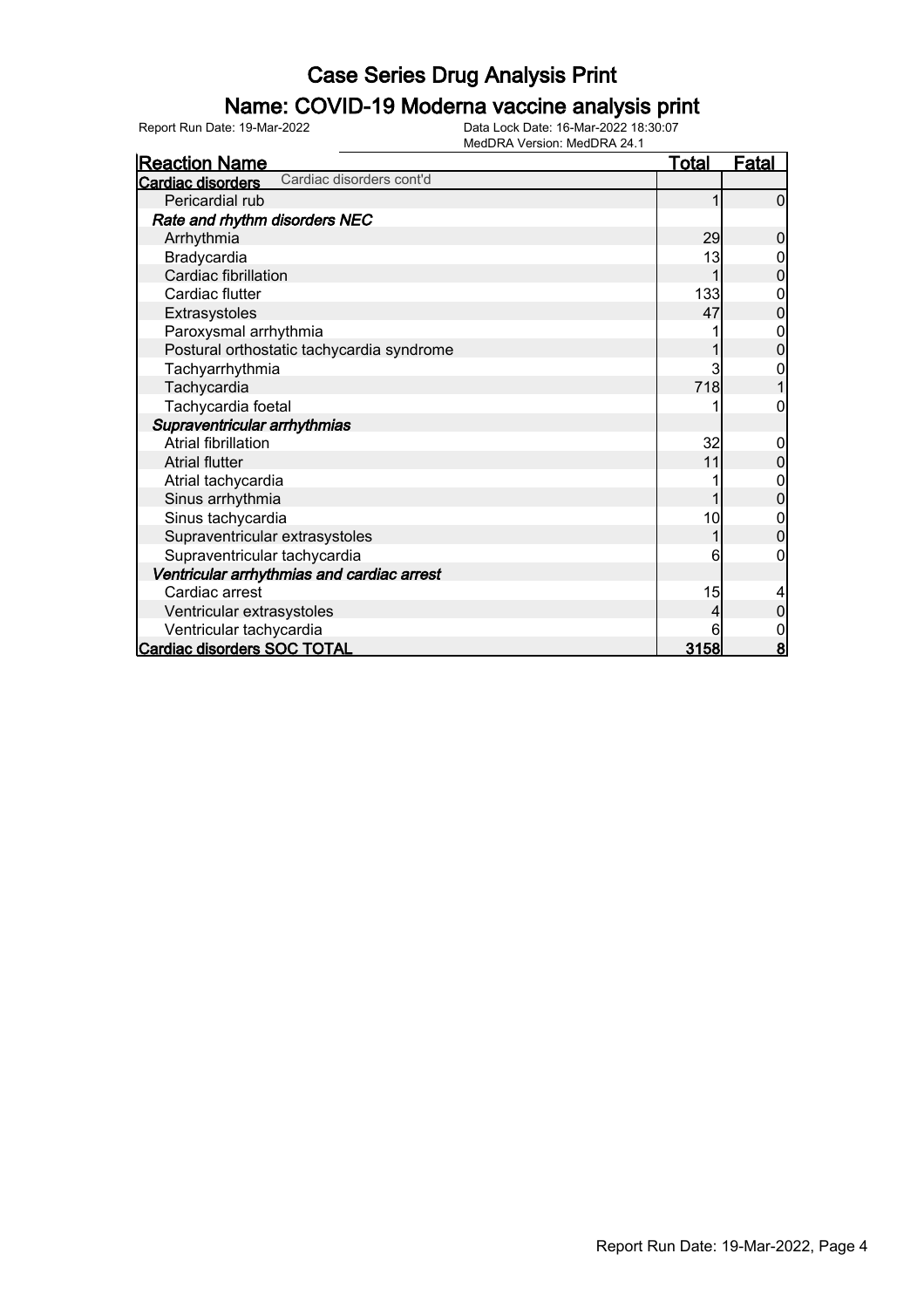# Case Series Drug Analysis Print

## Name: COVID-19 Moderna vaccine analysis print

Report Run Date: 19-Mar-2022

Data Lock Date: 16-Mar-2022 18:30:07

MedDRA Version: MedDRA 24.1

| Reaction Name | Total | Fatal |
|---|---|---|
| **Cardiac disorders** Cardiac disorders cont'd | | |
| Pericardial rub | 1 | 0 |
| ***Rate and rhythm disorders NEC*** | | |
| Arrhythmia | 29 | 0 |
| Bradycardia | 13 | 0 |
| Cardiac fibrillation | 1 | 0 |
| Cardiac flutter | 133 | 0 |
| Extrasystoles | 47 | 0 |
| Paroxysmal arrhythmia | 1 | 0 |
| Postural orthostatic tachycardia syndrome | 1 | 0 |
| Tachyarrhythmia | 3 | 0 |
| Tachycardia | 718 | 1 |
| Tachycardia foetal | 1 | 0 |
| ***Supraventricular arrhythmias*** | | |
| Atrial fibrillation | 32 | 0 |
| Atrial flutter | 11 | 0 |
| Atrial tachycardia | 1 | 0 |
| Sinus arrhythmia | 1 | 0 |
| Sinus tachycardia | 10 | 0 |
| Supraventricular extrasystoles | 1 | 0 |
| Supraventricular tachycardia | 6 | 0 |
| ***Ventricular arrhythmias and cardiac arrest*** | | |
| Cardiac arrest | 15 | 4 |
| Ventricular extrasystoles | 4 | 0 |
| Ventricular tachycardia | 6 | 0 |
| **Cardiac disorders SOC TOTAL** | **3158** | **8** |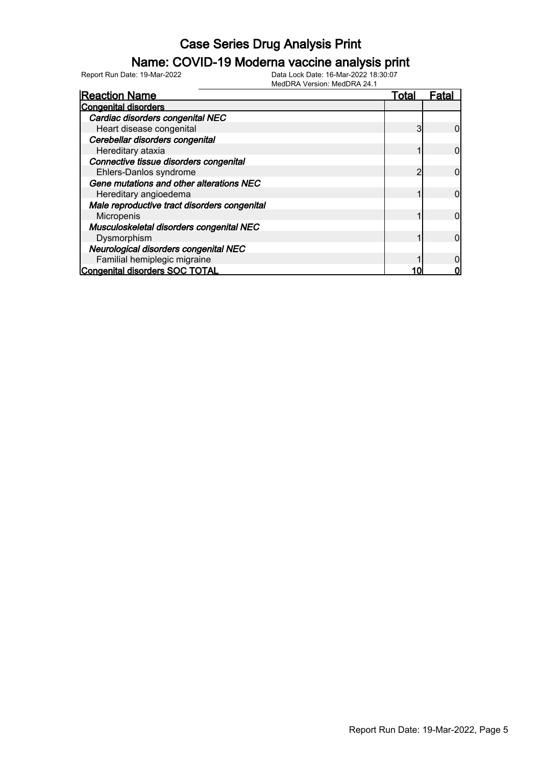# Case Series Drug Analysis Print

## Name: COVID-19 Moderna vaccine analysis print

Report Run Date: 19-Mar-2022
Data Lock Date: 16-Mar-2022 18:30:07
MedDRA Version: MedDRA 24.1

| Reaction Name | Total | Fatal |
|---|---|---|
| **Congenital disorders** | | |
| *Cardiac disorders congenital NEC* | | |
| Heart disease congenital | 3 | 0 |
| *Cerebellar disorders congenital* | | |
| Hereditary ataxia | 1 | 0 |
| *Connective tissue disorders congenital* | | |
| Ehlers-Danlos syndrome | 2 | 0 |
| *Gene mutations and other alterations NEC* | | |
| Hereditary angioedema | 1 | 0 |
| *Male reproductive tract disorders congenital* | | |
| Micropenis | 1 | 0 |
| *Musculoskeletal disorders congenital NEC* | | |
| Dysmorphism | 1 | 0 |
| *Neurological disorders congenital NEC* | | |
| Familial hemiplegic migraine | 1 | 0 |
| **Congenital disorders SOC TOTAL** | **10** | **0** |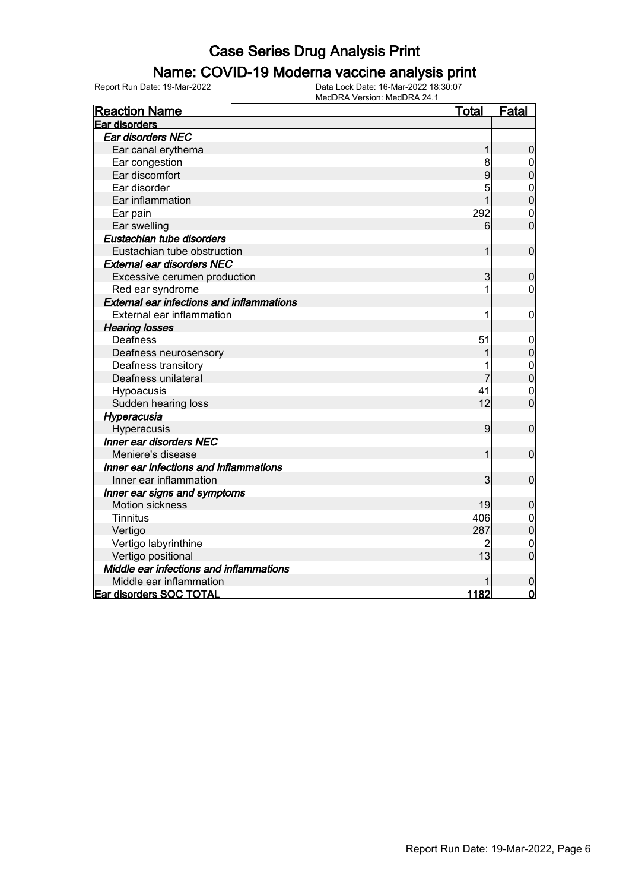# Case Series Drug Analysis Print

## Name: COVID-19 Moderna vaccine analysis print

Report Run Date: 19-Mar-2022 | Data Lock Date: 16-Mar-2022 18:30:07 | MedDRA Version: MedDRA 24.1

| Reaction Name | Total | Fatal |
|---|---|---|
| **Ear disorders** | | |
| ***Ear disorders NEC*** | | |
| Ear canal erythema | 1 | 0 |
| Ear congestion | 8 | 0 |
| Ear discomfort | 9 | 0 |
| Ear disorder | 5 | 0 |
| Ear inflammation | 1 | 0 |
| Ear pain | 292 | 0 |
| Ear swelling | 6 | 0 |
| ***Eustachian tube disorders*** | | |
| Eustachian tube obstruction | 1 | 0 |
| ***External ear disorders NEC*** | | |
| Excessive cerumen production | 3 | 0 |
| Red ear syndrome | 1 | 0 |
| ***External ear infections and inflammations*** | | |
| External ear inflammation | 1 | 0 |
| ***Hearing losses*** | | |
| Deafness | 51 | 0 |
| Deafness neurosensory | 1 | 0 |
| Deafness transitory | 1 | 0 |
| Deafness unilateral | 7 | 0 |
| Hypoacusis | 41 | 0 |
| Sudden hearing loss | 12 | 0 |
| ***Hyperacusia*** | | |
| Hyperacusis | 9 | 0 |
| ***Inner ear disorders NEC*** | | |
| Meniere's disease | 1 | 0 |
| ***Inner ear infections and inflammations*** | | |
| Inner ear inflammation | 3 | 0 |
| ***Inner ear signs and symptoms*** | | |
| Motion sickness | 19 | 0 |
| Tinnitus | 406 | 0 |
| Vertigo | 287 | 0 |
| Vertigo labyrinthine | 2 | 0 |
| Vertigo positional | 13 | 0 |
| ***Middle ear infections and inflammations*** | | |
| Middle ear inflammation | 1 | 0 |
| **Ear disorders SOC TOTAL** | **1182** | **0** |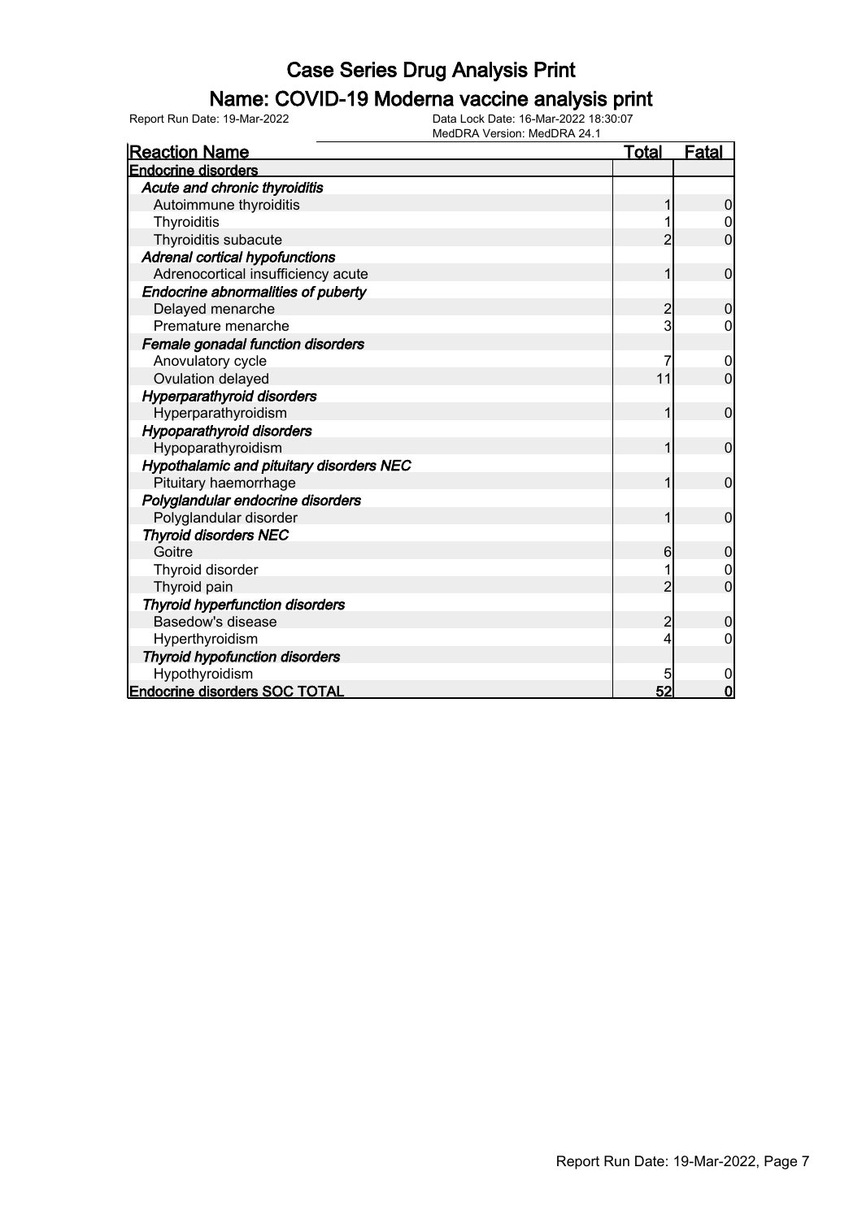# Case Series Drug Analysis Print

## Name: COVID-19 Moderna vaccine analysis print

Report Run Date: 19-Mar-2022

Data Lock Date: 16-Mar-2022 18:30:07
MedDRA Version: MedDRA 24.1

| Reaction Name | Total | Fatal |
|---|---|---|
| **Endocrine disorders** | | |
| ***Acute and chronic thyroiditis*** | | |
| Autoimmune thyroiditis | 1 | 0 |
| Thyroiditis | 1 | 0 |
| Thyroiditis subacute | 2 | 0 |
| ***Adrenal cortical hypofunctions*** | | |
| Adrenocortical insufficiency acute | 1 | 0 |
| ***Endocrine abnormalities of puberty*** | | |
| Delayed menarche | 2 | 0 |
| Premature menarche | 3 | 0 |
| ***Female gonadal function disorders*** | | |
| Anovulatory cycle | 7 | 0 |
| Ovulation delayed | 11 | 0 |
| ***Hyperparathyroid disorders*** | | |
| Hyperparathyroidism | 1 | 0 |
| ***Hypoparathyroid disorders*** | | |
| Hypoparathyroidism | 1 | 0 |
| ***Hypothalamic and pituitary disorders NEC*** | | |
| Pituitary haemorrhage | 1 | 0 |
| ***Polyglandular endocrine disorders*** | | |
| Polyglandular disorder | 1 | 0 |
| ***Thyroid disorders NEC*** | | |
| Goitre | 6 | 0 |
| Thyroid disorder | 1 | 0 |
| Thyroid pain | 2 | 0 |
| ***Thyroid hyperfunction disorders*** | | |
| Basedow's disease | 2 | 0 |
| Hyperthyroidism | 4 | 0 |
| ***Thyroid hypofunction disorders*** | | |
| Hypothyroidism | 5 | 0 |
| **Endocrine disorders SOC TOTAL** | **52** | **0** |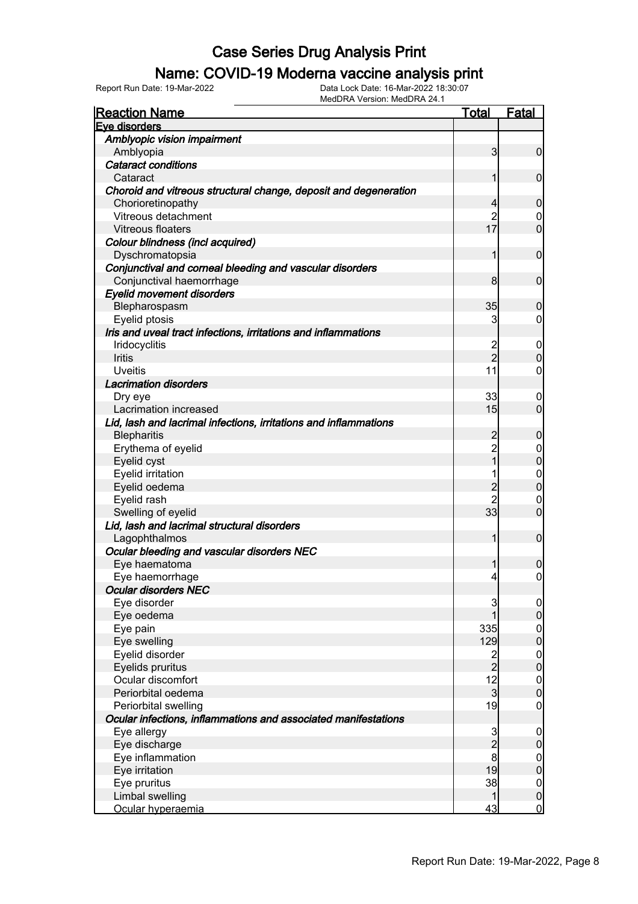# Case Series Drug Analysis Print

## Name: COVID-19 Moderna vaccine analysis print

Report Run Date: 19-Mar-2022

Data Lock Date: 16-Mar-2022 18:30:07
MedDRA Version: MedDRA 24.1

| Reaction Name | Total | Fatal |
|---|---|---|
| **Eye disorders** | | |
| ***Amblyopic vision impairment*** | | |
| Amblyopia | 3 | 0 |
| ***Cataract conditions*** | | |
| Cataract | 1 | 0 |
| ***Choroid and vitreous structural change, deposit and degeneration*** | | |
| Chorioretinopathy | 4 | 0 |
| Vitreous detachment | 2 | 0 |
| Vitreous floaters | 17 | 0 |
| ***Colour blindness (incl acquired)*** | | |
| Dyschromatopsia | 1 | 0 |
| ***Conjunctival and corneal bleeding and vascular disorders*** | | |
| Conjunctival haemorrhage | 8 | 0 |
| ***Eyelid movement disorders*** | | |
| Blepharospasm | 35 | 0 |
| Eyelid ptosis | 3 | 0 |
| ***Iris and uveal tract infections, irritations and inflammations*** | | |
| Iridocyclitis | 2 | 0 |
| Iritis | 2 | 0 |
| Uveitis | 11 | 0 |
| ***Lacrimation disorders*** | | |
| Dry eye | 33 | 0 |
| Lacrimation increased | 15 | 0 |
| ***Lid, lash and lacrimal infections, irritations and inflammations*** | | |
| Blepharitis | 2 | 0 |
| Erythema of eyelid | 2 | 0 |
| Eyelid cyst | 1 | 0 |
| Eyelid irritation | 1 | 0 |
| Eyelid oedema | 2 | 0 |
| Eyelid rash | 2 | 0 |
| Swelling of eyelid | 33 | 0 |
| ***Lid, lash and lacrimal structural disorders*** | | |
| Lagophthalmos | 1 | 0 |
| ***Ocular bleeding and vascular disorders NEC*** | | |
| Eye haematoma | 1 | 0 |
| Eye haemorrhage | 4 | 0 |
| ***Ocular disorders NEC*** | | |
| Eye disorder | 3 | 0 |
| Eye oedema | 1 | 0 |
| Eye pain | 335 | 0 |
| Eye swelling | 129 | 0 |
| Eyelid disorder | 2 | 0 |
| Eyelids pruritus | 2 | 0 |
| Ocular discomfort | 12 | 0 |
| Periorbital oedema | 3 | 0 |
| Periorbital swelling | 19 | 0 |
| ***Ocular infections, inflammations and associated manifestations*** | | |
| Eye allergy | 3 | 0 |
| Eye discharge | 2 | 0 |
| Eye inflammation | 8 | 0 |
| Eye irritation | 19 | 0 |
| Eye pruritus | 38 | 0 |
| Limbal swelling | 1 | 0 |
| Ocular hyperaemia | 43 | 0 |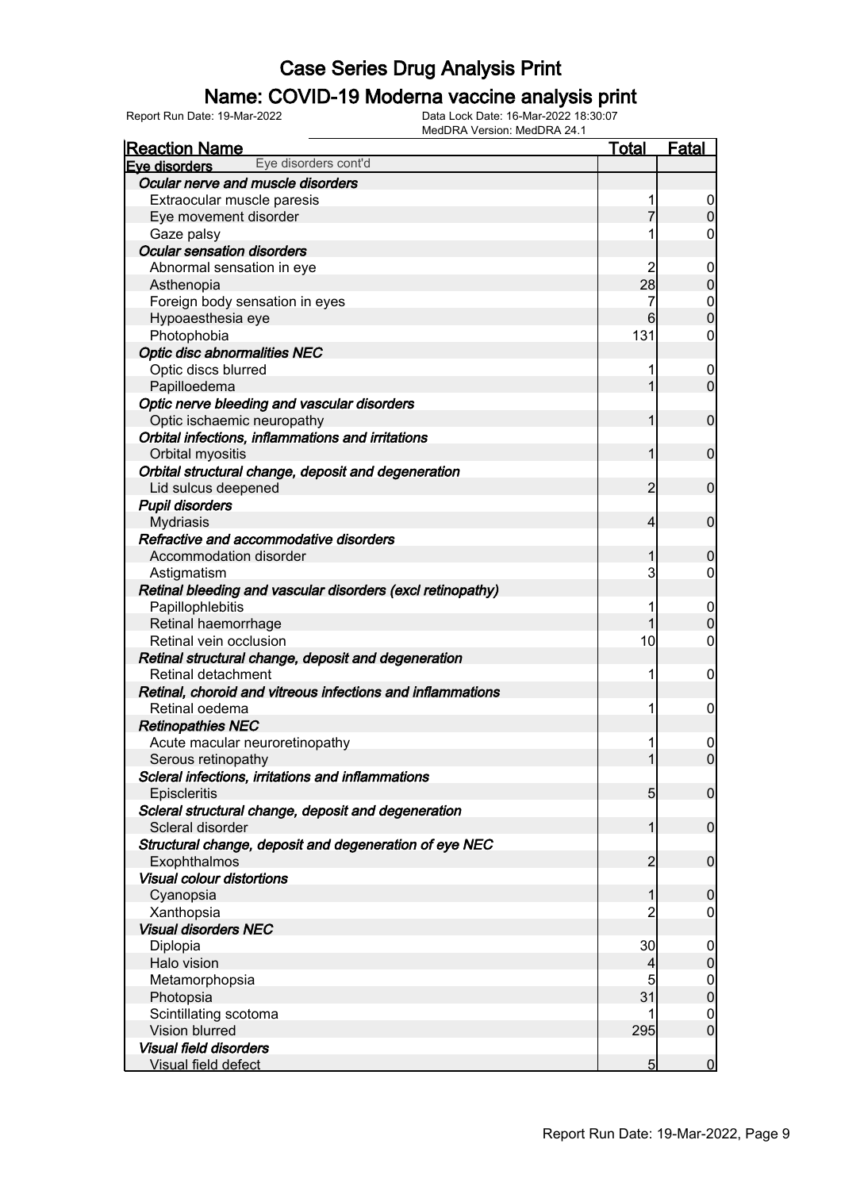# Case Series Drug Analysis Print

## Name: COVID-19 Moderna vaccine analysis print

Report Run Date: 19-Mar-2022    Data Lock Date: 16-Mar-2022 18:30:07
MedDRA Version: MedDRA 24.1

| Reaction Name | Total | Fatal |
|---|---|---|
| **Eye disorders** Eye disorders cont'd | | |
| ***Ocular nerve and muscle disorders*** | | |
| Extraocular muscle paresis | 1 | 0 |
| Eye movement disorder | 7 | 0 |
| Gaze palsy | 1 | 0 |
| ***Ocular sensation disorders*** | | |
| Abnormal sensation in eye | 2 | 0 |
| Asthenopia | 28 | 0 |
| Foreign body sensation in eyes | 7 | 0 |
| Hypoaesthesia eye | 6 | 0 |
| Photophobia | 131 | 0 |
| ***Optic disc abnormalities NEC*** | | |
| Optic discs blurred | 1 | 0 |
| Papilloedema | 1 | 0 |
| ***Optic nerve bleeding and vascular disorders*** | | |
| Optic ischaemic neuropathy | 1 | 0 |
| ***Orbital infections, inflammations and irritations*** | | |
| Orbital myositis | 1 | 0 |
| ***Orbital structural change, deposit and degeneration*** | | |
| Lid sulcus deepened | 2 | 0 |
| ***Pupil disorders*** | | |
| Mydriasis | 4 | 0 |
| ***Refractive and accommodative disorders*** | | |
| Accommodation disorder | 1 | 0 |
| Astigmatism | 3 | 0 |
| ***Retinal bleeding and vascular disorders (excl retinopathy)*** | | |
| Papillophlebitis | 1 | 0 |
| Retinal haemorrhage | 1 | 0 |
| Retinal vein occlusion | 10 | 0 |
| ***Retinal structural change, deposit and degeneration*** | | |
| Retinal detachment | 1 | 0 |
| ***Retinal, choroid and vitreous infections and inflammations*** | | |
| Retinal oedema | 1 | 0 |
| ***Retinopathies NEC*** | | |
| Acute macular neuroretinopathy | 1 | 0 |
| Serous retinopathy | 1 | 0 |
| ***Scleral infections, irritations and inflammations*** | | |
| Episcleritis | 5 | 0 |
| ***Scleral structural change, deposit and degeneration*** | | |
| Scleral disorder | 1 | 0 |
| ***Structural change, deposit and degeneration of eye NEC*** | | |
| Exophthalmos | 2 | 0 |
| ***Visual colour distortions*** | | |
| Cyanopsia | 1 | 0 |
| Xanthopsia | 2 | 0 |
| ***Visual disorders NEC*** | | |
| Diplopia | 30 | 0 |
| Halo vision | 4 | 0 |
| Metamorphopsia | 5 | 0 |
| Photopsia | 31 | 0 |
| Scintillating scotoma | 1 | 0 |
| Vision blurred | 295 | 0 |
| ***Visual field disorders*** | | |
| Visual field defect | 5 | 0 |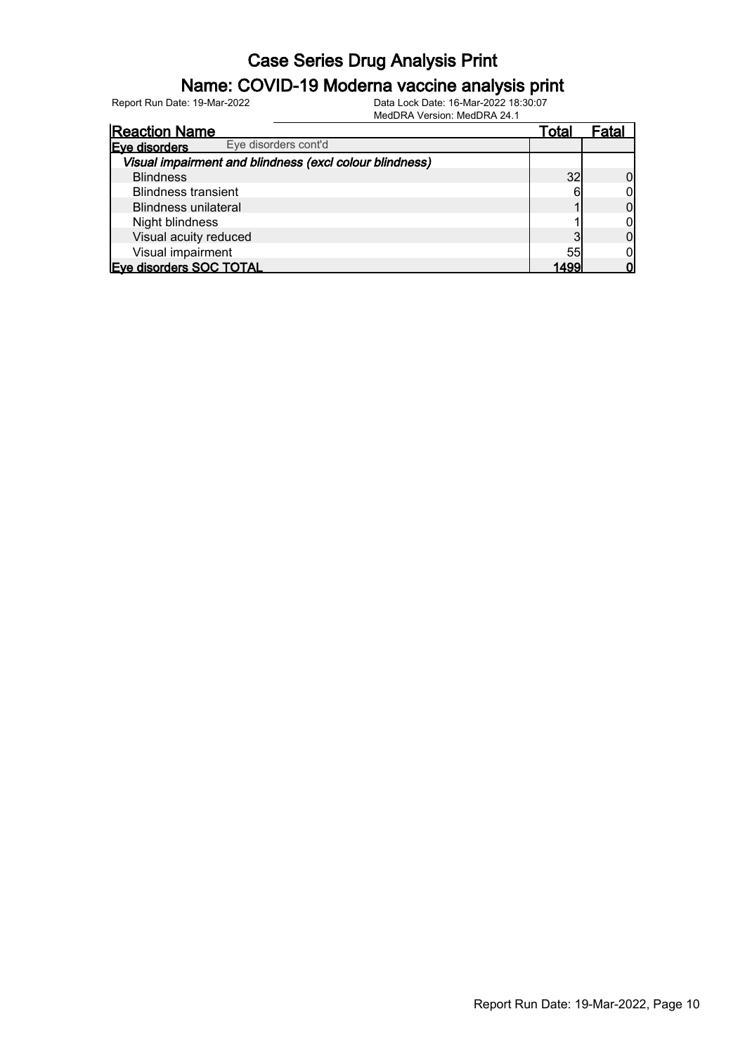# Case Series Drug Analysis Print

## Name: COVID-19 Moderna vaccine analysis print

Report Run Date: 19-Mar-2022

Data Lock Date: 16-Mar-2022 18:30:07

MedDRA Version: MedDRA 24.1

| Reaction Name | Total | Fatal |
|---|---|---|
| **Eye disorders** Eye disorders cont'd | | |
| ***Visual impairment and blindness (excl colour blindness)*** | | |
| Blindness | 32 | 0 |
| Blindness transient | 6 | 0 |
| Blindness unilateral | 1 | 0 |
| Night blindness | 1 | 0 |
| Visual acuity reduced | 3 | 0 |
| Visual impairment | 55 | 0 |
| **Eye disorders SOC TOTAL** | **1499** | **0** |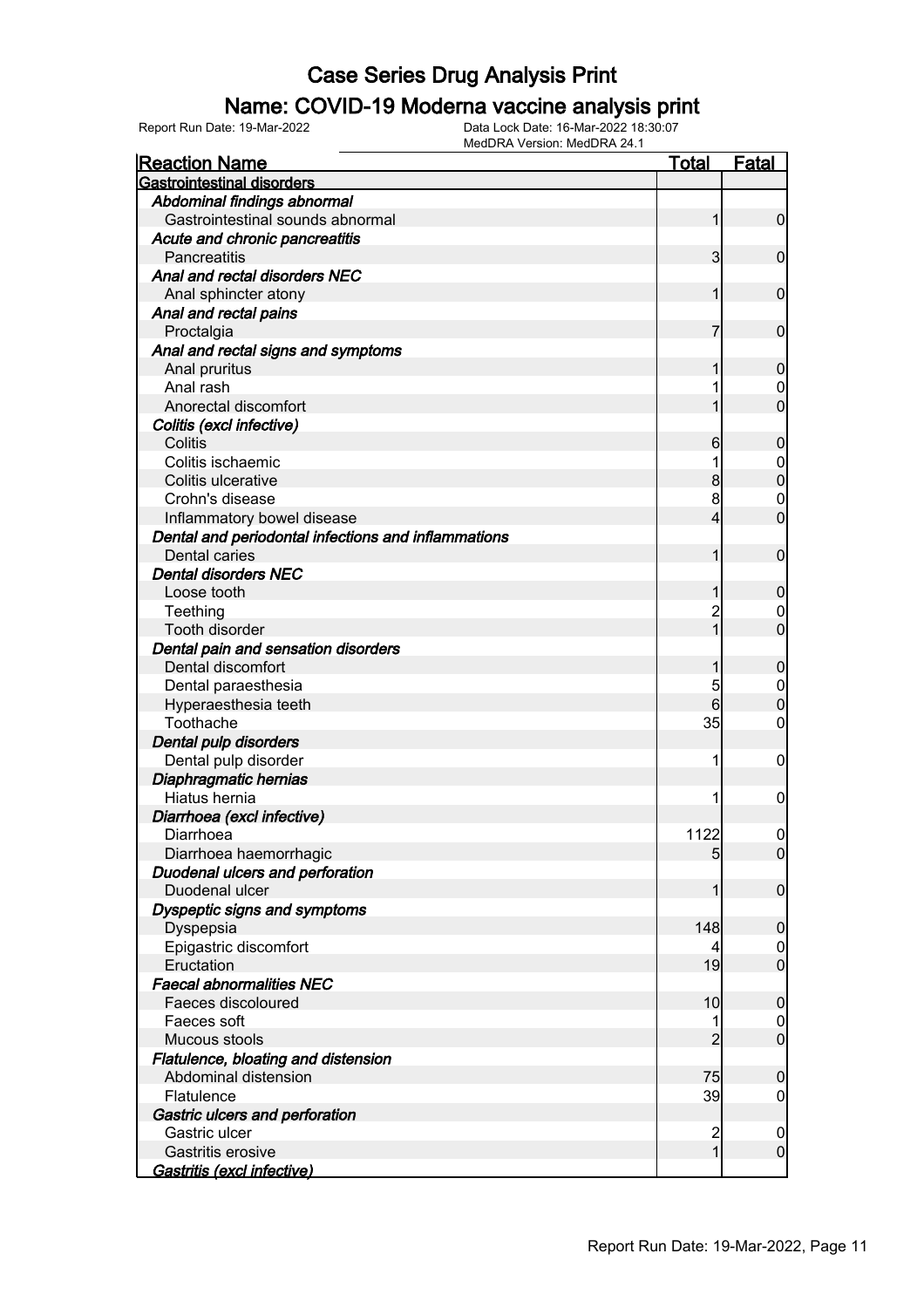# Case Series Drug Analysis Print

## Name: COVID-19 Moderna vaccine analysis print

Report Run Date: 19-Mar-2022    Data Lock Date: 16-Mar-2022 18:30:07
MedDRA Version: MedDRA 24.1

| Reaction Name | Total | Fatal |
|---|---|---|
| **Gastrointestinal disorders** | | |
| *Abdominal findings abnormal* | | |
| Gastrointestinal sounds abnormal | 1 | 0 |
| *Acute and chronic pancreatitis* | | |
| Pancreatitis | 3 | 0 |
| *Anal and rectal disorders NEC* | | |
| Anal sphincter atony | 1 | 0 |
| *Anal and rectal pains* | | |
| Proctalgia | 7 | 0 |
| *Anal and rectal signs and symptoms* | | |
| Anal pruritus | 1 | 0 |
| Anal rash | 1 | 0 |
| Anorectal discomfort | 1 | 0 |
| *Colitis (excl infective)* | | |
| Colitis | 6 | 0 |
| Colitis ischaemic | 1 | 0 |
| Colitis ulcerative | 8 | 0 |
| Crohn's disease | 8 | 0 |
| Inflammatory bowel disease | 4 | 0 |
| *Dental and periodontal infections and inflammations* | | |
| Dental caries | 1 | 0 |
| *Dental disorders NEC* | | |
| Loose tooth | 1 | 0 |
| Teething | 2 | 0 |
| Tooth disorder | 1 | 0 |
| *Dental pain and sensation disorders* | | |
| Dental discomfort | 1 | 0 |
| Dental paraesthesia | 5 | 0 |
| Hyperaesthesia teeth | 6 | 0 |
| Toothache | 35 | 0 |
| *Dental pulp disorders* | | |
| Dental pulp disorder | 1 | 0 |
| *Diaphragmatic hernias* | | |
| Hiatus hernia | 1 | 0 |
| *Diarrhoea (excl infective)* | | |
| Diarrhoea | 1122 | 0 |
| Diarrhoea haemorrhagic | 5 | 0 |
| *Duodenal ulcers and perforation* | | |
| Duodenal ulcer | 1 | 0 |
| *Dyspeptic signs and symptoms* | | |
| Dyspepsia | 148 | 0 |
| Epigastric discomfort | 4 | 0 |
| Eructation | 19 | 0 |
| *Faecal abnormalities NEC* | | |
| Faeces discoloured | 10 | 0 |
| Faeces soft | 1 | 0 |
| Mucous stools | 2 | 0 |
| *Flatulence, bloating and distension* | | |
| Abdominal distension | 75 | 0 |
| Flatulence | 39 | 0 |
| *Gastric ulcers and perforation* | | |
| Gastric ulcer | 2 | 0 |
| Gastritis erosive | 1 | 0 |
| *Gastritis (excl infective)* | | |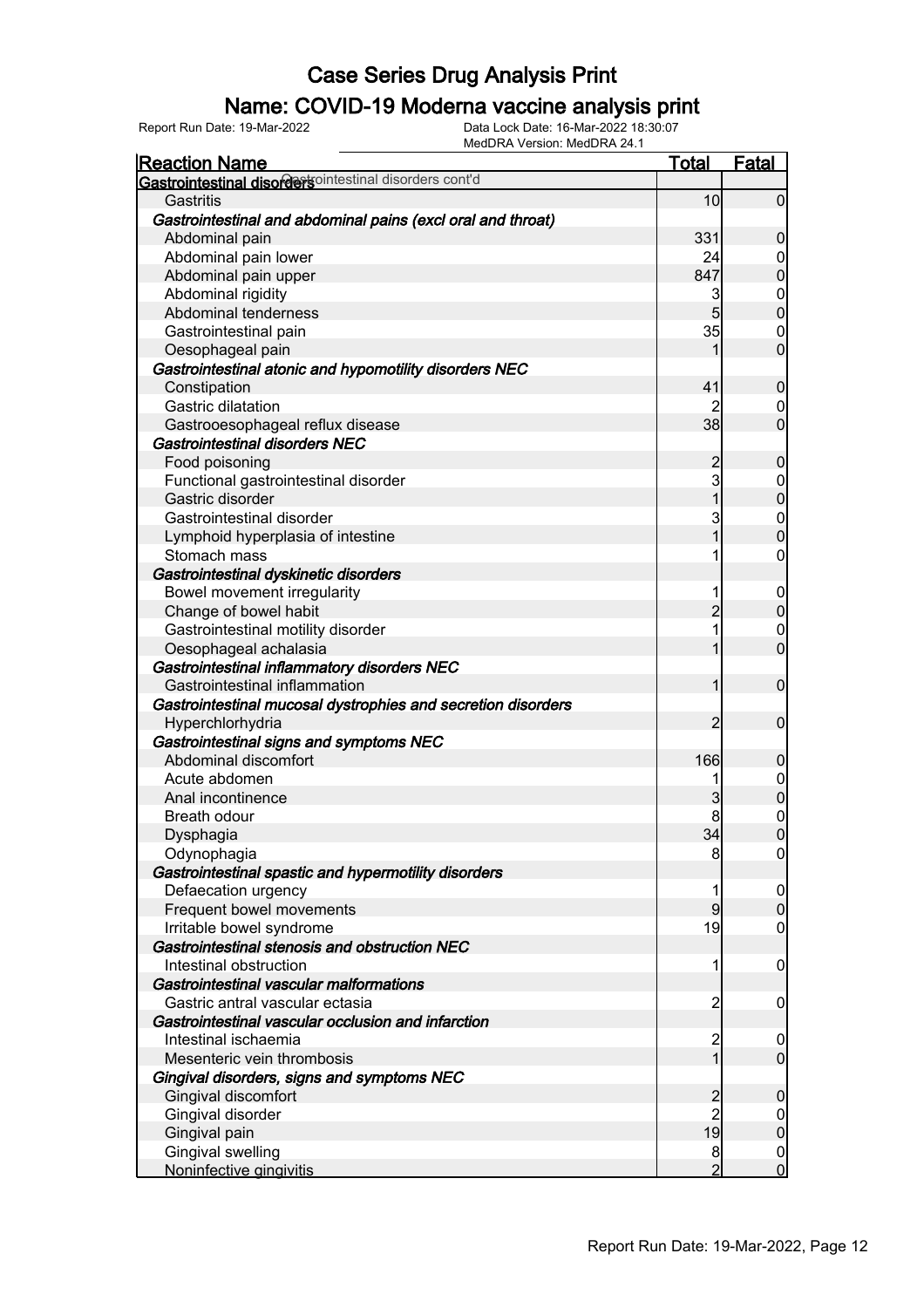# Case Series Drug Analysis Print

## Name: COVID-19 Moderna vaccine analysis print

Report Run Date: 19-Mar-2022    Data Lock Date: 16-Mar-2022 18:30:07
MedDRA Version: MedDRA 24.1

| Reaction Name | Total | Fatal |
|---|---|---|
| **Gastrointestinal disorders** Gastrointestinal disorders cont'd | | |
| Gastritis | 10 | 0 |
| ***Gastrointestinal and abdominal pains (excl oral and throat)*** | | |
| Abdominal pain | 331 | 0 |
| Abdominal pain lower | 24 | 0 |
| Abdominal pain upper | 847 | 0 |
| Abdominal rigidity | 3 | 0 |
| Abdominal tenderness | 5 | 0 |
| Gastrointestinal pain | 35 | 0 |
| Oesophageal pain | 1 | 0 |
| ***Gastrointestinal atonic and hypomotility disorders NEC*** | | |
| Constipation | 41 | 0 |
| Gastric dilatation | 2 | 0 |
| Gastrooesophageal reflux disease | 38 | 0 |
| ***Gastrointestinal disorders NEC*** | | |
| Food poisoning | 2 | 0 |
| Functional gastrointestinal disorder | 3 | 0 |
| Gastric disorder | 1 | 0 |
| Gastrointestinal disorder | 3 | 0 |
| Lymphoid hyperplasia of intestine | 1 | 0 |
| Stomach mass | 1 | 0 |
| ***Gastrointestinal dyskinetic disorders*** | | |
| Bowel movement irregularity | 1 | 0 |
| Change of bowel habit | 2 | 0 |
| Gastrointestinal motility disorder | 1 | 0 |
| Oesophageal achalasia | 1 | 0 |
| ***Gastrointestinal inflammatory disorders NEC*** | | |
| Gastrointestinal inflammation | 1 | 0 |
| ***Gastrointestinal mucosal dystrophies and secretion disorders*** | | |
| Hyperchlorhydria | 2 | 0 |
| ***Gastrointestinal signs and symptoms NEC*** | | |
| Abdominal discomfort | 166 | 0 |
| Acute abdomen | 1 | 0 |
| Anal incontinence | 3 | 0 |
| Breath odour | 8 | 0 |
| Dysphagia | 34 | 0 |
| Odynophagia | 8 | 0 |
| ***Gastrointestinal spastic and hypermotility disorders*** | | |
| Defaecation urgency | 1 | 0 |
| Frequent bowel movements | 9 | 0 |
| Irritable bowel syndrome | 19 | 0 |
| ***Gastrointestinal stenosis and obstruction NEC*** | | |
| Intestinal obstruction | 1 | 0 |
| ***Gastrointestinal vascular malformations*** | | |
| Gastric antral vascular ectasia | 2 | 0 |
| ***Gastrointestinal vascular occlusion and infarction*** | | |
| Intestinal ischaemia | 2 | 0 |
| Mesenteric vein thrombosis | 1 | 0 |
| ***Gingival disorders, signs and symptoms NEC*** | | |
| Gingival discomfort | 2 | 0 |
| Gingival disorder | 2 | 0 |
| Gingival pain | 19 | 0 |
| Gingival swelling | 8 | 0 |
| Noninfective gingivitis | 2 | 0 |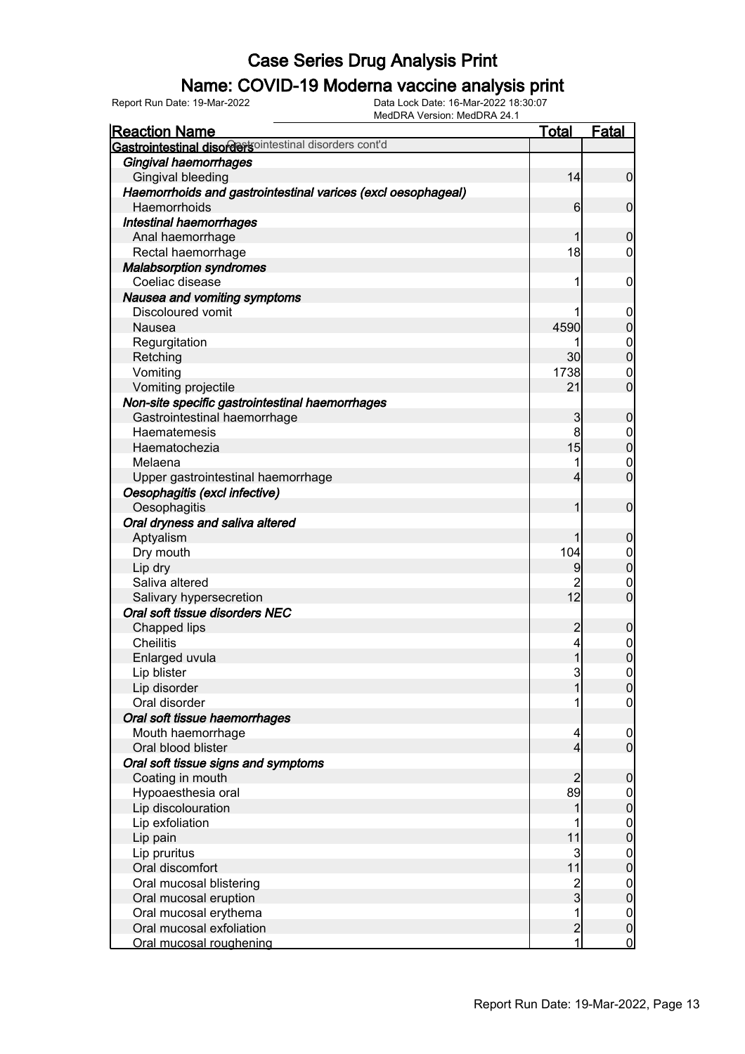# Case Series Drug Analysis Print

## Name: COVID-19 Moderna vaccine analysis print

Report Run Date: 19-Mar-2022 | Data Lock Date: 16-Mar-2022 18:30:07 | MedDRA Version: MedDRA 24.1

| Reaction Name | Total | Fatal |
|---|---|---|
| **Gastrointestinal disorders cont'd** | | |
| ***Gingival haemorrhages*** | | |
| Gingival bleeding | 14 | 0 |
| ***Haemorrhoids and gastrointestinal varices (excl oesophageal)*** | | |
| Haemorrhoids | 6 | 0 |
| ***Intestinal haemorrhages*** | | |
| Anal haemorrhage | 1 | 0 |
| Rectal haemorrhage | 18 | 0 |
| ***Malabsorption syndromes*** | | |
| Coeliac disease | 1 | 0 |
| ***Nausea and vomiting symptoms*** | | |
| Discoloured vomit | 1 | 0 |
| Nausea | 4590 | 0 |
| Regurgitation | 1 | 0 |
| Retching | 30 | 0 |
| Vomiting | 1738 | 0 |
| Vomiting projectile | 21 | 0 |
| ***Non-site specific gastrointestinal haemorrhages*** | | |
| Gastrointestinal haemorrhage | 3 | 0 |
| Haematemesis | 8 | 0 |
| Haematochezia | 15 | 0 |
| Melaena | 1 | 0 |
| Upper gastrointestinal haemorrhage | 4 | 0 |
| ***Oesophagitis (excl infective)*** | | |
| Oesophagitis | 1 | 0 |
| ***Oral dryness and saliva altered*** | | |
| Aptyalism | 1 | 0 |
| Dry mouth | 104 | 0 |
| Lip dry | 9 | 0 |
| Saliva altered | 2 | 0 |
| Salivary hypersecretion | 12 | 0 |
| ***Oral soft tissue disorders NEC*** | | |
| Chapped lips | 2 | 0 |
| Cheilitis | 4 | 0 |
| Enlarged uvula | 1 | 0 |
| Lip blister | 3 | 0 |
| Lip disorder | 1 | 0 |
| Oral disorder | 1 | 0 |
| ***Oral soft tissue haemorrhages*** | | |
| Mouth haemorrhage | 4 | 0 |
| Oral blood blister | 4 | 0 |
| ***Oral soft tissue signs and symptoms*** | | |
| Coating in mouth | 2 | 0 |
| Hypoaesthesia oral | 89 | 0 |
| Lip discolouration | 1 | 0 |
| Lip exfoliation | 1 | 0 |
| Lip pain | 11 | 0 |
| Lip pruritus | 3 | 0 |
| Oral discomfort | 11 | 0 |
| Oral mucosal blistering | 2 | 0 |
| Oral mucosal eruption | 3 | 0 |
| Oral mucosal erythema | 1 | 0 |
| Oral mucosal exfoliation | 2 | 0 |
| Oral mucosal roughening | 1 | 0 |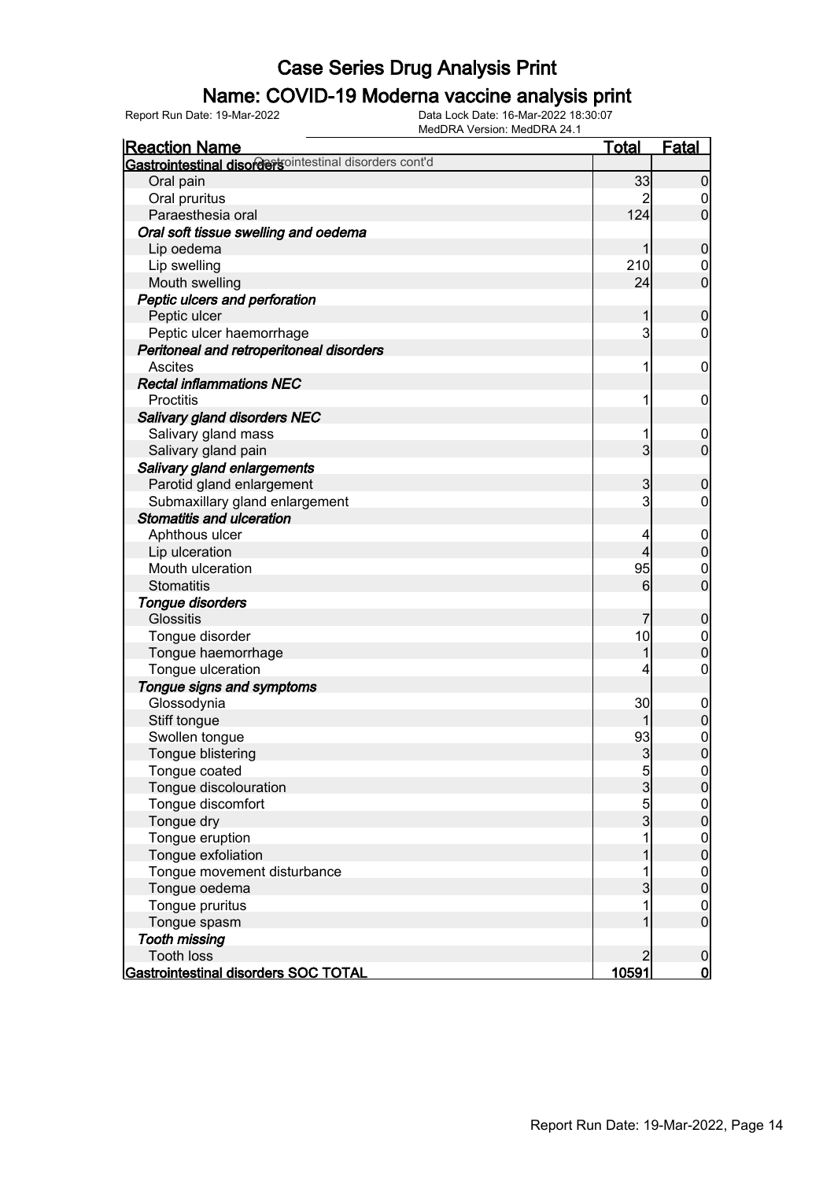# Case Series Drug Analysis Print

## Name: COVID-19 Moderna vaccine analysis print

Report Run Date: 19-Mar-2022

Data Lock Date: 16-Mar-2022 18:30:07

MedDRA Version: MedDRA 24.1

| Reaction Name | Total | Fatal |
|---|---|---|
| **Gastrointestinal disorders** Gastrointestinal disorders cont'd | | |
| Oral pain | 33 | 0 |
| Oral pruritus | 2 | 0 |
| Paraesthesia oral | 124 | 0 |
| ***Oral soft tissue swelling and oedema*** | | |
| Lip oedema | 1 | 0 |
| Lip swelling | 210 | 0 |
| Mouth swelling | 24 | 0 |
| ***Peptic ulcers and perforation*** | | |
| Peptic ulcer | 1 | 0 |
| Peptic ulcer haemorrhage | 3 | 0 |
| ***Peritoneal and retroperitoneal disorders*** | | |
| Ascites | 1 | 0 |
| ***Rectal inflammations NEC*** | | |
| Proctitis | 1 | 0 |
| ***Salivary gland disorders NEC*** | | |
| Salivary gland mass | 1 | 0 |
| Salivary gland pain | 3 | 0 |
| ***Salivary gland enlargements*** | | |
| Parotid gland enlargement | 3 | 0 |
| Submaxillary gland enlargement | 3 | 0 |
| ***Stomatitis and ulceration*** | | |
| Aphthous ulcer | 4 | 0 |
| Lip ulceration | 4 | 0 |
| Mouth ulceration | 95 | 0 |
| Stomatitis | 6 | 0 |
| ***Tongue disorders*** | | |
| Glossitis | 7 | 0 |
| Tongue disorder | 10 | 0 |
| Tongue haemorrhage | 1 | 0 |
| Tongue ulceration | 4 | 0 |
| ***Tongue signs and symptoms*** | | |
| Glossodynia | 30 | 0 |
| Stiff tongue | 1 | 0 |
| Swollen tongue | 93 | 0 |
| Tongue blistering | 3 | 0 |
| Tongue coated | 5 | 0 |
| Tongue discolouration | 3 | 0 |
| Tongue discomfort | 5 | 0 |
| Tongue dry | 3 | 0 |
| Tongue eruption | 1 | 0 |
| Tongue exfoliation | 1 | 0 |
| Tongue movement disturbance | 1 | 0 |
| Tongue oedema | 3 | 0 |
| Tongue pruritus | 1 | 0 |
| Tongue spasm | 1 | 0 |
| ***Tooth missing*** | | |
| Tooth loss | 2 | 0 |
| **Gastrointestinal disorders SOC TOTAL** | **10591** | **0** |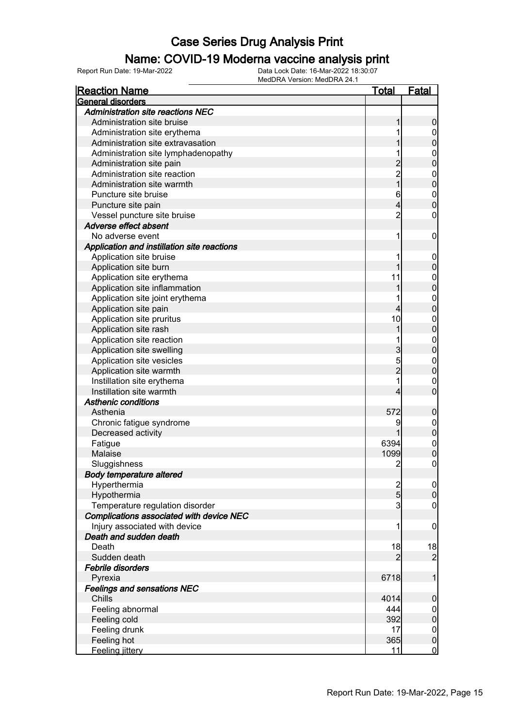# Case Series Drug Analysis Print

## Name: COVID-19 Moderna vaccine analysis print

Report Run Date: 19-Mar-2022  
Data Lock Date: 16-Mar-2022 18:30:07  
MedDRA Version: MedDRA 24.1

| Reaction Name | Total | Fatal |
|---|---|---|
| **General disorders** | | |
| ***Administration site reactions NEC*** | | |
| Administration site bruise | 1 | 0 |
| Administration site erythema | 1 | 0 |
| Administration site extravasation | 1 | 0 |
| Administration site lymphadenopathy | 1 | 0 |
| Administration site pain | 2 | 0 |
| Administration site reaction | 2 | 0 |
| Administration site warmth | 1 | 0 |
| Puncture site bruise | 6 | 0 |
| Puncture site pain | 4 | 0 |
| Vessel puncture site bruise | 2 | 0 |
| ***Adverse effect absent*** | | |
| No adverse event | 1 | 0 |
| ***Application and instillation site reactions*** | | |
| Application site bruise | 1 | 0 |
| Application site burn | 1 | 0 |
| Application site erythema | 11 | 0 |
| Application site inflammation | 1 | 0 |
| Application site joint erythema | 1 | 0 |
| Application site pain | 4 | 0 |
| Application site pruritus | 10 | 0 |
| Application site rash | 1 | 0 |
| Application site reaction | 1 | 0 |
| Application site swelling | 3 | 0 |
| Application site vesicles | 5 | 0 |
| Application site warmth | 2 | 0 |
| Instillation site erythema | 1 | 0 |
| Instillation site warmth | 4 | 0 |
| ***Asthenic conditions*** | | |
| Asthenia | 572 | 0 |
| Chronic fatigue syndrome | 9 | 0 |
| Decreased activity | 1 | 0 |
| Fatigue | 6394 | 0 |
| Malaise | 1099 | 0 |
| Sluggishness | 2 | 0 |
| ***Body temperature altered*** | | |
| Hyperthermia | 2 | 0 |
| Hypothermia | 5 | 0 |
| Temperature regulation disorder | 3 | 0 |
| ***Complications associated with device NEC*** | | |
| Injury associated with device | 1 | 0 |
| ***Death and sudden death*** | | |
| Death | 18 | 18 |
| Sudden death | 2 | 2 |
| ***Febrile disorders*** | | |
| Pyrexia | 6718 | 1 |
| ***Feelings and sensations NEC*** | | |
| Chills | 4014 | 0 |
| Feeling abnormal | 444 | 0 |
| Feeling cold | 392 | 0 |
| Feeling drunk | 17 | 0 |
| Feeling hot | 365 | 0 |
| Feeling jittery | 11 | 0 |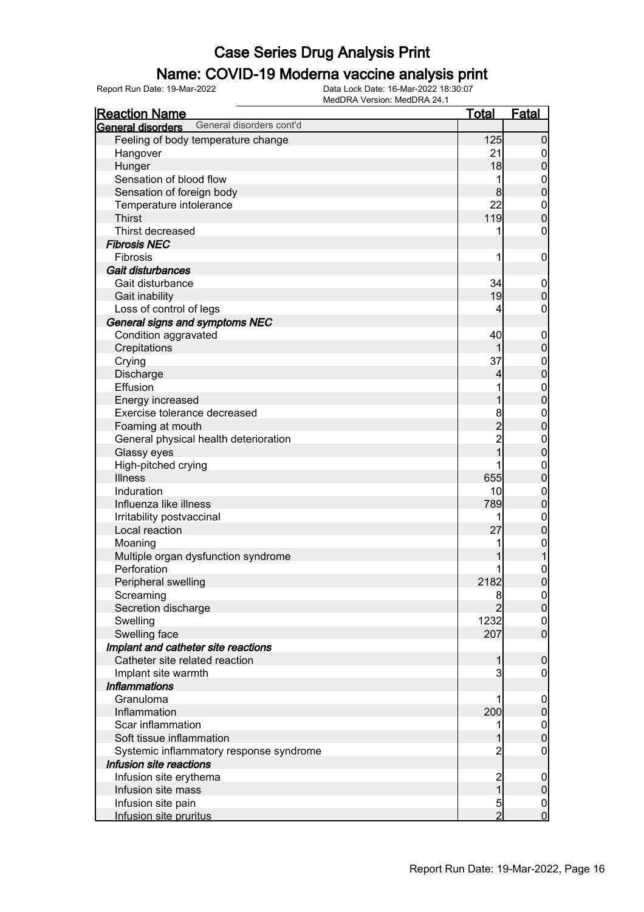# Case Series Drug Analysis Print

## Name: COVID-19 Moderna vaccine analysis print

Report Run Date: 19-Mar-2022    Data Lock Date: 16-Mar-2022 18:30:07
MedDRA Version: MedDRA 24.1

| Reaction Name | Total | Fatal |
|---|---|---|
| **General disorders** General disorders cont'd | | |
| Feeling of body temperature change | 125 | 0 |
| Hangover | 21 | 0 |
| Hunger | 18 | 0 |
| Sensation of blood flow | 1 | 0 |
| Sensation of foreign body | 8 | 0 |
| Temperature intolerance | 22 | 0 |
| Thirst | 119 | 0 |
| Thirst decreased | 1 | 0 |
| ***Fibrosis NEC*** | | |
| Fibrosis | 1 | 0 |
| ***Gait disturbances*** | | |
| Gait disturbance | 34 | 0 |
| Gait inability | 19 | 0 |
| Loss of control of legs | 4 | 0 |
| ***General signs and symptoms NEC*** | | |
| Condition aggravated | 40 | 0 |
| Crepitations | 1 | 0 |
| Crying | 37 | 0 |
| Discharge | 4 | 0 |
| Effusion | 1 | 0 |
| Energy increased | 1 | 0 |
| Exercise tolerance decreased | 8 | 0 |
| Foaming at mouth | 2 | 0 |
| General physical health deterioration | 2 | 0 |
| Glassy eyes | 1 | 0 |
| High-pitched crying | 1 | 0 |
| Illness | 655 | 0 |
| Induration | 10 | 0 |
| Influenza like illness | 789 | 0 |
| Irritability postvaccinal | 1 | 0 |
| Local reaction | 27 | 0 |
| Moaning | 1 | 0 |
| Multiple organ dysfunction syndrome | 1 | 1 |
| Perforation | 1 | 0 |
| Peripheral swelling | 2182 | 0 |
| Screaming | 8 | 0 |
| Secretion discharge | 2 | 0 |
| Swelling | 1232 | 0 |
| Swelling face | 207 | 0 |
| ***Implant and catheter site reactions*** | | |
| Catheter site related reaction | 1 | 0 |
| Implant site warmth | 3 | 0 |
| ***Inflammations*** | | |
| Granuloma | 1 | 0 |
| Inflammation | 200 | 0 |
| Scar inflammation | 1 | 0 |
| Soft tissue inflammation | 1 | 0 |
| Systemic inflammatory response syndrome | 2 | 0 |
| ***Infusion site reactions*** | | |
| Infusion site erythema | 2 | 0 |
| Infusion site mass | 1 | 0 |
| Infusion site pain | 5 | 0 |
| Infusion site pruritus | 2 | 0 |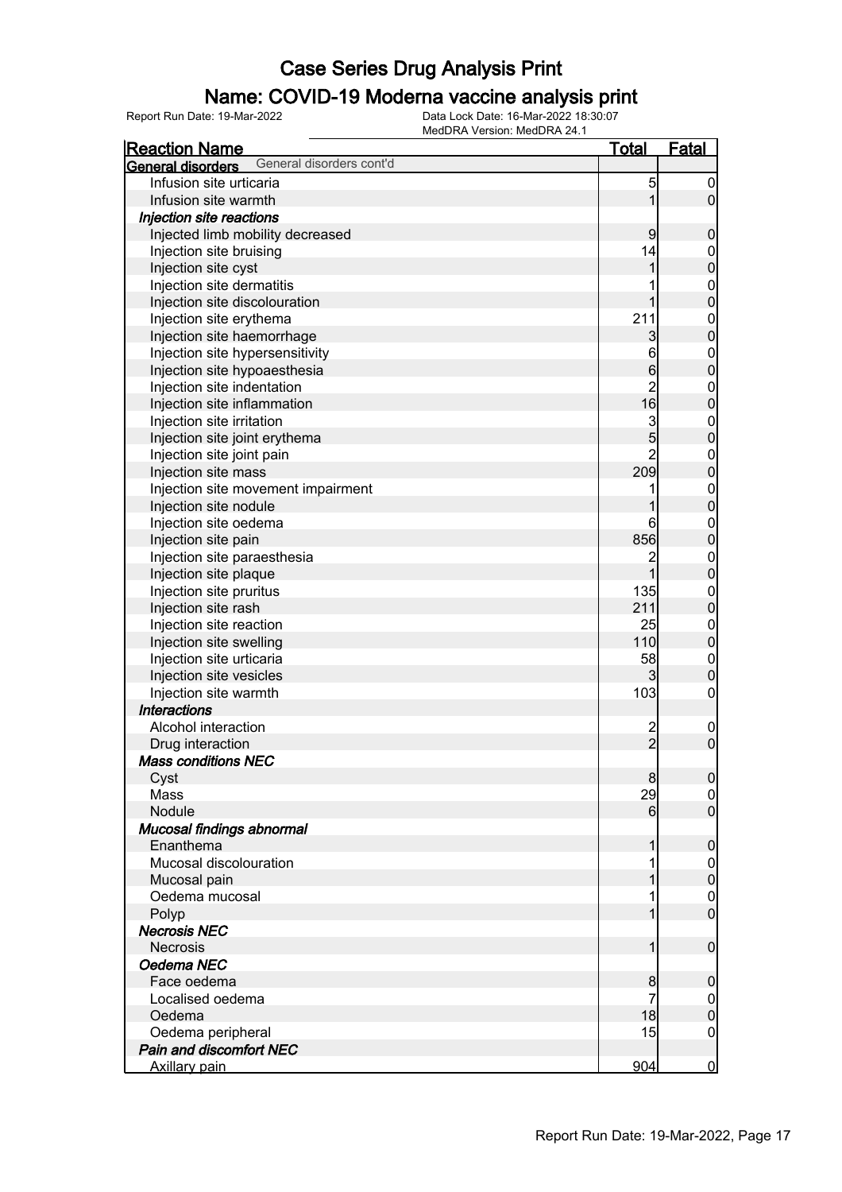# Case Series Drug Analysis Print

## Name: COVID-19 Moderna vaccine analysis print

Report Run Date: 19-Mar-2022

Data Lock Date: 16-Mar-2022 18:30:07
MedDRA Version: MedDRA 24.1

| Reaction Name | Total | Fatal |
|---|---|---|
| **General disorders** General disorders cont'd | | |
| Infusion site urticaria | 5 | 0 |
| Infusion site warmth | 1 | 0 |
| ***Injection site reactions*** | | |
| Injected limb mobility decreased | 9 | 0 |
| Injection site bruising | 14 | 0 |
| Injection site cyst | 1 | 0 |
| Injection site dermatitis | 1 | 0 |
| Injection site discolouration | 1 | 0 |
| Injection site erythema | 211 | 0 |
| Injection site haemorrhage | 3 | 0 |
| Injection site hypersensitivity | 6 | 0 |
| Injection site hypoaesthesia | 6 | 0 |
| Injection site indentation | 2 | 0 |
| Injection site inflammation | 16 | 0 |
| Injection site irritation | 3 | 0 |
| Injection site joint erythema | 5 | 0 |
| Injection site joint pain | 2 | 0 |
| Injection site mass | 209 | 0 |
| Injection site movement impairment | 1 | 0 |
| Injection site nodule | 1 | 0 |
| Injection site oedema | 6 | 0 |
| Injection site pain | 856 | 0 |
| Injection site paraesthesia | 2 | 0 |
| Injection site plaque | 1 | 0 |
| Injection site pruritus | 135 | 0 |
| Injection site rash | 211 | 0 |
| Injection site reaction | 25 | 0 |
| Injection site swelling | 110 | 0 |
| Injection site urticaria | 58 | 0 |
| Injection site vesicles | 3 | 0 |
| Injection site warmth | 103 | 0 |
| ***Interactions*** | | |
| Alcohol interaction | 2 | 0 |
| Drug interaction | 2 | 0 |
| ***Mass conditions NEC*** | | |
| Cyst | 8 | 0 |
| Mass | 29 | 0 |
| Nodule | 6 | 0 |
| ***Mucosal findings abnormal*** | | |
| Enanthema | 1 | 0 |
| Mucosal discolouration | 1 | 0 |
| Mucosal pain | 1 | 0 |
| Oedema mucosal | 1 | 0 |
| Polyp | 1 | 0 |
| ***Necrosis NEC*** | | |
| Necrosis | 1 | 0 |
| ***Oedema NEC*** | | |
| Face oedema | 8 | 0 |
| Localised oedema | 7 | 0 |
| Oedema | 18 | 0 |
| Oedema peripheral | 15 | 0 |
| ***Pain and discomfort NEC*** | | |
| Axillary pain | 904 | 0 |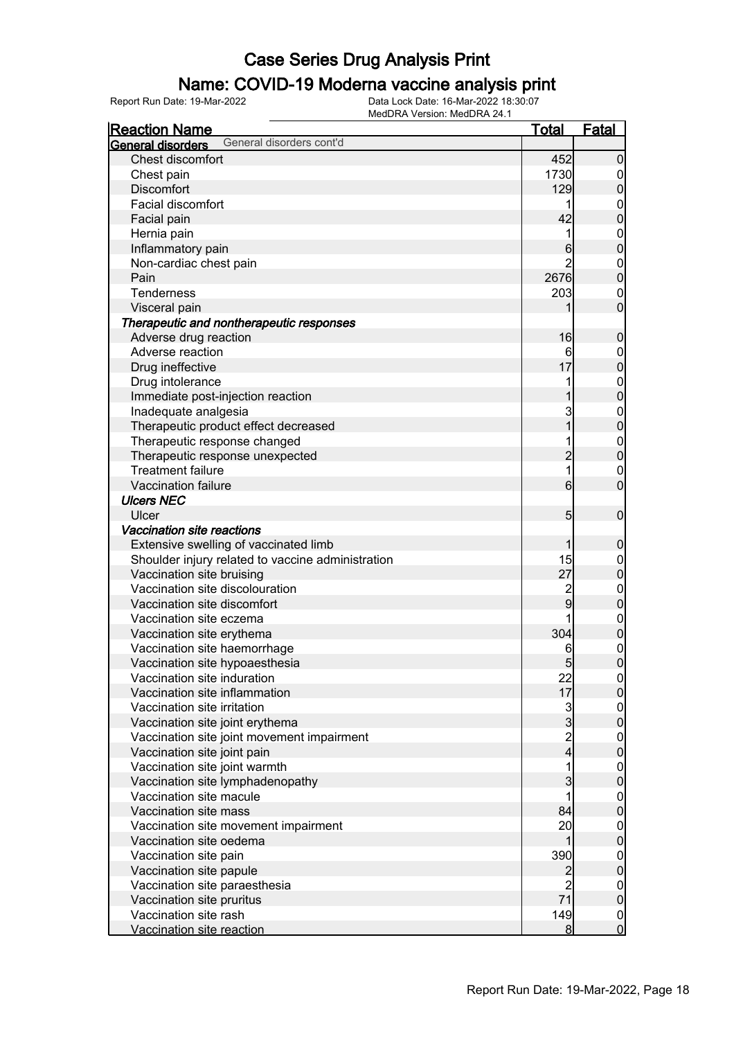# Case Series Drug Analysis Print

## Name: COVID-19 Moderna vaccine analysis print

Report Run Date: 19-Mar-2022
Data Lock Date: 16-Mar-2022 18:30:07
MedDRA Version: MedDRA 24.1

| Reaction Name | Total | Fatal |
|---|---|---|
| **General disorders** General disorders cont'd | | |
| Chest discomfort | 452 | 0 |
| Chest pain | 1730 | 0 |
| Discomfort | 129 | 0 |
| Facial discomfort | 1 | 0 |
| Facial pain | 42 | 0 |
| Hernia pain | 1 | 0 |
| Inflammatory pain | 6 | 0 |
| Non-cardiac chest pain | 2 | 0 |
| Pain | 2676 | 0 |
| Tenderness | 203 | 0 |
| Visceral pain | 1 | 0 |
| ***Therapeutic and nontherapeutic responses*** | | |
| Adverse drug reaction | 16 | 0 |
| Adverse reaction | 6 | 0 |
| Drug ineffective | 17 | 0 |
| Drug intolerance | 1 | 0 |
| Immediate post-injection reaction | 1 | 0 |
| Inadequate analgesia | 3 | 0 |
| Therapeutic product effect decreased | 1 | 0 |
| Therapeutic response changed | 1 | 0 |
| Therapeutic response unexpected | 2 | 0 |
| Treatment failure | 1 | 0 |
| Vaccination failure | 6 | 0 |
| ***Ulcers NEC*** | | |
| Ulcer | 5 | 0 |
| ***Vaccination site reactions*** | | |
| Extensive swelling of vaccinated limb | 1 | 0 |
| Shoulder injury related to vaccine administration | 15 | 0 |
| Vaccination site bruising | 27 | 0 |
| Vaccination site discolouration | 2 | 0 |
| Vaccination site discomfort | 9 | 0 |
| Vaccination site eczema | 1 | 0 |
| Vaccination site erythema | 304 | 0 |
| Vaccination site haemorrhage | 6 | 0 |
| Vaccination site hypoaesthesia | 5 | 0 |
| Vaccination site induration | 22 | 0 |
| Vaccination site inflammation | 17 | 0 |
| Vaccination site irritation | 3 | 0 |
| Vaccination site joint erythema | 3 | 0 |
| Vaccination site joint movement impairment | 2 | 0 |
| Vaccination site joint pain | 4 | 0 |
| Vaccination site joint warmth | 1 | 0 |
| Vaccination site lymphadenopathy | 3 | 0 |
| Vaccination site macule | 1 | 0 |
| Vaccination site mass | 84 | 0 |
| Vaccination site movement impairment | 20 | 0 |
| Vaccination site oedema | 1 | 0 |
| Vaccination site pain | 390 | 0 |
| Vaccination site papule | 2 | 0 |
| Vaccination site paraesthesia | 2 | 0 |
| Vaccination site pruritus | 71 | 0 |
| Vaccination site rash | 149 | 0 |
| Vaccination site reaction | 8 | 0 |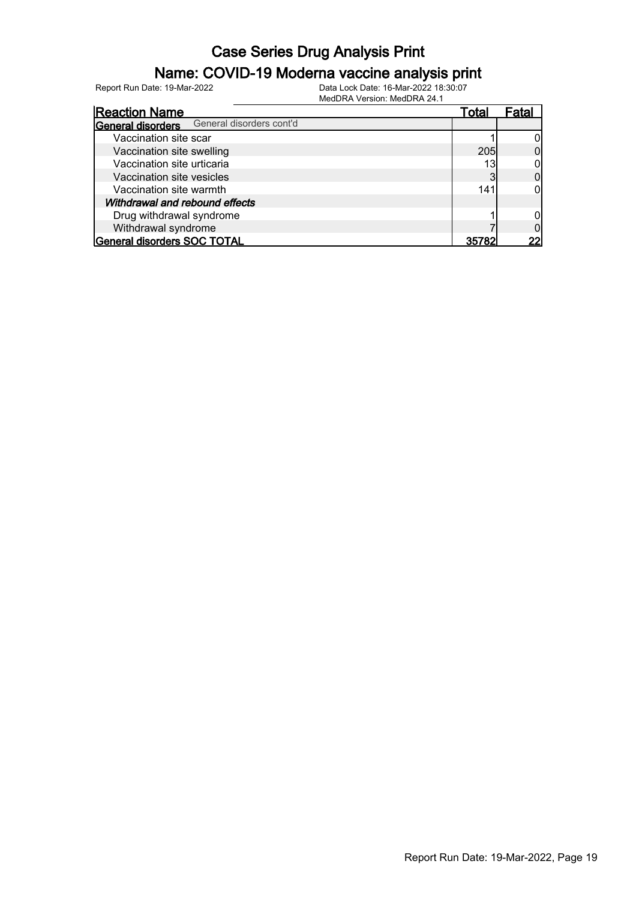# Case Series Drug Analysis Print

## Name: COVID-19 Moderna vaccine analysis print

Report Run Date: 19-Mar-2022

Data Lock Date: 16-Mar-2022 18:30:07

MedDRA Version: MedDRA 24.1

| Reaction Name | Total | Fatal |
|---|---|---|
| **General disorders** General disorders cont'd | | |
| Vaccination site scar | 1 | 0 |
| Vaccination site swelling | 205 | 0 |
| Vaccination site urticaria | 13 | 0 |
| Vaccination site vesicles | 3 | 0 |
| Vaccination site warmth | 141 | 0 |
| ***Withdrawal and rebound effects*** | | |
| Drug withdrawal syndrome | 1 | 0 |
| Withdrawal syndrome | 7 | 0 |
| **General disorders SOC TOTAL** | **35782** | **22** |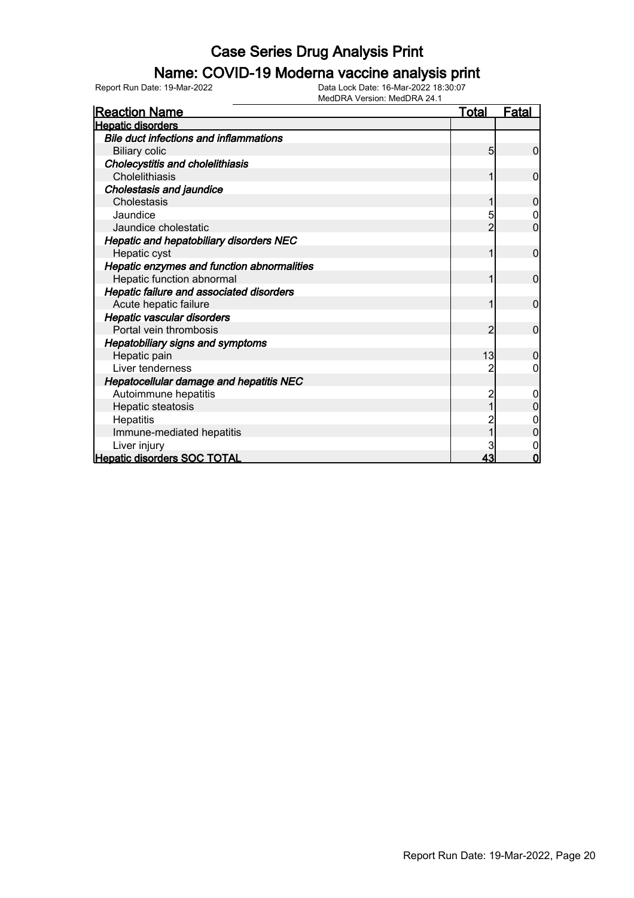# Case Series Drug Analysis Print

## Name: COVID-19 Moderna vaccine analysis print

Report Run Date: 19-Mar-2022

Data Lock Date: 16-Mar-2022 18:30:07

MedDRA Version: MedDRA 24.1

| Reaction Name | Total | Fatal |
|---|---|---|
| **Hepatic disorders** | | |
| ***Bile duct infections and inflammations*** | | |
| Biliary colic | 5 | 0 |
| ***Cholecystitis and cholelithiasis*** | | |
| Cholelithiasis | 1 | 0 |
| ***Cholestasis and jaundice*** | | |
| Cholestasis | 1 | 0 |
| Jaundice | 5 | 0 |
| Jaundice cholestatic | 2 | 0 |
| ***Hepatic and hepatobiliary disorders NEC*** | | |
| Hepatic cyst | 1 | 0 |
| ***Hepatic enzymes and function abnormalities*** | | |
| Hepatic function abnormal | 1 | 0 |
| ***Hepatic failure and associated disorders*** | | |
| Acute hepatic failure | 1 | 0 |
| ***Hepatic vascular disorders*** | | |
| Portal vein thrombosis | 2 | 0 |
| ***Hepatobiliary signs and symptoms*** | | |
| Hepatic pain | 13 | 0 |
| Liver tenderness | 2 | 0 |
| ***Hepatocellular damage and hepatitis NEC*** | | |
| Autoimmune hepatitis | 2 | 0 |
| Hepatic steatosis | 1 | 0 |
| Hepatitis | 2 | 0 |
| Immune-mediated hepatitis | 1 | 0 |
| Liver injury | 3 | 0 |
| **Hepatic disorders SOC TOTAL** | **43** | **0** |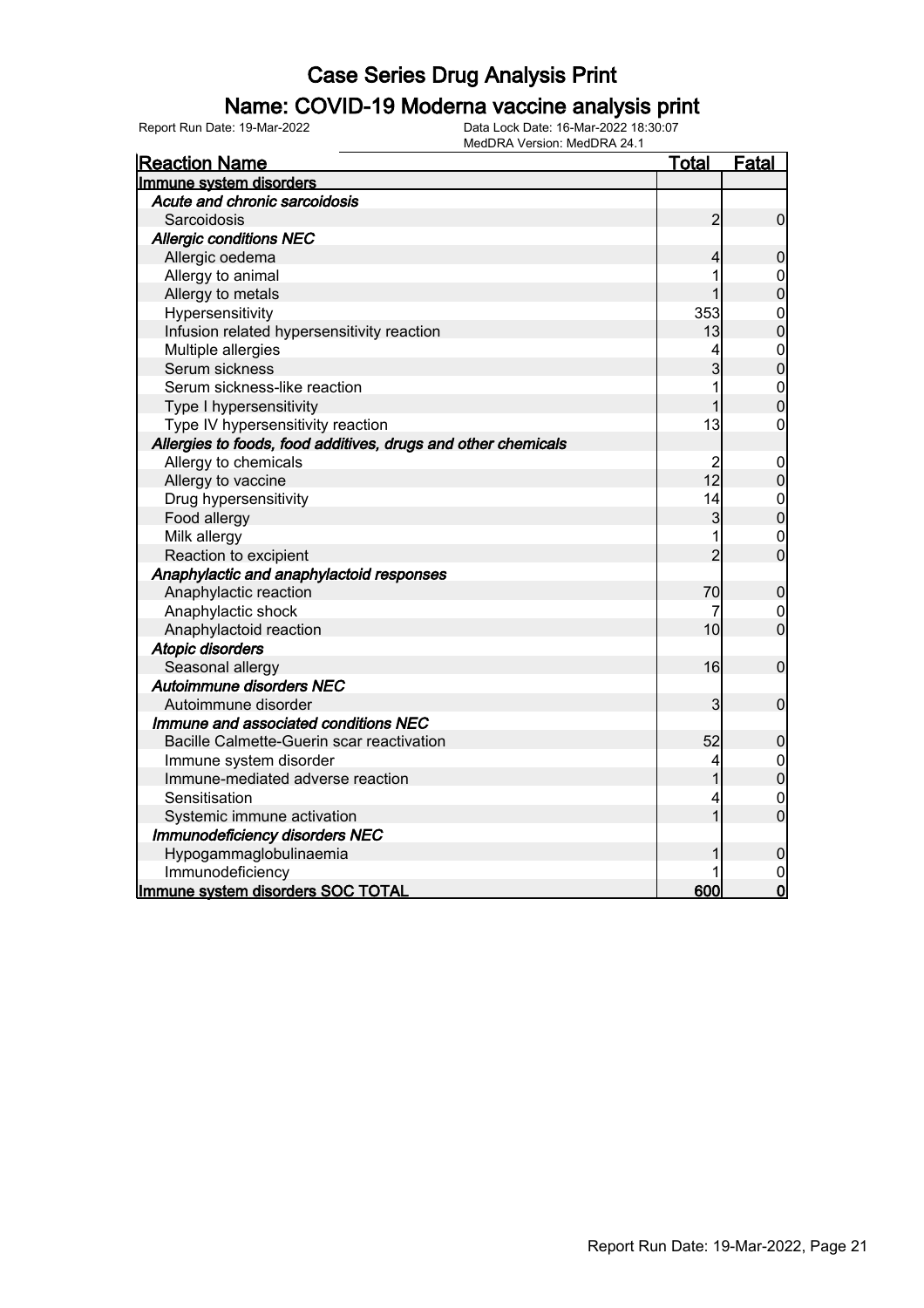# Case Series Drug Analysis Print

## Name: COVID-19 Moderna vaccine analysis print

Report Run Date: 19-Mar-2022

Data Lock Date: 16-Mar-2022 18:30:07
MedDRA Version: MedDRA 24.1

| Reaction Name | Total | Fatal |
|---|---|---|
| **Immune system disorders** | | |
| ***Acute and chronic sarcoidosis*** | | |
| Sarcoidosis | 2 | 0 |
| ***Allergic conditions NEC*** | | |
| Allergic oedema | 4 | 0 |
| Allergy to animal | 1 | 0 |
| Allergy to metals | 1 | 0 |
| Hypersensitivity | 353 | 0 |
| Infusion related hypersensitivity reaction | 13 | 0 |
| Multiple allergies | 4 | 0 |
| Serum sickness | 3 | 0 |
| Serum sickness-like reaction | 1 | 0 |
| Type I hypersensitivity | 1 | 0 |
| Type IV hypersensitivity reaction | 13 | 0 |
| ***Allergies to foods, food additives, drugs and other chemicals*** | | |
| Allergy to chemicals | 2 | 0 |
| Allergy to vaccine | 12 | 0 |
| Drug hypersensitivity | 14 | 0 |
| Food allergy | 3 | 0 |
| Milk allergy | 1 | 0 |
| Reaction to excipient | 2 | 0 |
| ***Anaphylactic and anaphylactoid responses*** | | |
| Anaphylactic reaction | 70 | 0 |
| Anaphylactic shock | 7 | 0 |
| Anaphylactoid reaction | 10 | 0 |
| ***Atopic disorders*** | | |
| Seasonal allergy | 16 | 0 |
| ***Autoimmune disorders NEC*** | | |
| Autoimmune disorder | 3 | 0 |
| ***Immune and associated conditions NEC*** | | |
| Bacille Calmette-Guerin scar reactivation | 52 | 0 |
| Immune system disorder | 4 | 0 |
| Immune-mediated adverse reaction | 1 | 0 |
| Sensitisation | 4 | 0 |
| Systemic immune activation | 1 | 0 |
| ***Immunodeficiency disorders NEC*** | | |
| Hypogammaglobulinaemia | 1 | 0 |
| Immunodeficiency | 1 | 0 |
| **Immune system disorders SOC TOTAL** | **600** | **0** |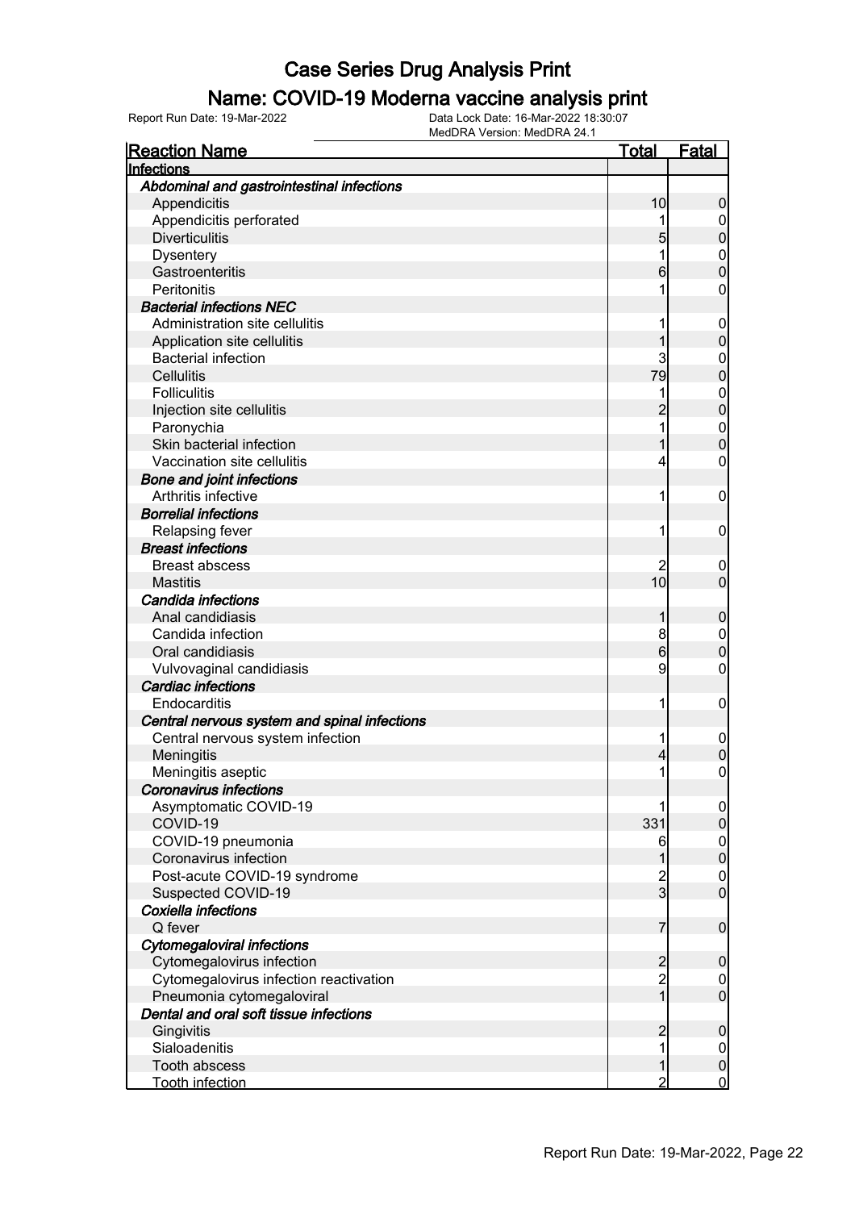# Case Series Drug Analysis Print

## Name: COVID-19 Moderna vaccine analysis print

Report Run Date: 19-Mar-2022    Data Lock Date: 16-Mar-2022 18:30:07
MedDRA Version: MedDRA 24.1

| Reaction Name | Total | Fatal |
|---|---|---|
| **Infections** | | |
| ***Abdominal and gastrointestinal infections*** | | |
| Appendicitis | 10 | 0 |
| Appendicitis perforated | 1 | 0 |
| Diverticulitis | 5 | 0 |
| Dysentery | 1 | 0 |
| Gastroenteritis | 6 | 0 |
| Peritonitis | 1 | 0 |
| ***Bacterial infections NEC*** | | |
| Administration site cellulitis | 1 | 0 |
| Application site cellulitis | 1 | 0 |
| Bacterial infection | 3 | 0 |
| Cellulitis | 79 | 0 |
| Folliculitis | 1 | 0 |
| Injection site cellulitis | 2 | 0 |
| Paronychia | 1 | 0 |
| Skin bacterial infection | 1 | 0 |
| Vaccination site cellulitis | 4 | 0 |
| ***Bone and joint infections*** | | |
| Arthritis infective | 1 | 0 |
| ***Borrelial infections*** | | |
| Relapsing fever | 1 | 0 |
| ***Breast infections*** | | |
| Breast abscess | 2 | 0 |
| Mastitis | 10 | 0 |
| ***Candida infections*** | | |
| Anal candidiasis | 1 | 0 |
| Candida infection | 8 | 0 |
| Oral candidiasis | 6 | 0 |
| Vulvovaginal candidiasis | 9 | 0 |
| ***Cardiac infections*** | | |
| Endocarditis | 1 | 0 |
| ***Central nervous system and spinal infections*** | | |
| Central nervous system infection | 1 | 0 |
| Meningitis | 4 | 0 |
| Meningitis aseptic | 1 | 0 |
| ***Coronavirus infections*** | | |
| Asymptomatic COVID-19 | 1 | 0 |
| COVID-19 | 331 | 0 |
| COVID-19 pneumonia | 6 | 0 |
| Coronavirus infection | 1 | 0 |
| Post-acute COVID-19 syndrome | 2 | 0 |
| Suspected COVID-19 | 3 | 0 |
| ***Coxiella infections*** | | |
| Q fever | 7 | 0 |
| ***Cytomegaloviral infections*** | | |
| Cytomegalovirus infection | 2 | 0 |
| Cytomegalovirus infection reactivation | 2 | 0 |
| Pneumonia cytomegaloviral | 1 | 0 |
| ***Dental and oral soft tissue infections*** | | |
| Gingivitis | 2 | 0 |
| Sialoadenitis | 1 | 0 |
| Tooth abscess | 1 | 0 |
| Tooth infection | 2 | 0 |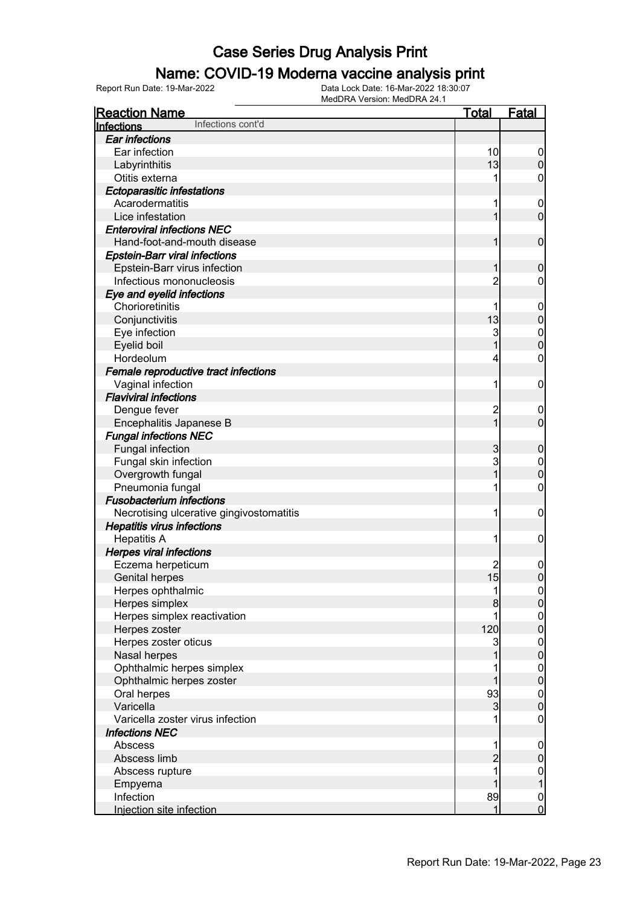# Case Series Drug Analysis Print

## Name: COVID-19 Moderna vaccine analysis print

Report Run Date: 19-Mar-2022    Data Lock Date: 16-Mar-2022 18:30:07
MedDRA Version: MedDRA 24.1

| Reaction Name | Total | Fatal |
|---|---|---|
| **Infections** Infections cont'd | | |
| ***Ear infections*** | | |
| Ear infection | 10 | 0 |
| Labyrinthitis | 13 | 0 |
| Otitis externa | 1 | 0 |
| ***Ectoparasitic infestations*** | | |
| Acarodermatitis | 1 | 0 |
| Lice infestation | 1 | 0 |
| ***Enteroviral infections NEC*** | | |
| Hand-foot-and-mouth disease | 1 | 0 |
| ***Epstein-Barr viral infections*** | | |
| Epstein-Barr virus infection | 1 | 0 |
| Infectious mononucleosis | 2 | 0 |
| ***Eye and eyelid infections*** | | |
| Chorioretinitis | 1 | 0 |
| Conjunctivitis | 13 | 0 |
| Eye infection | 3 | 0 |
| Eyelid boil | 1 | 0 |
| Hordeolum | 4 | 0 |
| ***Female reproductive tract infections*** | | |
| Vaginal infection | 1 | 0 |
| ***Flaviviral infections*** | | |
| Dengue fever | 2 | 0 |
| Encephalitis Japanese B | 1 | 0 |
| ***Fungal infections NEC*** | | |
| Fungal infection | 3 | 0 |
| Fungal skin infection | 3 | 0 |
| Overgrowth fungal | 1 | 0 |
| Pneumonia fungal | 1 | 0 |
| ***Fusobacterium infections*** | | |
| Necrotising ulcerative gingivostomatitis | 1 | 0 |
| ***Hepatitis virus infections*** | | |
| Hepatitis A | 1 | 0 |
| ***Herpes viral infections*** | | |
| Eczema herpeticum | 2 | 0 |
| Genital herpes | 15 | 0 |
| Herpes ophthalmic | 1 | 0 |
| Herpes simplex | 8 | 0 |
| Herpes simplex reactivation | 1 | 0 |
| Herpes zoster | 120 | 0 |
| Herpes zoster oticus | 3 | 0 |
| Nasal herpes | 1 | 0 |
| Ophthalmic herpes simplex | 1 | 0 |
| Ophthalmic herpes zoster | 1 | 0 |
| Oral herpes | 93 | 0 |
| Varicella | 3 | 0 |
| Varicella zoster virus infection | 1 | 0 |
| ***Infections NEC*** | | |
| Abscess | 1 | 0 |
| Abscess limb | 2 | 0 |
| Abscess rupture | 1 | 0 |
| Empyema | 1 | 1 |
| Infection | 89 | 0 |
| Injection site infection | 1 | 0 |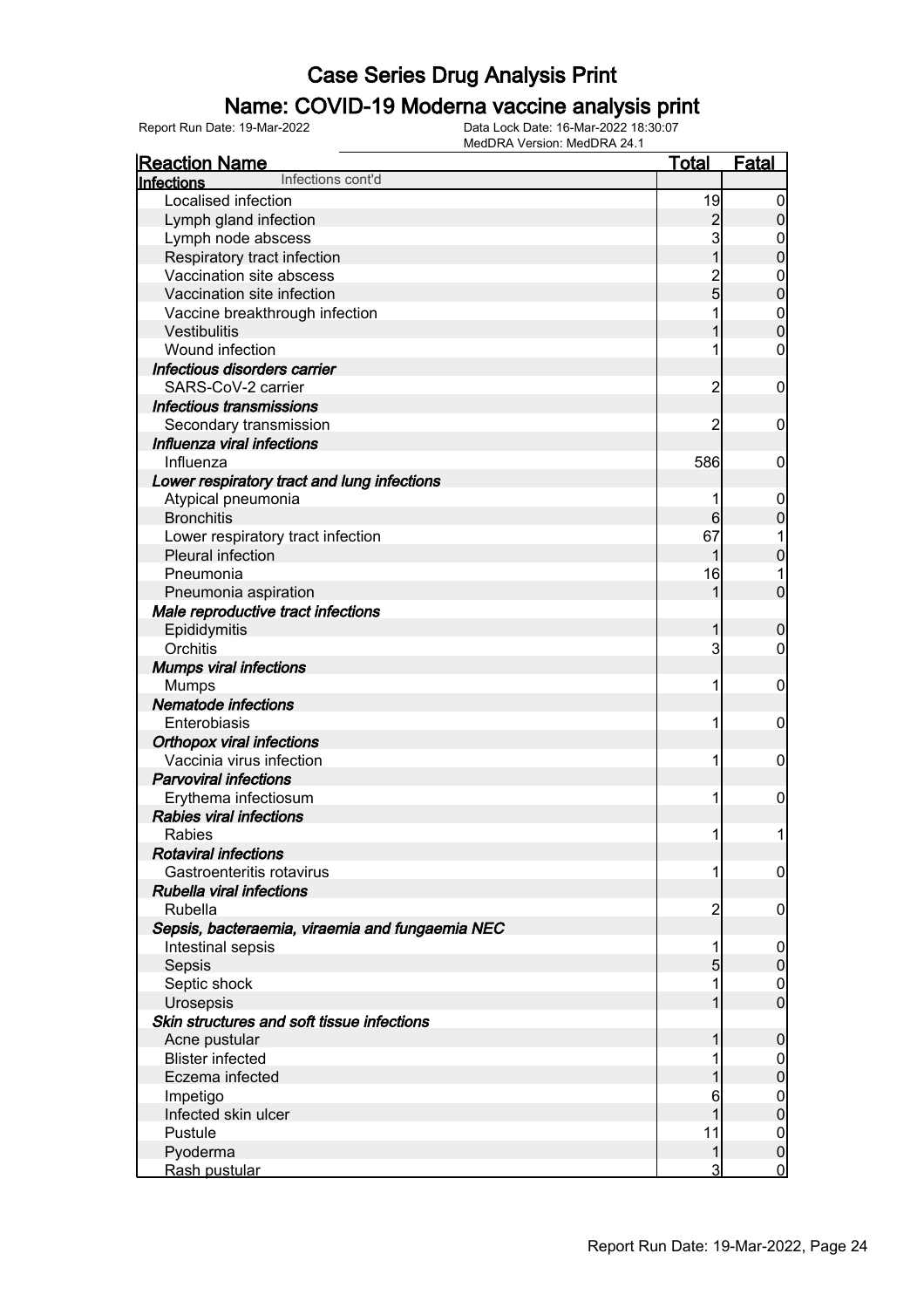# Case Series Drug Analysis Print

## Name: COVID-19 Moderna vaccine analysis print

Report Run Date: 19-Mar-2022  
Data Lock Date: 16-Mar-2022 18:30:07  
MedDRA Version: MedDRA 24.1

| Reaction Name | Total | Fatal |
|---|---|---|
| **Infections** Infections cont'd | | |
| Localised infection | 19 | 0 |
| Lymph gland infection | 2 | 0 |
| Lymph node abscess | 3 | 0 |
| Respiratory tract infection | 1 | 0 |
| Vaccination site abscess | 2 | 0 |
| Vaccination site infection | 5 | 0 |
| Vaccine breakthrough infection | 1 | 0 |
| Vestibulitis | 1 | 0 |
| Wound infection | 1 | 0 |
| ***Infectious disorders carrier*** | | |
| SARS-CoV-2 carrier | 2 | 0 |
| ***Infectious transmissions*** | | |
| Secondary transmission | 2 | 0 |
| ***Influenza viral infections*** | | |
| Influenza | 586 | 0 |
| ***Lower respiratory tract and lung infections*** | | |
| Atypical pneumonia | 1 | 0 |
| Bronchitis | 6 | 0 |
| Lower respiratory tract infection | 67 | 1 |
| Pleural infection | 1 | 0 |
| Pneumonia | 16 | 1 |
| Pneumonia aspiration | 1 | 0 |
| ***Male reproductive tract infections*** | | |
| Epididymitis | 1 | 0 |
| Orchitis | 3 | 0 |
| ***Mumps viral infections*** | | |
| Mumps | 1 | 0 |
| ***Nematode infections*** | | |
| Enterobiasis | 1 | 0 |
| ***Orthopox viral infections*** | | |
| Vaccinia virus infection | 1 | 0 |
| ***Parvoviral infections*** | | |
| Erythema infectiosum | 1 | 0 |
| ***Rabies viral infections*** | | |
| Rabies | 1 | 1 |
| ***Rotaviral infections*** | | |
| Gastroenteritis rotavirus | 1 | 0 |
| ***Rubella viral infections*** | | |
| Rubella | 2 | 0 |
| ***Sepsis, bacteraemia, viraemia and fungaemia NEC*** | | |
| Intestinal sepsis | 1 | 0 |
| Sepsis | 5 | 0 |
| Septic shock | 1 | 0 |
| Urosepsis | 1 | 0 |
| ***Skin structures and soft tissue infections*** | | |
| Acne pustular | 1 | 0 |
| Blister infected | 1 | 0 |
| Eczema infected | 1 | 0 |
| Impetigo | 6 | 0 |
| Infected skin ulcer | 1 | 0 |
| Pustule | 11 | 0 |
| Pyoderma | 1 | 0 |
| Rash pustular | 3 | 0 |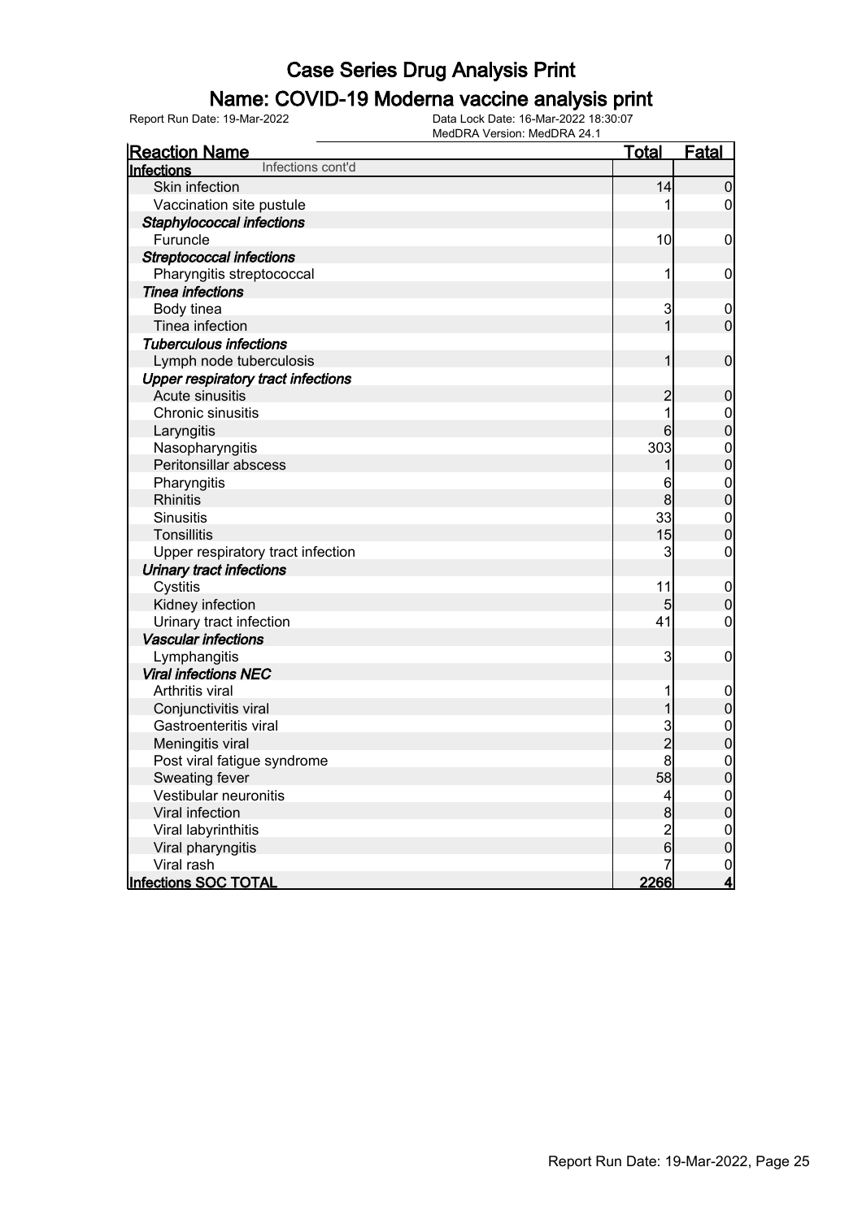# Case Series Drug Analysis Print

## Name: COVID-19 Moderna vaccine analysis print

Report Run Date: 19-Mar-2022

Data Lock Date: 16-Mar-2022 18:30:07
MedDRA Version: MedDRA 24.1

| Reaction Name | Total | Fatal |
|---|---|---|
| **Infections** Infections cont'd | | |
| Skin infection | 14 | 0 |
| Vaccination site pustule | 1 | 0 |
| ***Staphylococcal infections*** | | |
| Furuncle | 10 | 0 |
| ***Streptococcal infections*** | | |
| Pharyngitis streptococcal | 1 | 0 |
| ***Tinea infections*** | | |
| Body tinea | 3 | 0 |
| Tinea infection | 1 | 0 |
| ***Tuberculous infections*** | | |
| Lymph node tuberculosis | 1 | 0 |
| ***Upper respiratory tract infections*** | | |
| Acute sinusitis | 2 | 0 |
| Chronic sinusitis | 1 | 0 |
| Laryngitis | 6 | 0 |
| Nasopharyngitis | 303 | 0 |
| Peritonsillar abscess | 1 | 0 |
| Pharyngitis | 6 | 0 |
| Rhinitis | 8 | 0 |
| Sinusitis | 33 | 0 |
| Tonsillitis | 15 | 0 |
| Upper respiratory tract infection | 3 | 0 |
| ***Urinary tract infections*** | | |
| Cystitis | 11 | 0 |
| Kidney infection | 5 | 0 |
| Urinary tract infection | 41 | 0 |
| ***Vascular infections*** | | |
| Lymphangitis | 3 | 0 |
| ***Viral infections NEC*** | | |
| Arthritis viral | 1 | 0 |
| Conjunctivitis viral | 1 | 0 |
| Gastroenteritis viral | 3 | 0 |
| Meningitis viral | 2 | 0 |
| Post viral fatigue syndrome | 8 | 0 |
| Sweating fever | 58 | 0 |
| Vestibular neuronitis | 4 | 0 |
| Viral infection | 8 | 0 |
| Viral labyrinthitis | 2 | 0 |
| Viral pharyngitis | 6 | 0 |
| Viral rash | 7 | 0 |
| **Infections SOC TOTAL** | **2266** | **4** |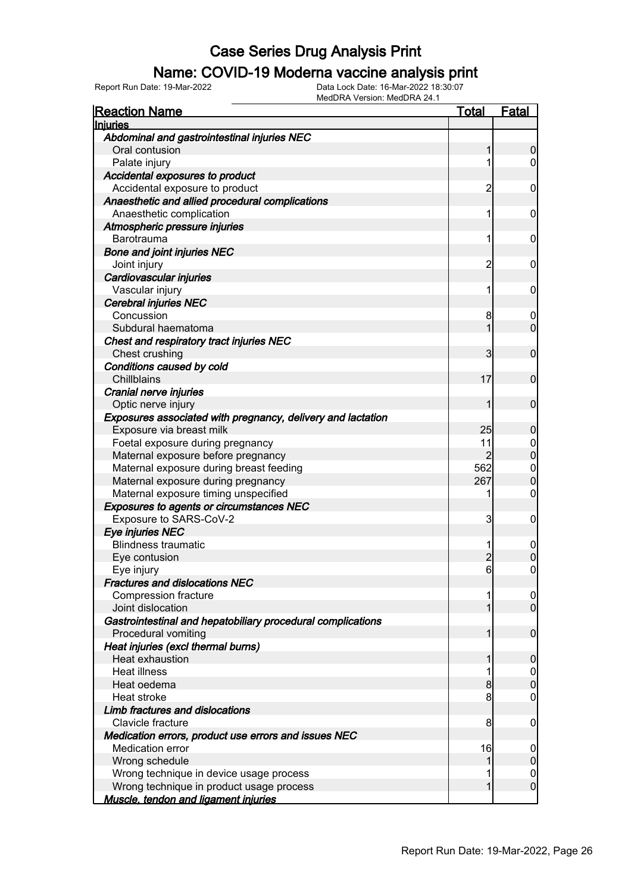# Case Series Drug Analysis Print

## Name: COVID-19 Moderna vaccine analysis print

Report Run Date: 19-Mar-2022    Data Lock Date: 16-Mar-2022 18:30:07
MedDRA Version: MedDRA 24.1

| Reaction Name | Total | Fatal |
|---|---|---|
| **Injuries** | | |
| ***Abdominal and gastrointestinal injuries NEC*** | | |
| Oral contusion | 1 | 0 |
| Palate injury | 1 | 0 |
| ***Accidental exposures to product*** | | |
| Accidental exposure to product | 2 | 0 |
| ***Anaesthetic and allied procedural complications*** | | |
| Anaesthetic complication | 1 | 0 |
| ***Atmospheric pressure injuries*** | | |
| Barotrauma | 1 | 0 |
| ***Bone and joint injuries NEC*** | | |
| Joint injury | 2 | 0 |
| ***Cardiovascular injuries*** | | |
| Vascular injury | 1 | 0 |
| ***Cerebral injuries NEC*** | | |
| Concussion | 8 | 0 |
| Subdural haematoma | 1 | 0 |
| ***Chest and respiratory tract injuries NEC*** | | |
| Chest crushing | 3 | 0 |
| ***Conditions caused by cold*** | | |
| Chillblains | 17 | 0 |
| ***Cranial nerve injuries*** | | |
| Optic nerve injury | 1 | 0 |
| ***Exposures associated with pregnancy, delivery and lactation*** | | |
| Exposure via breast milk | 25 | 0 |
| Foetal exposure during pregnancy | 11 | 0 |
| Maternal exposure before pregnancy | 2 | 0 |
| Maternal exposure during breast feeding | 562 | 0 |
| Maternal exposure during pregnancy | 267 | 0 |
| Maternal exposure timing unspecified | 1 | 0 |
| ***Exposures to agents or circumstances NEC*** | | |
| Exposure to SARS-CoV-2 | 3 | 0 |
| ***Eye injuries NEC*** | | |
| Blindness traumatic | 1 | 0 |
| Eye contusion | 2 | 0 |
| Eye injury | 6 | 0 |
| ***Fractures and dislocations NEC*** | | |
| Compression fracture | 1 | 0 |
| Joint dislocation | 1 | 0 |
| ***Gastrointestinal and hepatobiliary procedural complications*** | | |
| Procedural vomiting | 1 | 0 |
| ***Heat injuries (excl thermal burns)*** | | |
| Heat exhaustion | 1 | 0 |
| Heat illness | 1 | 0 |
| Heat oedema | 8 | 0 |
| Heat stroke | 8 | 0 |
| ***Limb fractures and dislocations*** | | |
| Clavicle fracture | 8 | 0 |
| ***Medication errors, product use errors and issues NEC*** | | |
| Medication error | 16 | 0 |
| Wrong schedule | 1 | 0 |
| Wrong technique in device usage process | 1 | 0 |
| Wrong technique in product usage process | 1 | 0 |
| ***Muscle, tendon and ligament injuries*** | | |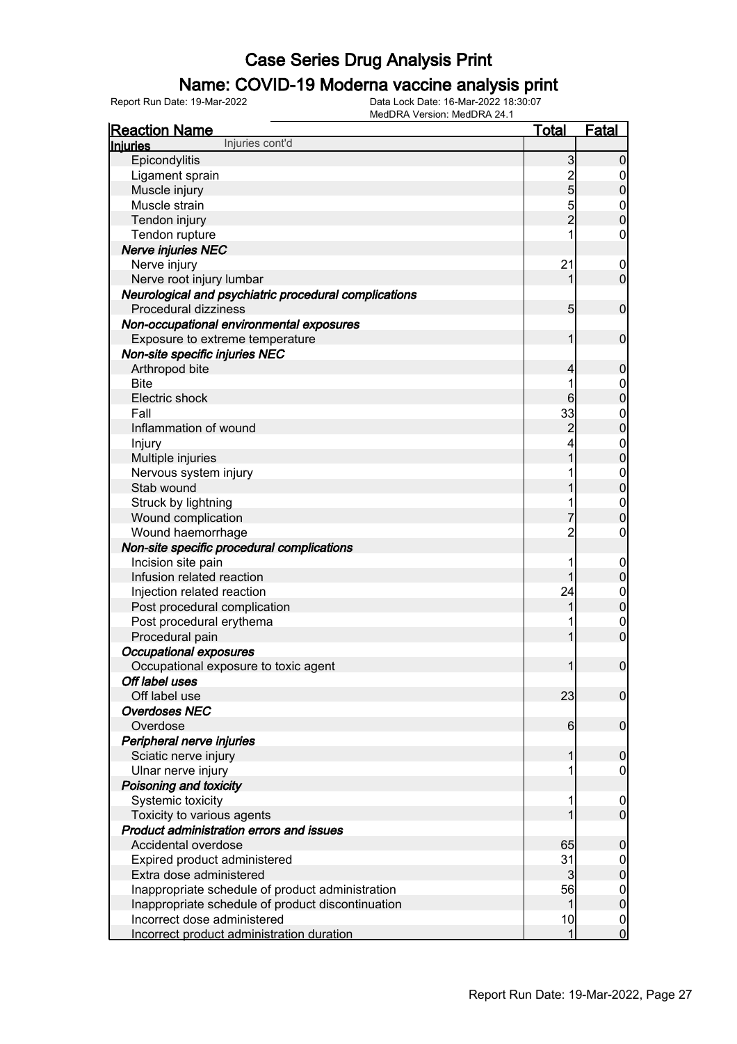# Case Series Drug Analysis Print

## Name: COVID-19 Moderna vaccine analysis print

Report Run Date: 19-Mar-2022    Data Lock Date: 16-Mar-2022 18:30:07
MedDRA Version: MedDRA 24.1

| Reaction Name | Total | Fatal |
|---|---|---|
| **Injuries** Injuries cont'd | | |
| Epicondylitis | 3 | 0 |
| Ligament sprain | 2 | 0 |
| Muscle injury | 5 | 0 |
| Muscle strain | 5 | 0 |
| Tendon injury | 2 | 0 |
| Tendon rupture | 1 | 0 |
| ***Nerve injuries NEC*** | | |
| Nerve injury | 21 | 0 |
| Nerve root injury lumbar | 1 | 0 |
| ***Neurological and psychiatric procedural complications*** | | |
| Procedural dizziness | 5 | 0 |
| ***Non-occupational environmental exposures*** | | |
| Exposure to extreme temperature | 1 | 0 |
| ***Non-site specific injuries NEC*** | | |
| Arthropod bite | 4 | 0 |
| Bite | 1 | 0 |
| Electric shock | 6 | 0 |
| Fall | 33 | 0 |
| Inflammation of wound | 2 | 0 |
| Injury | 4 | 0 |
| Multiple injuries | 1 | 0 |
| Nervous system injury | 1 | 0 |
| Stab wound | 1 | 0 |
| Struck by lightning | 1 | 0 |
| Wound complication | 7 | 0 |
| Wound haemorrhage | 2 | 0 |
| ***Non-site specific procedural complications*** | | |
| Incision site pain | 1 | 0 |
| Infusion related reaction | 1 | 0 |
| Injection related reaction | 24 | 0 |
| Post procedural complication | 1 | 0 |
| Post procedural erythema | 1 | 0 |
| Procedural pain | 1 | 0 |
| ***Occupational exposures*** | | |
| Occupational exposure to toxic agent | 1 | 0 |
| ***Off label uses*** | | |
| Off label use | 23 | 0 |
| ***Overdoses NEC*** | | |
| Overdose | 6 | 0 |
| ***Peripheral nerve injuries*** | | |
| Sciatic nerve injury | 1 | 0 |
| Ulnar nerve injury | 1 | 0 |
| ***Poisoning and toxicity*** | | |
| Systemic toxicity | 1 | 0 |
| Toxicity to various agents | 1 | 0 |
| ***Product administration errors and issues*** | | |
| Accidental overdose | 65 | 0 |
| Expired product administered | 31 | 0 |
| Extra dose administered | 3 | 0 |
| Inappropriate schedule of product administration | 56 | 0 |
| Inappropriate schedule of product discontinuation | 1 | 0 |
| Incorrect dose administered | 10 | 0 |
| Incorrect product administration duration | 1 | 0 |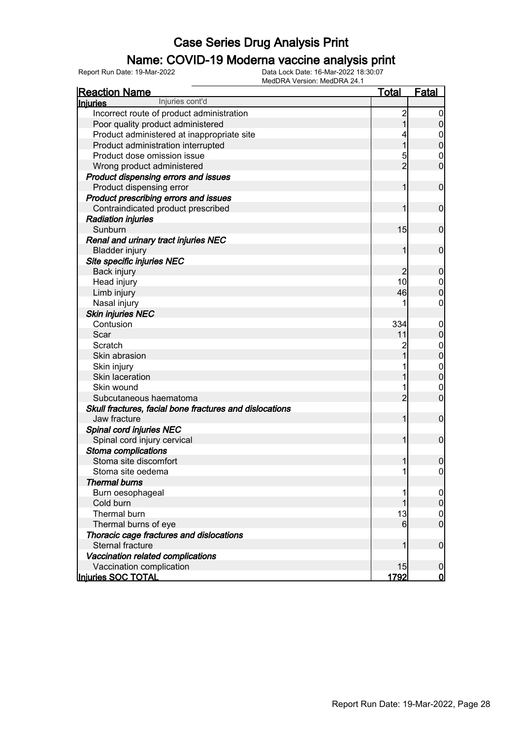# Case Series Drug Analysis Print

## Name: COVID-19 Moderna vaccine analysis print

Report Run Date: 19-Mar-2022    Data Lock Date: 16-Mar-2022 18:30:07
MedDRA Version: MedDRA 24.1

| Reaction Name | Total | Fatal |
|---|---|---|
| **Injuries** Injuries cont'd | | |
| Incorrect route of product administration | 2 | 0 |
| Poor quality product administered | 1 | 0 |
| Product administered at inappropriate site | 4 | 0 |
| Product administration interrupted | 1 | 0 |
| Product dose omission issue | 5 | 0 |
| Wrong product administered | 2 | 0 |
| ***Product dispensing errors and issues*** | | |
| Product dispensing error | 1 | 0 |
| ***Product prescribing errors and issues*** | | |
| Contraindicated product prescribed | 1 | 0 |
| ***Radiation injuries*** | | |
| Sunburn | 15 | 0 |
| ***Renal and urinary tract injuries NEC*** | | |
| Bladder injury | 1 | 0 |
| ***Site specific injuries NEC*** | | |
| Back injury | 2 | 0 |
| Head injury | 10 | 0 |
| Limb injury | 46 | 0 |
| Nasal injury | 1 | 0 |
| ***Skin injuries NEC*** | | |
| Contusion | 334 | 0 |
| Scar | 11 | 0 |
| Scratch | 2 | 0 |
| Skin abrasion | 1 | 0 |
| Skin injury | 1 | 0 |
| Skin laceration | 1 | 0 |
| Skin wound | 1 | 0 |
| Subcutaneous haematoma | 2 | 0 |
| ***Skull fractures, facial bone fractures and dislocations*** | | |
| Jaw fracture | 1 | 0 |
| ***Spinal cord injuries NEC*** | | |
| Spinal cord injury cervical | 1 | 0 |
| ***Stoma complications*** | | |
| Stoma site discomfort | 1 | 0 |
| Stoma site oedema | 1 | 0 |
| ***Thermal burns*** | | |
| Burn oesophageal | 1 | 0 |
| Cold burn | 1 | 0 |
| Thermal burn | 13 | 0 |
| Thermal burns of eye | 6 | 0 |
| ***Thoracic cage fractures and dislocations*** | | |
| Sternal fracture | 1 | 0 |
| ***Vaccination related complications*** | | |
| Vaccination complication | 15 | 0 |
| **Injuries SOC TOTAL** | **1792** | **0** |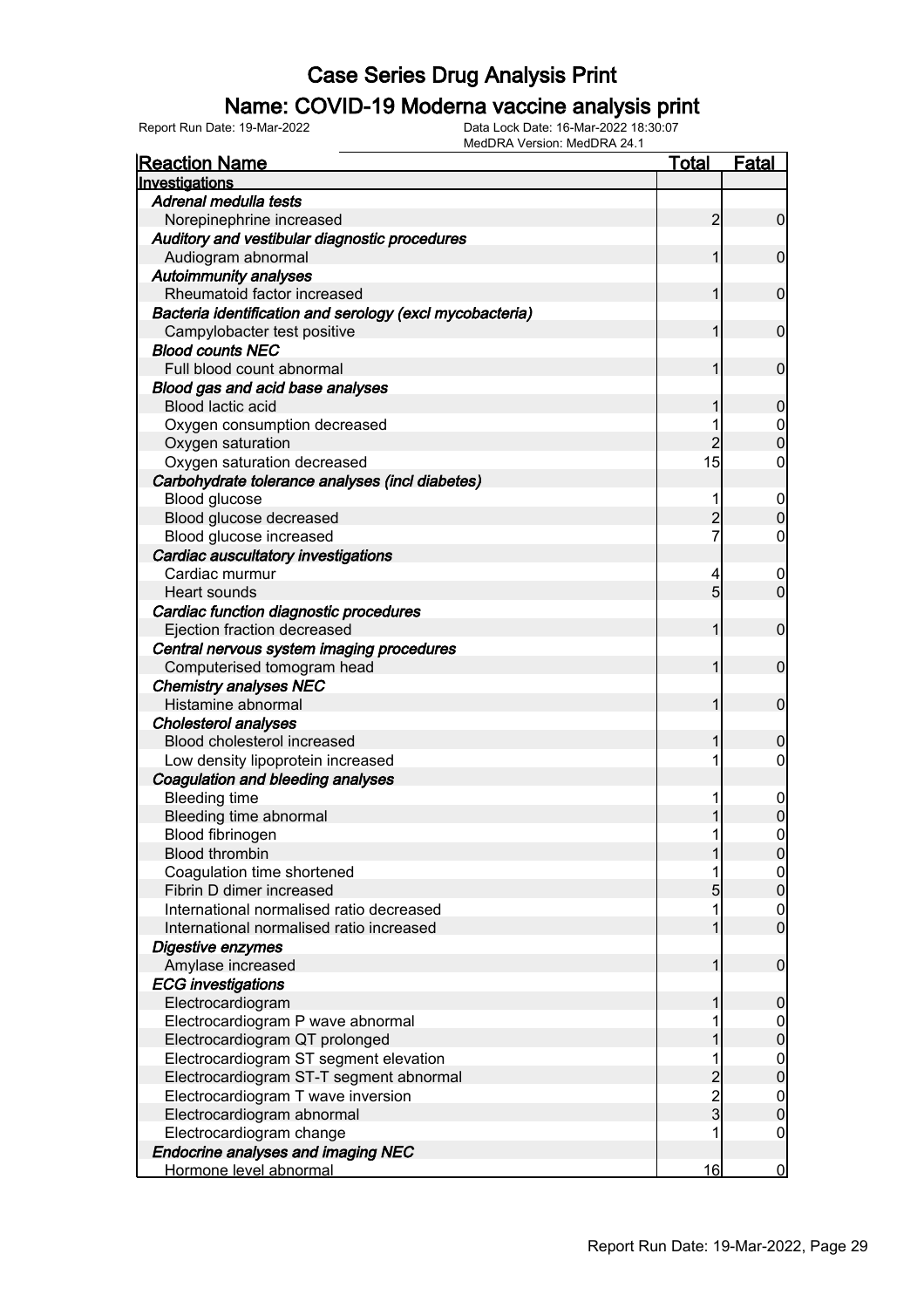# Case Series Drug Analysis Print

## Name: COVID-19 Moderna vaccine analysis print

Report Run Date: 19-Mar-2022    Data Lock Date: 16-Mar-2022 18:30:07
MedDRA Version: MedDRA 24.1

| Reaction Name | Total | Fatal |
|---|---|---|
| **Investigations** | | |
| *Adrenal medulla tests* | | |
| Norepinephrine increased | 2 | 0 |
| *Auditory and vestibular diagnostic procedures* | | |
| Audiogram abnormal | 1 | 0 |
| *Autoimmunity analyses* | | |
| Rheumatoid factor increased | 1 | 0 |
| *Bacteria identification and serology (excl mycobacteria)* | | |
| Campylobacter test positive | 1 | 0 |
| *Blood counts NEC* | | |
| Full blood count abnormal | 1 | 0 |
| *Blood gas and acid base analyses* | | |
| Blood lactic acid | 1 | 0 |
| Oxygen consumption decreased | 1 | 0 |
| Oxygen saturation | 2 | 0 |
| Oxygen saturation decreased | 15 | 0 |
| *Carbohydrate tolerance analyses (incl diabetes)* | | |
| Blood glucose | 1 | 0 |
| Blood glucose decreased | 2 | 0 |
| Blood glucose increased | 7 | 0 |
| *Cardiac auscultatory investigations* | | |
| Cardiac murmur | 4 | 0 |
| Heart sounds | 5 | 0 |
| *Cardiac function diagnostic procedures* | | |
| Ejection fraction decreased | 1 | 0 |
| *Central nervous system imaging procedures* | | |
| Computerised tomogram head | 1 | 0 |
| *Chemistry analyses NEC* | | |
| Histamine abnormal | 1 | 0 |
| *Cholesterol analyses* | | |
| Blood cholesterol increased | 1 | 0 |
| Low density lipoprotein increased | 1 | 0 |
| *Coagulation and bleeding analyses* | | |
| Bleeding time | 1 | 0 |
| Bleeding time abnormal | 1 | 0 |
| Blood fibrinogen | 1 | 0 |
| Blood thrombin | 1 | 0 |
| Coagulation time shortened | 1 | 0 |
| Fibrin D dimer increased | 5 | 0 |
| International normalised ratio decreased | 1 | 0 |
| International normalised ratio increased | 1 | 0 |
| *Digestive enzymes* | | |
| Amylase increased | 1 | 0 |
| *ECG investigations* | | |
| Electrocardiogram | 1 | 0 |
| Electrocardiogram P wave abnormal | 1 | 0 |
| Electrocardiogram QT prolonged | 1 | 0 |
| Electrocardiogram ST segment elevation | 1 | 0 |
| Electrocardiogram ST-T segment abnormal | 2 | 0 |
| Electrocardiogram T wave inversion | 2 | 0 |
| Electrocardiogram abnormal | 3 | 0 |
| Electrocardiogram change | 1 | 0 |
| *Endocrine analyses and imaging NEC* | | |
| Hormone level abnormal | 16 | 0 |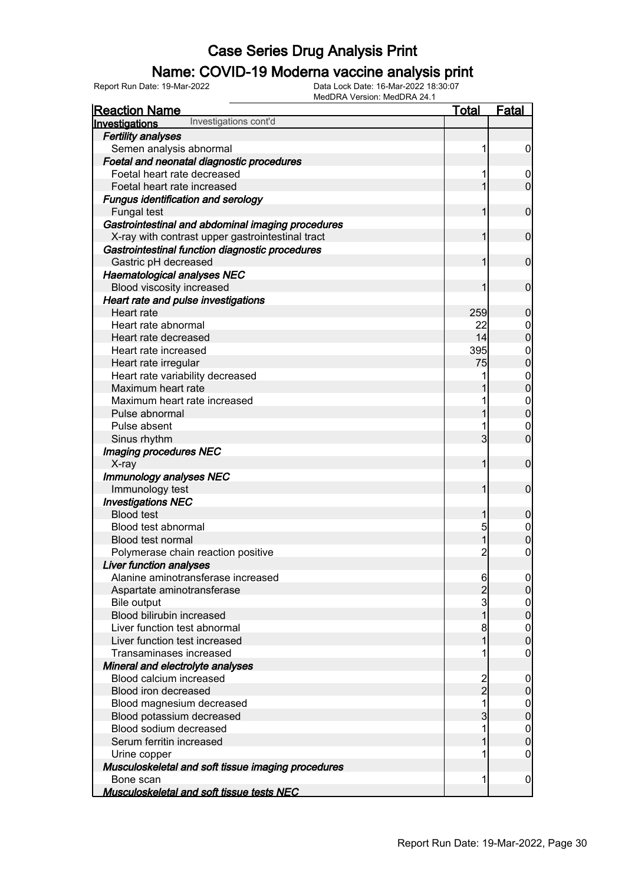# Case Series Drug Analysis Print

## Name: COVID-19 Moderna vaccine analysis print

Report Run Date: 19-Mar-2022

Data Lock Date: 16-Mar-2022 18:30:07

MedDRA Version: MedDRA 24.1

| Reaction Name | Total | Fatal |
|---|---|---|
| **Investigations** Investigations cont'd | | |
| ***Fertility analyses*** | | |
| Semen analysis abnormal | 1 | 0 |
| ***Foetal and neonatal diagnostic procedures*** | | |
| Foetal heart rate decreased | 1 | 0 |
| Foetal heart rate increased | 1 | 0 |
| ***Fungus identification and serology*** | | |
| Fungal test | 1 | 0 |
| ***Gastrointestinal and abdominal imaging procedures*** | | |
| X-ray with contrast upper gastrointestinal tract | 1 | 0 |
| ***Gastrointestinal function diagnostic procedures*** | | |
| Gastric pH decreased | 1 | 0 |
| ***Haematological analyses NEC*** | | |
| Blood viscosity increased | 1 | 0 |
| ***Heart rate and pulse investigations*** | | |
| Heart rate | 259 | 0 |
| Heart rate abnormal | 22 | 0 |
| Heart rate decreased | 14 | 0 |
| Heart rate increased | 395 | 0 |
| Heart rate irregular | 75 | 0 |
| Heart rate variability decreased | 1 | 0 |
| Maximum heart rate | 1 | 0 |
| Maximum heart rate increased | 1 | 0 |
| Pulse abnormal | 1 | 0 |
| Pulse absent | 1 | 0 |
| Sinus rhythm | 3 | 0 |
| ***Imaging procedures NEC*** | | |
| X-ray | 1 | 0 |
| ***Immunology analyses NEC*** | | |
| Immunology test | 1 | 0 |
| ***Investigations NEC*** | | |
| Blood test | 1 | 0 |
| Blood test abnormal | 5 | 0 |
| Blood test normal | 1 | 0 |
| Polymerase chain reaction positive | 2 | 0 |
| ***Liver function analyses*** | | |
| Alanine aminotransferase increased | 6 | 0 |
| Aspartate aminotransferase | 2 | 0 |
| Bile output | 3 | 0 |
| Blood bilirubin increased | 1 | 0 |
| Liver function test abnormal | 8 | 0 |
| Liver function test increased | 1 | 0 |
| Transaminases increased | 1 | 0 |
| ***Mineral and electrolyte analyses*** | | |
| Blood calcium increased | 2 | 0 |
| Blood iron decreased | 2 | 0 |
| Blood magnesium decreased | 1 | 0 |
| Blood potassium decreased | 3 | 0 |
| Blood sodium decreased | 1 | 0 |
| Serum ferritin increased | 1 | 0 |
| Urine copper | 1 | 0 |
| ***Musculoskeletal and soft tissue imaging procedures*** | | |
| Bone scan | 1 | 0 |
| ***Musculoskeletal and soft tissue tests NEC*** | | |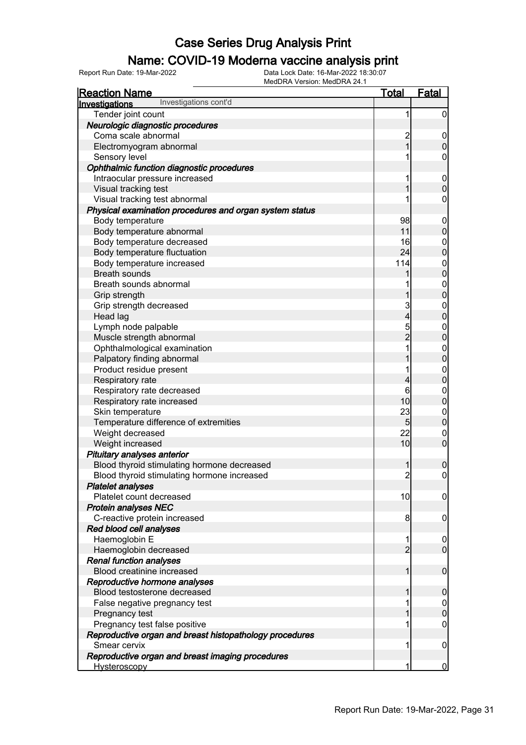# Case Series Drug Analysis Print

## Name: COVID-19 Moderna vaccine analysis print

Report Run Date: 19-Mar-2022
Data Lock Date: 16-Mar-2022 18:30:07
MedDRA Version: MedDRA 24.1

| Reaction Name | Total | Fatal |
|---|---|---|
| **Investigations** Investigations cont'd | | |
| Tender joint count | 1 | 0 |
| ***Neurologic diagnostic procedures*** | | |
| Coma scale abnormal | 2 | 0 |
| Electromyogram abnormal | 1 | 0 |
| Sensory level | 1 | 0 |
| ***Ophthalmic function diagnostic procedures*** | | |
| Intraocular pressure increased | 1 | 0 |
| Visual tracking test | 1 | 0 |
| Visual tracking test abnormal | 1 | 0 |
| ***Physical examination procedures and organ system status*** | | |
| Body temperature | 98 | 0 |
| Body temperature abnormal | 11 | 0 |
| Body temperature decreased | 16 | 0 |
| Body temperature fluctuation | 24 | 0 |
| Body temperature increased | 114 | 0 |
| Breath sounds | 1 | 0 |
| Breath sounds abnormal | 1 | 0 |
| Grip strength | 1 | 0 |
| Grip strength decreased | 3 | 0 |
| Head lag | 4 | 0 |
| Lymph node palpable | 5 | 0 |
| Muscle strength abnormal | 2 | 0 |
| Ophthalmological examination | 1 | 0 |
| Palpatory finding abnormal | 1 | 0 |
| Product residue present | 1 | 0 |
| Respiratory rate | 4 | 0 |
| Respiratory rate decreased | 6 | 0 |
| Respiratory rate increased | 10 | 0 |
| Skin temperature | 23 | 0 |
| Temperature difference of extremities | 5 | 0 |
| Weight decreased | 22 | 0 |
| Weight increased | 10 | 0 |
| ***Pituitary analyses anterior*** | | |
| Blood thyroid stimulating hormone decreased | 1 | 0 |
| Blood thyroid stimulating hormone increased | 2 | 0 |
| ***Platelet analyses*** | | |
| Platelet count decreased | 10 | 0 |
| ***Protein analyses NEC*** | | |
| C-reactive protein increased | 8 | 0 |
| ***Red blood cell analyses*** | | |
| Haemoglobin E | 1 | 0 |
| Haemoglobin decreased | 2 | 0 |
| ***Renal function analyses*** | | |
| Blood creatinine increased | 1 | 0 |
| ***Reproductive hormone analyses*** | | |
| Blood testosterone decreased | 1 | 0 |
| False negative pregnancy test | 1 | 0 |
| Pregnancy test | 1 | 0 |
| Pregnancy test false positive | 1 | 0 |
| ***Reproductive organ and breast histopathology procedures*** | | |
| Smear cervix | 1 | 0 |
| ***Reproductive organ and breast imaging procedures*** | | |
| Hysteroscopy | 1 | 0 |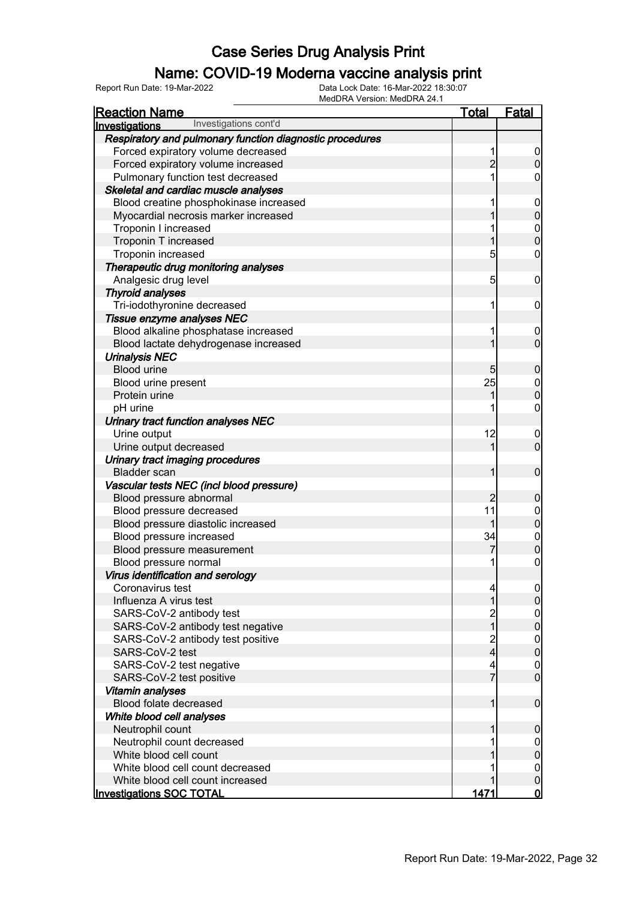# Case Series Drug Analysis Print

## Name: COVID-19 Moderna vaccine analysis print

Report Run Date: 19-Mar-2022

Data Lock Date: 16-Mar-2022 18:30:07

MedDRA Version: MedDRA 24.1

| Reaction Name | Total | Fatal |
|---|---|---|
| **Investigations** Investigations cont'd | | |
| ***Respiratory and pulmonary function diagnostic procedures*** | | |
| Forced expiratory volume decreased | 1 | 0 |
| Forced expiratory volume increased | 2 | 0 |
| Pulmonary function test decreased | 1 | 0 |
| ***Skeletal and cardiac muscle analyses*** | | |
| Blood creatine phosphokinase increased | 1 | 0 |
| Myocardial necrosis marker increased | 1 | 0 |
| Troponin I increased | 1 | 0 |
| Troponin T increased | 1 | 0 |
| Troponin increased | 5 | 0 |
| ***Therapeutic drug monitoring analyses*** | | |
| Analgesic drug level | 5 | 0 |
| ***Thyroid analyses*** | | |
| Tri-iodothyronine decreased | 1 | 0 |
| ***Tissue enzyme analyses NEC*** | | |
| Blood alkaline phosphatase increased | 1 | 0 |
| Blood lactate dehydrogenase increased | 1 | 0 |
| ***Urinalysis NEC*** | | |
| Blood urine | 5 | 0 |
| Blood urine present | 25 | 0 |
| Protein urine | 1 | 0 |
| pH urine | 1 | 0 |
| ***Urinary tract function analyses NEC*** | | |
| Urine output | 12 | 0 |
| Urine output decreased | 1 | 0 |
| ***Urinary tract imaging procedures*** | | |
| Bladder scan | 1 | 0 |
| ***Vascular tests NEC (incl blood pressure)*** | | |
| Blood pressure abnormal | 2 | 0 |
| Blood pressure decreased | 11 | 0 |
| Blood pressure diastolic increased | 1 | 0 |
| Blood pressure increased | 34 | 0 |
| Blood pressure measurement | 7 | 0 |
| Blood pressure normal | 1 | 0 |
| ***Virus identification and serology*** | | |
| Coronavirus test | 4 | 0 |
| Influenza A virus test | 1 | 0 |
| SARS-CoV-2 antibody test | 2 | 0 |
| SARS-CoV-2 antibody test negative | 1 | 0 |
| SARS-CoV-2 antibody test positive | 2 | 0 |
| SARS-CoV-2 test | 4 | 0 |
| SARS-CoV-2 test negative | 4 | 0 |
| SARS-CoV-2 test positive | 7 | 0 |
| ***Vitamin analyses*** | | |
| Blood folate decreased | 1 | 0 |
| ***White blood cell analyses*** | | |
| Neutrophil count | 1 | 0 |
| Neutrophil count decreased | 1 | 0 |
| White blood cell count | 1 | 0 |
| White blood cell count decreased | 1 | 0 |
| White blood cell count increased | 1 | 0 |
| **Investigations SOC TOTAL** | **1471** | **0** |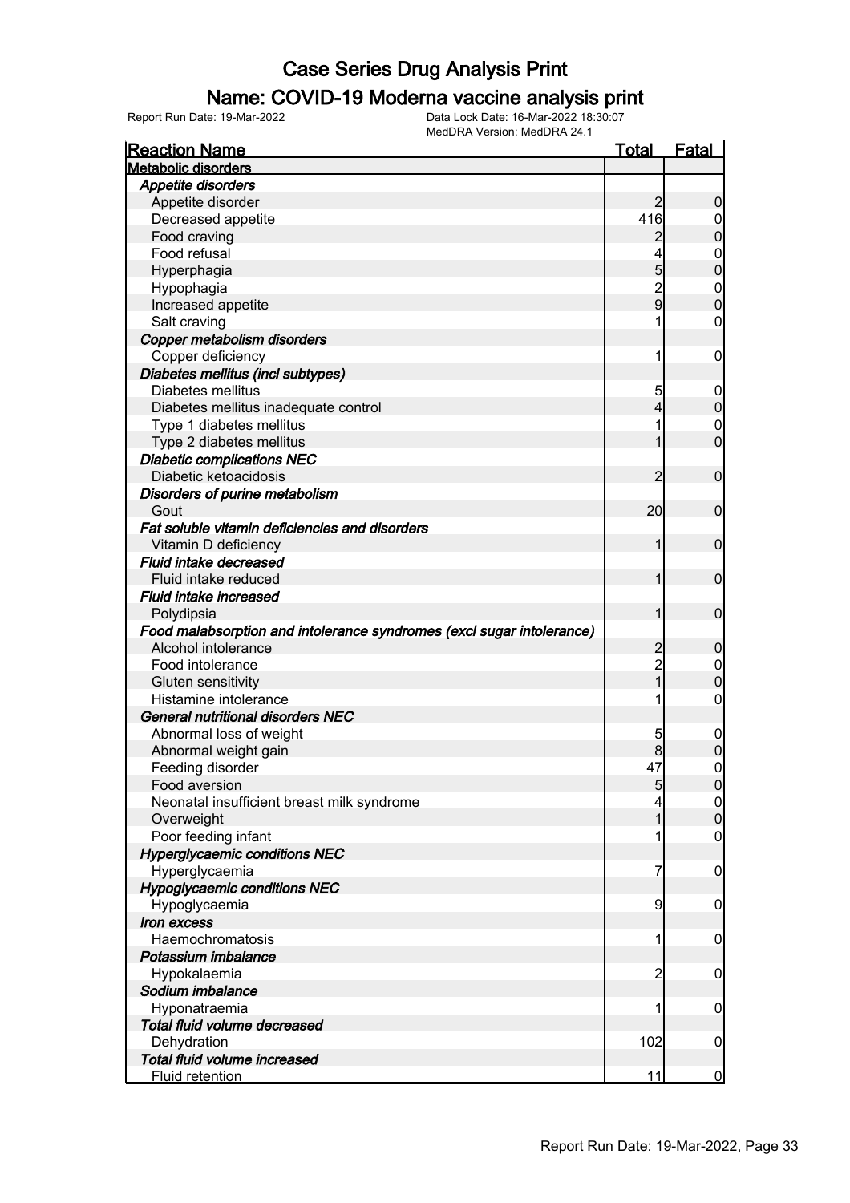# Case Series Drug Analysis Print

## Name: COVID-19 Moderna vaccine analysis print

Report Run Date: 19-Mar-2022 | Data Lock Date: 16-Mar-2022 18:30:07 | MedDRA Version: MedDRA 24.1

| Reaction Name | Total | Fatal |
|---|---|---|
| **Metabolic disorders** | | |
| ***Appetite disorders*** | | |
| Appetite disorder | 2 | 0 |
| Decreased appetite | 416 | 0 |
| Food craving | 2 | 0 |
| Food refusal | 4 | 0 |
| Hyperphagia | 5 | 0 |
| Hypophagia | 2 | 0 |
| Increased appetite | 9 | 0 |
| Salt craving | 1 | 0 |
| ***Copper metabolism disorders*** | | |
| Copper deficiency | 1 | 0 |
| ***Diabetes mellitus (incl subtypes)*** | | |
| Diabetes mellitus | 5 | 0 |
| Diabetes mellitus inadequate control | 4 | 0 |
| Type 1 diabetes mellitus | 1 | 0 |
| Type 2 diabetes mellitus | 1 | 0 |
| ***Diabetic complications NEC*** | | |
| Diabetic ketoacidosis | 2 | 0 |
| ***Disorders of purine metabolism*** | | |
| Gout | 20 | 0 |
| ***Fat soluble vitamin deficiencies and disorders*** | | |
| Vitamin D deficiency | 1 | 0 |
| ***Fluid intake decreased*** | | |
| Fluid intake reduced | 1 | 0 |
| ***Fluid intake increased*** | | |
| Polydipsia | 1 | 0 |
| ***Food malabsorption and intolerance syndromes (excl sugar intolerance)*** | | |
| Alcohol intolerance | 2 | 0 |
| Food intolerance | 2 | 0 |
| Gluten sensitivity | 1 | 0 |
| Histamine intolerance | 1 | 0 |
| ***General nutritional disorders NEC*** | | |
| Abnormal loss of weight | 5 | 0 |
| Abnormal weight gain | 8 | 0 |
| Feeding disorder | 47 | 0 |
| Food aversion | 5 | 0 |
| Neonatal insufficient breast milk syndrome | 4 | 0 |
| Overweight | 1 | 0 |
| Poor feeding infant | 1 | 0 |
| ***Hyperglycaemic conditions NEC*** | | |
| Hyperglycaemia | 7 | 0 |
| ***Hypoglycaemic conditions NEC*** | | |
| Hypoglycaemia | 9 | 0 |
| ***Iron excess*** | | |
| Haemochromatosis | 1 | 0 |
| ***Potassium imbalance*** | | |
| Hypokalaemia | 2 | 0 |
| ***Sodium imbalance*** | | |
| Hyponatraemia | 1 | 0 |
| ***Total fluid volume decreased*** | | |
| Dehydration | 102 | 0 |
| ***Total fluid volume increased*** | | |
| Fluid retention | 11 | 0 |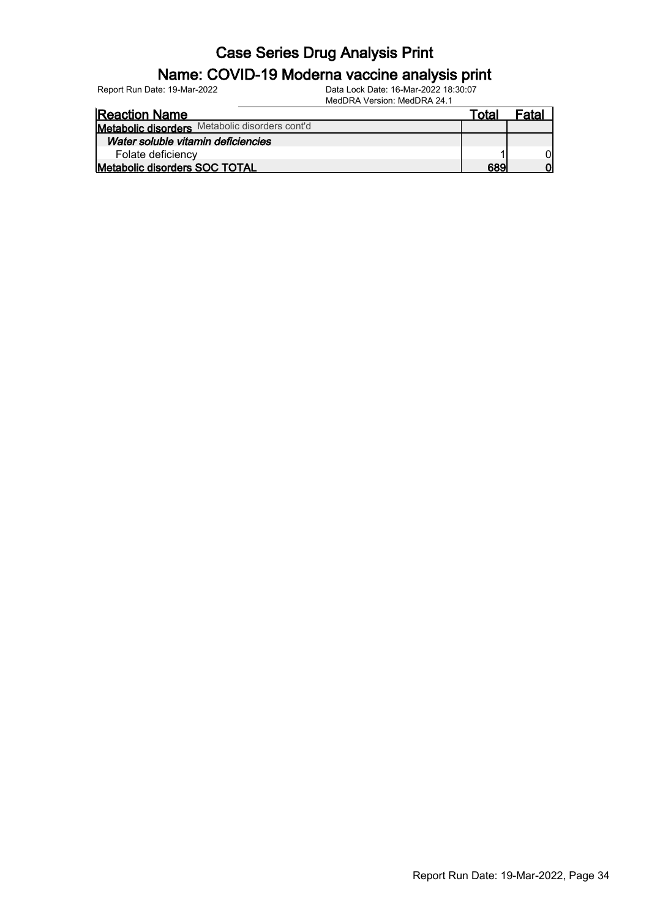# Case Series Drug Analysis Print

## Name: COVID-19 Moderna vaccine analysis print

Report Run Date: 19-Mar-2022    Data Lock Date: 16-Mar-2022 18:30:07
MedDRA Version: MedDRA 24.1

| Reaction Name | Total | Fatal |
|---|---|---|
| **Metabolic disorders** Metabolic disorders cont'd | | |
| ***Water soluble vitamin deficiencies*** | | |
| Folate deficiency | 1 | 0 |
| **Metabolic disorders SOC TOTAL** | **689** | **0** |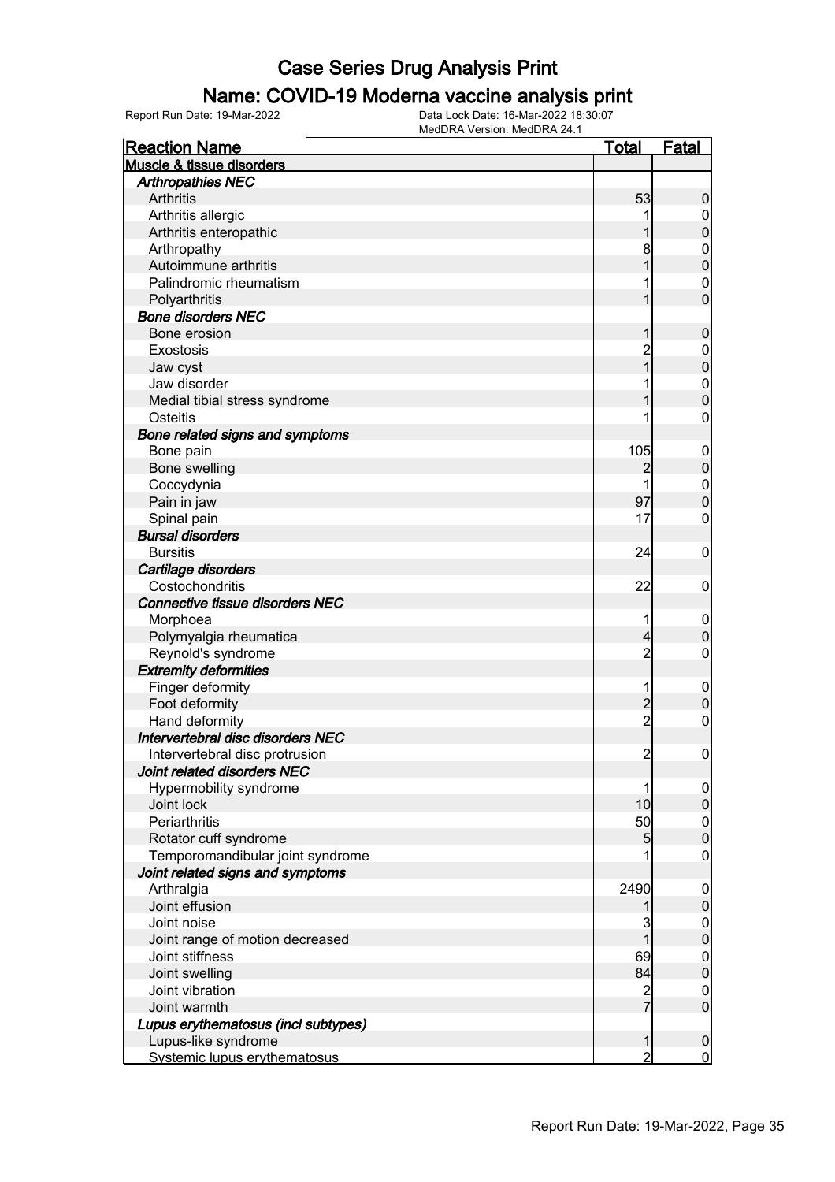# Case Series Drug Analysis Print

## Name: COVID-19 Moderna vaccine analysis print

Report Run Date: 19-Mar-2022 | Data Lock Date: 16-Mar-2022 18:30:07 | MedDRA Version: MedDRA 24.1

| Reaction Name | Total | Fatal |
|---|---|---|
| **Muscle & tissue disorders** | | |
| ***Arthropathies NEC*** | | |
| Arthritis | 53 | 0 |
| Arthritis allergic | 1 | 0 |
| Arthritis enteropathic | 1 | 0 |
| Arthropathy | 8 | 0 |
| Autoimmune arthritis | 1 | 0 |
| Palindromic rheumatism | 1 | 0 |
| Polyarthritis | 1 | 0 |
| ***Bone disorders NEC*** | | |
| Bone erosion | 1 | 0 |
| Exostosis | 2 | 0 |
| Jaw cyst | 1 | 0 |
| Jaw disorder | 1 | 0 |
| Medial tibial stress syndrome | 1 | 0 |
| Osteitis | 1 | 0 |
| ***Bone related signs and symptoms*** | | |
| Bone pain | 105 | 0 |
| Bone swelling | 2 | 0 |
| Coccydynia | 1 | 0 |
| Pain in jaw | 97 | 0 |
| Spinal pain | 17 | 0 |
| ***Bursal disorders*** | | |
| Bursitis | 24 | 0 |
| ***Cartilage disorders*** | | |
| Costochondritis | 22 | 0 |
| ***Connective tissue disorders NEC*** | | |
| Morphoea | 1 | 0 |
| Polymyalgia rheumatica | 4 | 0 |
| Reynold's syndrome | 2 | 0 |
| ***Extremity deformities*** | | |
| Finger deformity | 1 | 0 |
| Foot deformity | 2 | 0 |
| Hand deformity | 2 | 0 |
| ***Intervertebral disc disorders NEC*** | | |
| Intervertebral disc protrusion | 2 | 0 |
| ***Joint related disorders NEC*** | | |
| Hypermobility syndrome | 1 | 0 |
| Joint lock | 10 | 0 |
| Periarthritis | 50 | 0 |
| Rotator cuff syndrome | 5 | 0 |
| Temporomandibular joint syndrome | 1 | 0 |
| ***Joint related signs and symptoms*** | | |
| Arthralgia | 2490 | 0 |
| Joint effusion | 1 | 0 |
| Joint noise | 3 | 0 |
| Joint range of motion decreased | 1 | 0 |
| Joint stiffness | 69 | 0 |
| Joint swelling | 84 | 0 |
| Joint vibration | 2 | 0 |
| Joint warmth | 7 | 0 |
| ***Lupus erythematosus (incl subtypes)*** | | |
| Lupus-like syndrome | 1 | 0 |
| Systemic lupus erythematosus | 2 | 0 |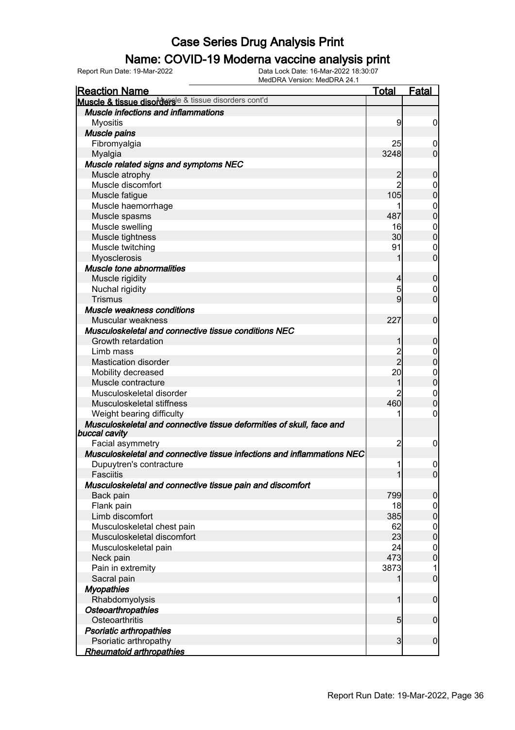# Case Series Drug Analysis Print

## Name: COVID-19 Moderna vaccine analysis print

Report Run Date: 19-Mar-2022 | Data Lock Date: 16-Mar-2022 18:30:07 | MedDRA Version: MedDRA 24.1

| Reaction Name | Total | Fatal |
|---|---|---|
| **Muscle & tissue disorders** Muscle & tissue disorders cont'd | | |
| ***Muscle infections and inflammations*** | | |
| Myositis | 9 | 0 |
| ***Muscle pains*** | | |
| Fibromyalgia | 25 | 0 |
| Myalgia | 3248 | 0 |
| ***Muscle related signs and symptoms NEC*** | | |
| Muscle atrophy | 2 | 0 |
| Muscle discomfort | 2 | 0 |
| Muscle fatigue | 105 | 0 |
| Muscle haemorrhage | 1 | 0 |
| Muscle spasms | 487 | 0 |
| Muscle swelling | 16 | 0 |
| Muscle tightness | 30 | 0 |
| Muscle twitching | 91 | 0 |
| Myosclerosis | 1 | 0 |
| ***Muscle tone abnormalities*** | | |
| Muscle rigidity | 4 | 0 |
| Nuchal rigidity | 5 | 0 |
| Trismus | 9 | 0 |
| ***Muscle weakness conditions*** | | |
| Muscular weakness | 227 | 0 |
| ***Musculoskeletal and connective tissue conditions NEC*** | | |
| Growth retardation | 1 | 0 |
| Limb mass | 2 | 0 |
| Mastication disorder | 2 | 0 |
| Mobility decreased | 20 | 0 |
| Muscle contracture | 1 | 0 |
| Musculoskeletal disorder | 2 | 0 |
| Musculoskeletal stiffness | 460 | 0 |
| Weight bearing difficulty | 1 | 0 |
| ***Musculoskeletal and connective tissue deformities of skull, face and buccal cavity*** | | |
| Facial asymmetry | 2 | 0 |
| ***Musculoskeletal and connective tissue infections and inflammations NEC*** | | |
| Dupuytren's contracture | 1 | 0 |
| Fasciitis | 1 | 0 |
| ***Musculoskeletal and connective tissue pain and discomfort*** | | |
| Back pain | 799 | 0 |
| Flank pain | 18 | 0 |
| Limb discomfort | 385 | 0 |
| Musculoskeletal chest pain | 62 | 0 |
| Musculoskeletal discomfort | 23 | 0 |
| Musculoskeletal pain | 24 | 0 |
| Neck pain | 473 | 0 |
| Pain in extremity | 3873 | 1 |
| Sacral pain | 1 | 0 |
| ***Myopathies*** | | |
| Rhabdomyolysis | 1 | 0 |
| ***Osteoarthropathies*** | | |
| Osteoarthritis | 5 | 0 |
| ***Psoriatic arthropathies*** | | |
| Psoriatic arthropathy | 3 | 0 |
| ***Rheumatoid arthropathies*** | | |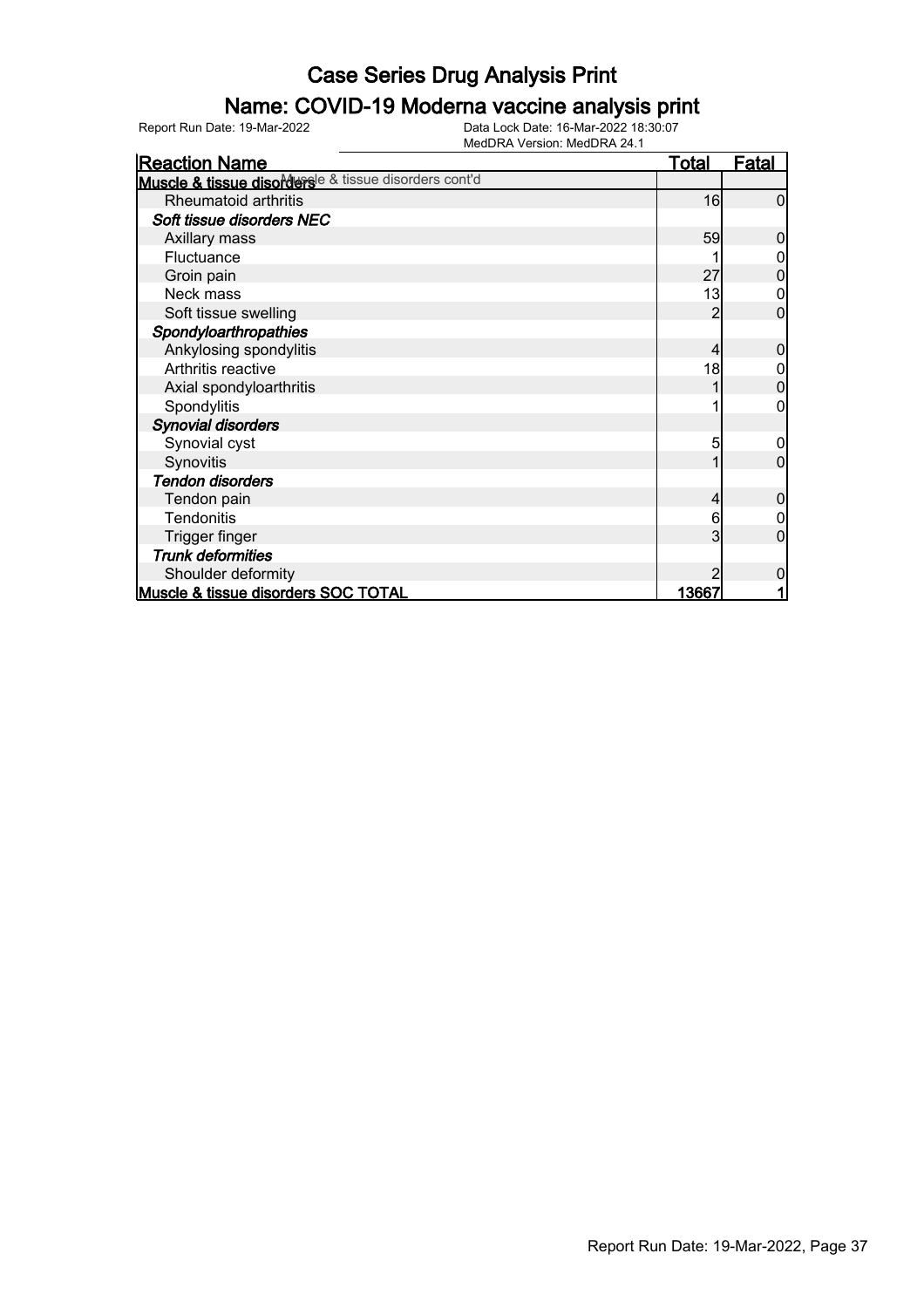# Case Series Drug Analysis Print

## Name: COVID-19 Moderna vaccine analysis print

Report Run Date: 19-Mar-2022

Data Lock Date: 16-Mar-2022 18:30:07

MedDRA Version: MedDRA 24.1

| Reaction Name | Total | Fatal |
|---|---|---|
| **Muscle & tissue disorders** Muscle & tissue disorders cont'd | | |
| Rheumatoid arthritis | 16 | 0 |
| ***Soft tissue disorders NEC*** | | |
| Axillary mass | 59 | 0 |
| Fluctuance | 1 | 0 |
| Groin pain | 27 | 0 |
| Neck mass | 13 | 0 |
| Soft tissue swelling | 2 | 0 |
| ***Spondyloarthropathies*** | | |
| Ankylosing spondylitis | 4 | 0 |
| Arthritis reactive | 18 | 0 |
| Axial spondyloarthritis | 1 | 0 |
| Spondylitis | 1 | 0 |
| ***Synovial disorders*** | | |
| Synovial cyst | 5 | 0 |
| Synovitis | 1 | 0 |
| ***Tendon disorders*** | | |
| Tendon pain | 4 | 0 |
| Tendonitis | 6 | 0 |
| Trigger finger | 3 | 0 |
| ***Trunk deformities*** | | |
| Shoulder deformity | 2 | 0 |
| **Muscle & tissue disorders SOC TOTAL** | **13667** | **1** |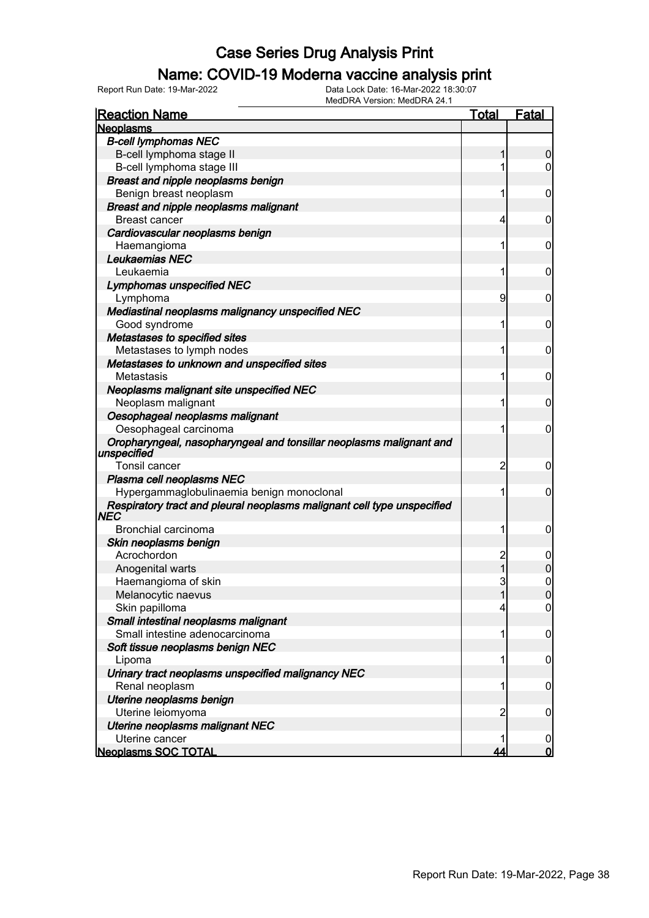# Case Series Drug Analysis Print

## Name: COVID-19 Moderna vaccine analysis print

Report Run Date: 19-Mar-2022    Data Lock Date: 16-Mar-2022 18:30:07
MedDRA Version: MedDRA 24.1

| Reaction Name | Total | Fatal |
|---|---|---|
| **Neoplasms** | | |
| ***B-cell lymphomas NEC*** | | |
| B-cell lymphoma stage II | 1 | 0 |
| B-cell lymphoma stage III | 1 | 0 |
| ***Breast and nipple neoplasms benign*** | | |
| Benign breast neoplasm | 1 | 0 |
| ***Breast and nipple neoplasms malignant*** | | |
| Breast cancer | 4 | 0 |
| ***Cardiovascular neoplasms benign*** | | |
| Haemangioma | 1 | 0 |
| ***Leukaemias NEC*** | | |
| Leukaemia | 1 | 0 |
| ***Lymphomas unspecified NEC*** | | |
| Lymphoma | 9 | 0 |
| ***Mediastinal neoplasms malignancy unspecified NEC*** | | |
| Good syndrome | 1 | 0 |
| ***Metastases to specified sites*** | | |
| Metastases to lymph nodes | 1 | 0 |
| ***Metastases to unknown and unspecified sites*** | | |
| Metastasis | 1 | 0 |
| ***Neoplasms malignant site unspecified NEC*** | | |
| Neoplasm malignant | 1 | 0 |
| ***Oesophageal neoplasms malignant*** | | |
| Oesophageal carcinoma | 1 | 0 |
| ***Oropharyngeal, nasopharyngeal and tonsillar neoplasms malignant and unspecified*** | | |
| Tonsil cancer | 2 | 0 |
| ***Plasma cell neoplasms NEC*** | | |
| Hypergammaglobulinaemia benign monoclonal | 1 | 0 |
| ***Respiratory tract and pleural neoplasms malignant cell type unspecified NEC*** | | |
| Bronchial carcinoma | 1 | 0 |
| ***Skin neoplasms benign*** | | |
| Acrochordon | 2 | 0 |
| Anogenital warts | 1 | 0 |
| Haemangioma of skin | 3 | 0 |
| Melanocytic naevus | 1 | 0 |
| Skin papilloma | 4 | 0 |
| ***Small intestinal neoplasms malignant*** | | |
| Small intestine adenocarcinoma | 1 | 0 |
| ***Soft tissue neoplasms benign NEC*** | | |
| Lipoma | 1 | 0 |
| ***Urinary tract neoplasms unspecified malignancy NEC*** | | |
| Renal neoplasm | 1 | 0 |
| ***Uterine neoplasms benign*** | | |
| Uterine leiomyoma | 2 | 0 |
| ***Uterine neoplasms malignant NEC*** | | |
| Uterine cancer | 1 | 0 |
| **Neoplasms SOC TOTAL** | **44** | **0** |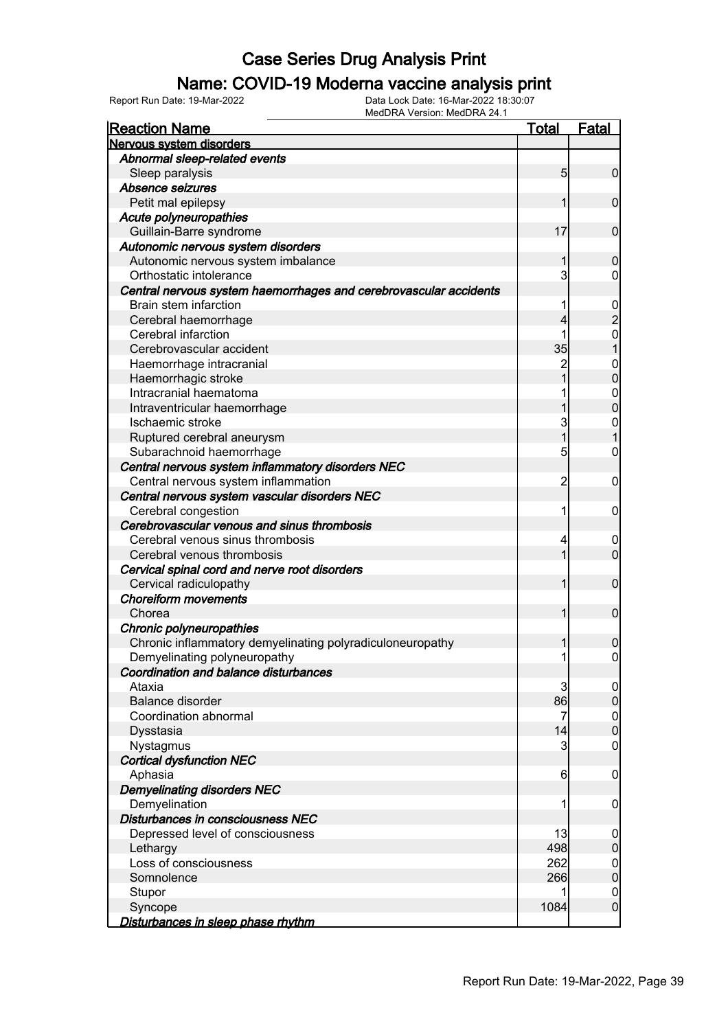# Case Series Drug Analysis Print

## Name: COVID-19 Moderna vaccine analysis print

Report Run Date: 19-Mar-2022    Data Lock Date: 16-Mar-2022 18:30:07
MedDRA Version: MedDRA 24.1

| Reaction Name | Total | Fatal |
|---|---|---|
| **Nervous system disorders** | | |
| ***Abnormal sleep-related events*** | | |
| Sleep paralysis | 5 | 0 |
| ***Absence seizures*** | | |
| Petit mal epilepsy | 1 | 0 |
| ***Acute polyneuropathies*** | | |
| Guillain-Barre syndrome | 17 | 0 |
| ***Autonomic nervous system disorders*** | | |
| Autonomic nervous system imbalance | 1 | 0 |
| Orthostatic intolerance | 3 | 0 |
| ***Central nervous system haemorrhages and cerebrovascular accidents*** | | |
| Brain stem infarction | 1 | 0 |
| Cerebral haemorrhage | 4 | 2 |
| Cerebral infarction | 1 | 0 |
| Cerebrovascular accident | 35 | 1 |
| Haemorrhage intracranial | 2 | 0 |
| Haemorrhagic stroke | 1 | 0 |
| Intracranial haematoma | 1 | 0 |
| Intraventricular haemorrhage | 1 | 0 |
| Ischaemic stroke | 3 | 0 |
| Ruptured cerebral aneurysm | 1 | 1 |
| Subarachnoid haemorrhage | 5 | 0 |
| ***Central nervous system inflammatory disorders NEC*** | | |
| Central nervous system inflammation | 2 | 0 |
| ***Central nervous system vascular disorders NEC*** | | |
| Cerebral congestion | 1 | 0 |
| ***Cerebrovascular venous and sinus thrombosis*** | | |
| Cerebral venous sinus thrombosis | 4 | 0 |
| Cerebral venous thrombosis | 1 | 0 |
| ***Cervical spinal cord and nerve root disorders*** | | |
| Cervical radiculopathy | 1 | 0 |
| ***Choreiform movements*** | | |
| Chorea | 1 | 0 |
| ***Chronic polyneuropathies*** | | |
| Chronic inflammatory demyelinating polyradiculoneuropathy | 1 | 0 |
| Demyelinating polyneuropathy | 1 | 0 |
| ***Coordination and balance disturbances*** | | |
| Ataxia | 3 | 0 |
| Balance disorder | 86 | 0 |
| Coordination abnormal | 7 | 0 |
| Dysstasia | 14 | 0 |
| Nystagmus | 3 | 0 |
| ***Cortical dysfunction NEC*** | | |
| Aphasia | 6 | 0 |
| ***Demyelinating disorders NEC*** | | |
| Demyelination | 1 | 0 |
| ***Disturbances in consciousness NEC*** | | |
| Depressed level of consciousness | 13 | 0 |
| Lethargy | 498 | 0 |
| Loss of consciousness | 262 | 0 |
| Somnolence | 266 | 0 |
| Stupor | 1 | 0 |
| Syncope | 1084 | 0 |
| ***Disturbances in sleep phase rhythm*** | | |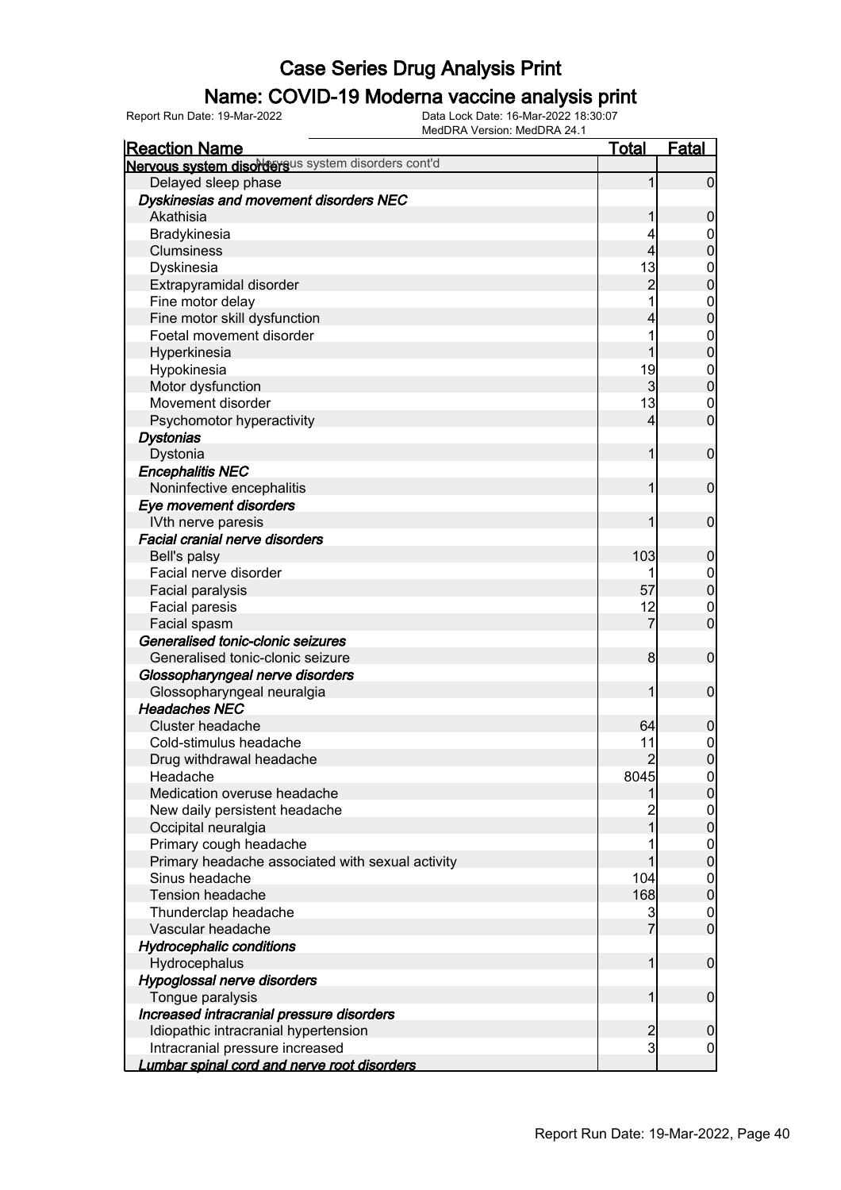# Case Series Drug Analysis Print

## Name: COVID-19 Moderna vaccine analysis print

Report Run Date: 19-Mar-2022    Data Lock Date: 16-Mar-2022 18:30:07
MedDRA Version: MedDRA 24.1

| Reaction Name | Total | Fatal |
|---|---|---|
| **Nervous system disorders** Nervous system disorders cont'd | | |
| Delayed sleep phase | 1 | 0 |
| ***Dyskinesias and movement disorders NEC*** | | |
| Akathisia | 1 | 0 |
| Bradykinesia | 4 | 0 |
| Clumsiness | 4 | 0 |
| Dyskinesia | 13 | 0 |
| Extrapyramidal disorder | 2 | 0 |
| Fine motor delay | 1 | 0 |
| Fine motor skill dysfunction | 4 | 0 |
| Foetal movement disorder | 1 | 0 |
| Hyperkinesia | 1 | 0 |
| Hypokinesia | 19 | 0 |
| Motor dysfunction | 3 | 0 |
| Movement disorder | 13 | 0 |
| Psychomotor hyperactivity | 4 | 0 |
| ***Dystonias*** | | |
| Dystonia | 1 | 0 |
| ***Encephalitis NEC*** | | |
| Noninfective encephalitis | 1 | 0 |
| ***Eye movement disorders*** | | |
| IVth nerve paresis | 1 | 0 |
| ***Facial cranial nerve disorders*** | | |
| Bell's palsy | 103 | 0 |
| Facial nerve disorder | 1 | 0 |
| Facial paralysis | 57 | 0 |
| Facial paresis | 12 | 0 |
| Facial spasm | 7 | 0 |
| ***Generalised tonic-clonic seizures*** | | |
| Generalised tonic-clonic seizure | 8 | 0 |
| ***Glossopharyngeal nerve disorders*** | | |
| Glossopharyngeal neuralgia | 1 | 0 |
| ***Headaches NEC*** | | |
| Cluster headache | 64 | 0 |
| Cold-stimulus headache | 11 | 0 |
| Drug withdrawal headache | 2 | 0 |
| Headache | 8045 | 0 |
| Medication overuse headache | 1 | 0 |
| New daily persistent headache | 2 | 0 |
| Occipital neuralgia | 1 | 0 |
| Primary cough headache | 1 | 0 |
| Primary headache associated with sexual activity | 1 | 0 |
| Sinus headache | 104 | 0 |
| Tension headache | 168 | 0 |
| Thunderclap headache | 3 | 0 |
| Vascular headache | 7 | 0 |
| ***Hydrocephalic conditions*** | | |
| Hydrocephalus | 1 | 0 |
| ***Hypoglossal nerve disorders*** | | |
| Tongue paralysis | 1 | 0 |
| ***Increased intracranial pressure disorders*** | | |
| Idiopathic intracranial hypertension | 2 | 0 |
| Intracranial pressure increased | 3 | 0 |
| ***Lumbar spinal cord and nerve root disorders*** | | |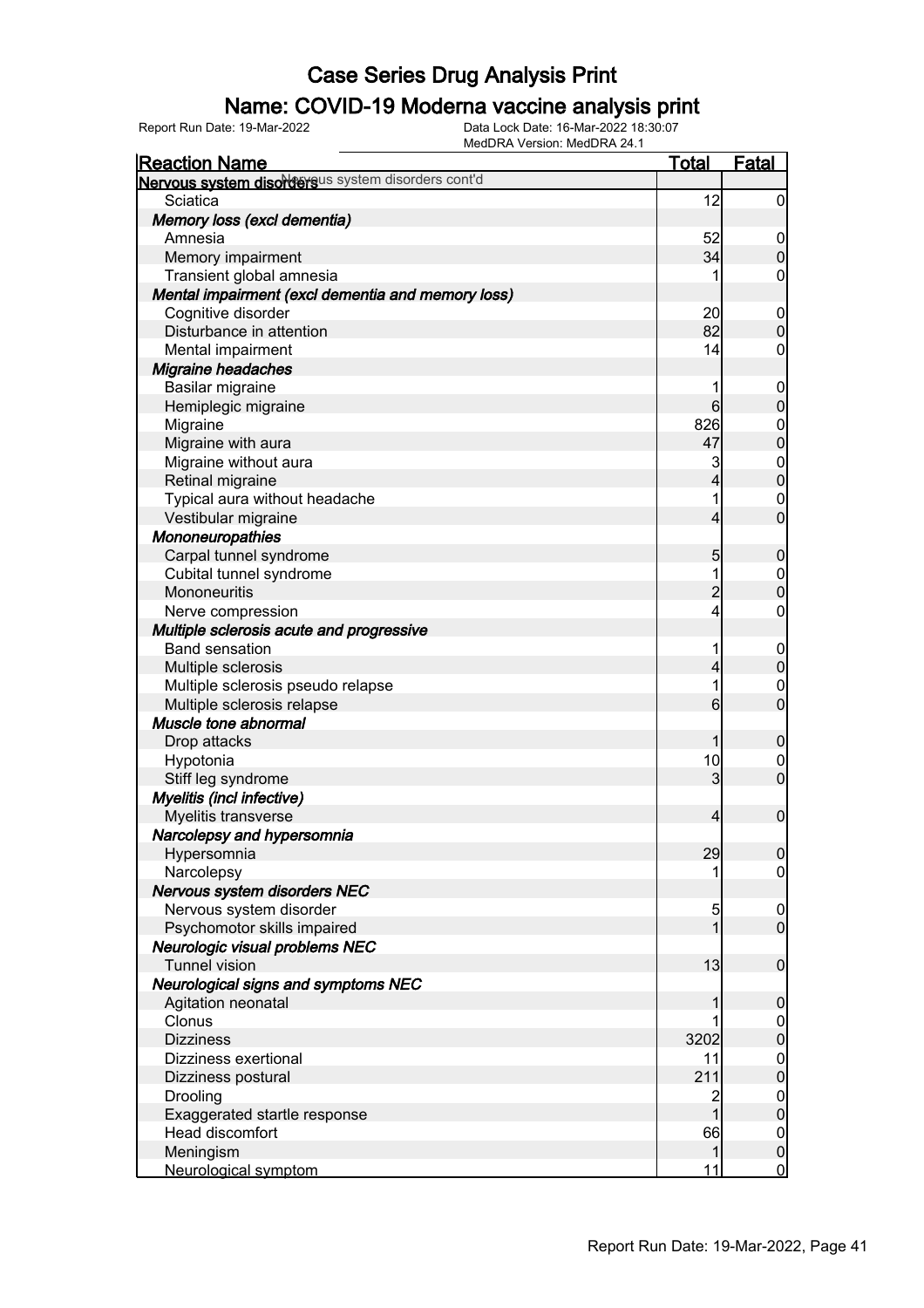# Case Series Drug Analysis Print

## Name: COVID-19 Moderna vaccine analysis print

Report Run Date: 19-Mar-2022    Data Lock Date: 16-Mar-2022 18:30:07
MedDRA Version: MedDRA 24.1

| Reaction Name | Total | Fatal |
|---|---|---|
| **Nervous system disorders** Nervous system disorders cont'd | | |
| Sciatica | 12 | 0 |
| ***Memory loss (excl dementia)*** | | |
| Amnesia | 52 | 0 |
| Memory impairment | 34 | 0 |
| Transient global amnesia | 1 | 0 |
| ***Mental impairment (excl dementia and memory loss)*** | | |
| Cognitive disorder | 20 | 0 |
| Disturbance in attention | 82 | 0 |
| Mental impairment | 14 | 0 |
| ***Migraine headaches*** | | |
| Basilar migraine | 1 | 0 |
| Hemiplegic migraine | 6 | 0 |
| Migraine | 826 | 0 |
| Migraine with aura | 47 | 0 |
| Migraine without aura | 3 | 0 |
| Retinal migraine | 4 | 0 |
| Typical aura without headache | 1 | 0 |
| Vestibular migraine | 4 | 0 |
| ***Mononeuropathies*** | | |
| Carpal tunnel syndrome | 5 | 0 |
| Cubital tunnel syndrome | 1 | 0 |
| Mononeuritis | 2 | 0 |
| Nerve compression | 4 | 0 |
| ***Multiple sclerosis acute and progressive*** | | |
| Band sensation | 1 | 0 |
| Multiple sclerosis | 4 | 0 |
| Multiple sclerosis pseudo relapse | 1 | 0 |
| Multiple sclerosis relapse | 6 | 0 |
| ***Muscle tone abnormal*** | | |
| Drop attacks | 1 | 0 |
| Hypotonia | 10 | 0 |
| Stiff leg syndrome | 3 | 0 |
| ***Myelitis (incl infective)*** | | |
| Myelitis transverse | 4 | 0 |
| ***Narcolepsy and hypersomnia*** | | |
| Hypersomnia | 29 | 0 |
| Narcolepsy | 1 | 0 |
| ***Nervous system disorders NEC*** | | |
| Nervous system disorder | 5 | 0 |
| Psychomotor skills impaired | 1 | 0 |
| ***Neurologic visual problems NEC*** | | |
| Tunnel vision | 13 | 0 |
| ***Neurological signs and symptoms NEC*** | | |
| Agitation neonatal | 1 | 0 |
| Clonus | 1 | 0 |
| Dizziness | 3202 | 0 |
| Dizziness exertional | 11 | 0 |
| Dizziness postural | 211 | 0 |
| Drooling | 2 | 0 |
| Exaggerated startle response | 1 | 0 |
| Head discomfort | 66 | 0 |
| Meningism | 1 | 0 |
| Neurological symptom | 11 | 0 |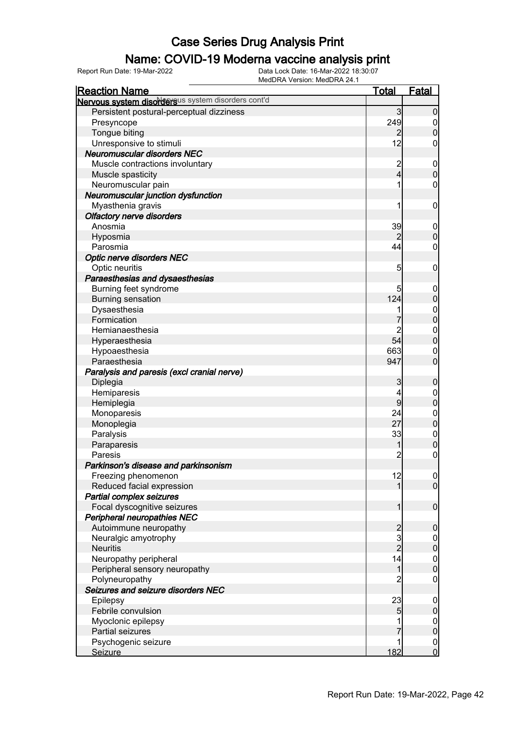# Case Series Drug Analysis Print

## Name: COVID-19 Moderna vaccine analysis print

Report Run Date: 19-Mar-2022    Data Lock Date: 16-Mar-2022 18:30:07
MedDRA Version: MedDRA 24.1

| Reaction Name | Total | Fatal |
|---|---|---|
| **Nervous system disorders** Nervous system disorders cont'd | | |
| Persistent postural-perceptual dizziness | 3 | 0 |
| Presyncope | 249 | 0 |
| Tongue biting | 2 | 0 |
| Unresponsive to stimuli | 12 | 0 |
| ***Neuromuscular disorders NEC*** | | |
| Muscle contractions involuntary | 2 | 0 |
| Muscle spasticity | 4 | 0 |
| Neuromuscular pain | 1 | 0 |
| ***Neuromuscular junction dysfunction*** | | |
| Myasthenia gravis | 1 | 0 |
| ***Olfactory nerve disorders*** | | |
| Anosmia | 39 | 0 |
| Hyposmia | 2 | 0 |
| Parosmia | 44 | 0 |
| ***Optic nerve disorders NEC*** | | |
| Optic neuritis | 5 | 0 |
| ***Paraesthesias and dysaesthesias*** | | |
| Burning feet syndrome | 5 | 0 |
| Burning sensation | 124 | 0 |
| Dysaesthesia | 1 | 0 |
| Formication | 7 | 0 |
| Hemianaesthesia | 2 | 0 |
| Hyperaesthesia | 54 | 0 |
| Hypoaesthesia | 663 | 0 |
| Paraesthesia | 947 | 0 |
| ***Paralysis and paresis (excl cranial nerve)*** | | |
| Diplegia | 3 | 0 |
| Hemiparesis | 4 | 0 |
| Hemiplegia | 9 | 0 |
| Monoparesis | 24 | 0 |
| Monoplegia | 27 | 0 |
| Paralysis | 33 | 0 |
| Paraparesis | 1 | 0 |
| Paresis | 2 | 0 |
| ***Parkinson's disease and parkinsonism*** | | |
| Freezing phenomenon | 12 | 0 |
| Reduced facial expression | 1 | 0 |
| ***Partial complex seizures*** | | |
| Focal dyscognitive seizures | 1 | 0 |
| ***Peripheral neuropathies NEC*** | | |
| Autoimmune neuropathy | 2 | 0 |
| Neuralgic amyotrophy | 3 | 0 |
| Neuritis | 2 | 0 |
| Neuropathy peripheral | 14 | 0 |
| Peripheral sensory neuropathy | 1 | 0 |
| Polyneuropathy | 2 | 0 |
| ***Seizures and seizure disorders NEC*** | | |
| Epilepsy | 23 | 0 |
| Febrile convulsion | 5 | 0 |
| Myoclonic epilepsy | 1 | 0 |
| Partial seizures | 7 | 0 |
| Psychogenic seizure | 1 | 0 |
| Seizure | 182 | 0 |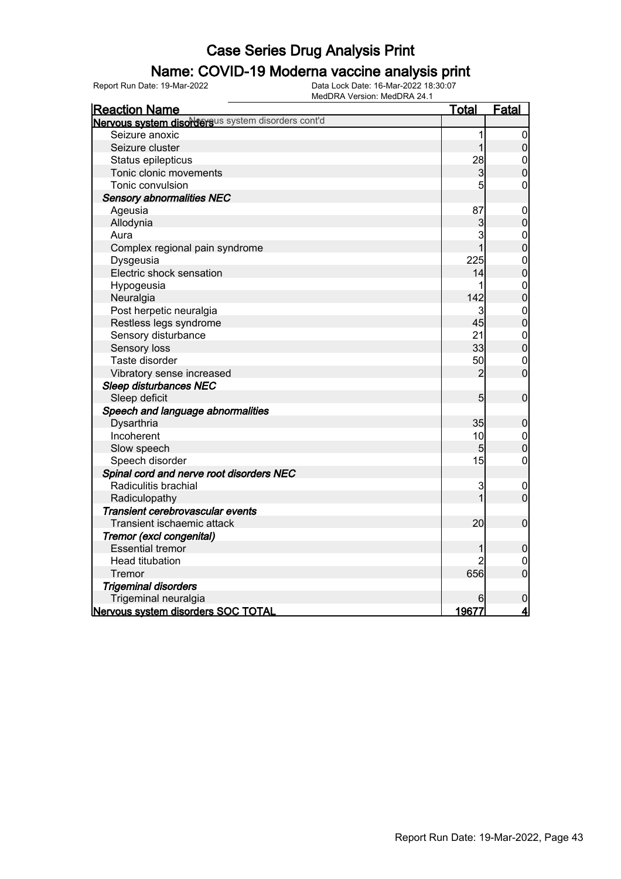# Case Series Drug Analysis Print

## Name: COVID-19 Moderna vaccine analysis print

Report Run Date: 19-Mar-2022
Data Lock Date: 16-Mar-2022 18:30:07
MedDRA Version: MedDRA 24.1

| Reaction Name | Total | Fatal |
|---|---|---|
| **Nervous system disorders** Nervous system disorders cont'd | | |
| Seizure anoxic | 1 | 0 |
| Seizure cluster | 1 | 0 |
| Status epilepticus | 28 | 0 |
| Tonic clonic movements | 3 | 0 |
| Tonic convulsion | 5 | 0 |
| ***Sensory abnormalities NEC*** | | |
| Ageusia | 87 | 0 |
| Allodynia | 3 | 0 |
| Aura | 3 | 0 |
| Complex regional pain syndrome | 1 | 0 |
| Dysgeusia | 225 | 0 |
| Electric shock sensation | 14 | 0 |
| Hypogeusia | 1 | 0 |
| Neuralgia | 142 | 0 |
| Post herpetic neuralgia | 3 | 0 |
| Restless legs syndrome | 45 | 0 |
| Sensory disturbance | 21 | 0 |
| Sensory loss | 33 | 0 |
| Taste disorder | 50 | 0 |
| Vibratory sense increased | 2 | 0 |
| ***Sleep disturbances NEC*** | | |
| Sleep deficit | 5 | 0 |
| ***Speech and language abnormalities*** | | |
| Dysarthria | 35 | 0 |
| Incoherent | 10 | 0 |
| Slow speech | 5 | 0 |
| Speech disorder | 15 | 0 |
| ***Spinal cord and nerve root disorders NEC*** | | |
| Radiculitis brachial | 3 | 0 |
| Radiculopathy | 1 | 0 |
| ***Transient cerebrovascular events*** | | |
| Transient ischaemic attack | 20 | 0 |
| ***Tremor (excl congenital)*** | | |
| Essential tremor | 1 | 0 |
| Head titubation | 2 | 0 |
| Tremor | 656 | 0 |
| ***Trigeminal disorders*** | | |
| Trigeminal neuralgia | 6 | 0 |
| **Nervous system disorders SOC TOTAL** | **19677** | **4** |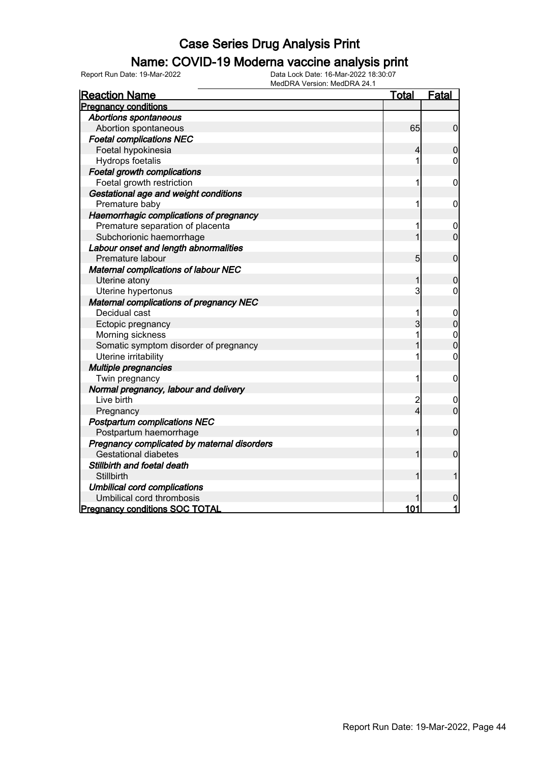# Case Series Drug Analysis Print

## Name: COVID-19 Moderna vaccine analysis print

Report Run Date: 19-Mar-2022 | Data Lock Date: 16-Mar-2022 18:30:07 | MedDRA Version: MedDRA 24.1

| Reaction Name | Total | Fatal |
|---|---|---|
| **Pregnancy conditions** | | |
| ***Abortions spontaneous*** | | |
| Abortion spontaneous | 65 | 0 |
| ***Foetal complications NEC*** | | |
| Foetal hypokinesia | 4 | 0 |
| Hydrops foetalis | 1 | 0 |
| ***Foetal growth complications*** | | |
| Foetal growth restriction | 1 | 0 |
| ***Gestational age and weight conditions*** | | |
| Premature baby | 1 | 0 |
| ***Haemorrhagic complications of pregnancy*** | | |
| Premature separation of placenta | 1 | 0 |
| Subchorionic haemorrhage | 1 | 0 |
| ***Labour onset and length abnormalities*** | | |
| Premature labour | 5 | 0 |
| ***Maternal complications of labour NEC*** | | |
| Uterine atony | 1 | 0 |
| Uterine hypertonus | 3 | 0 |
| ***Maternal complications of pregnancy NEC*** | | |
| Decidual cast | 1 | 0 |
| Ectopic pregnancy | 3 | 0 |
| Morning sickness | 1 | 0 |
| Somatic symptom disorder of pregnancy | 1 | 0 |
| Uterine irritability | 1 | 0 |
| ***Multiple pregnancies*** | | |
| Twin pregnancy | 1 | 0 |
| ***Normal pregnancy, labour and delivery*** | | |
| Live birth | 2 | 0 |
| Pregnancy | 4 | 0 |
| ***Postpartum complications NEC*** | | |
| Postpartum haemorrhage | 1 | 0 |
| ***Pregnancy complicated by maternal disorders*** | | |
| Gestational diabetes | 1 | 0 |
| ***Stillbirth and foetal death*** | | |
| Stillbirth | 1 | 1 |
| ***Umbilical cord complications*** | | |
| Umbilical cord thrombosis | 1 | 0 |
| **Pregnancy conditions SOC TOTAL** | **101** | **1** |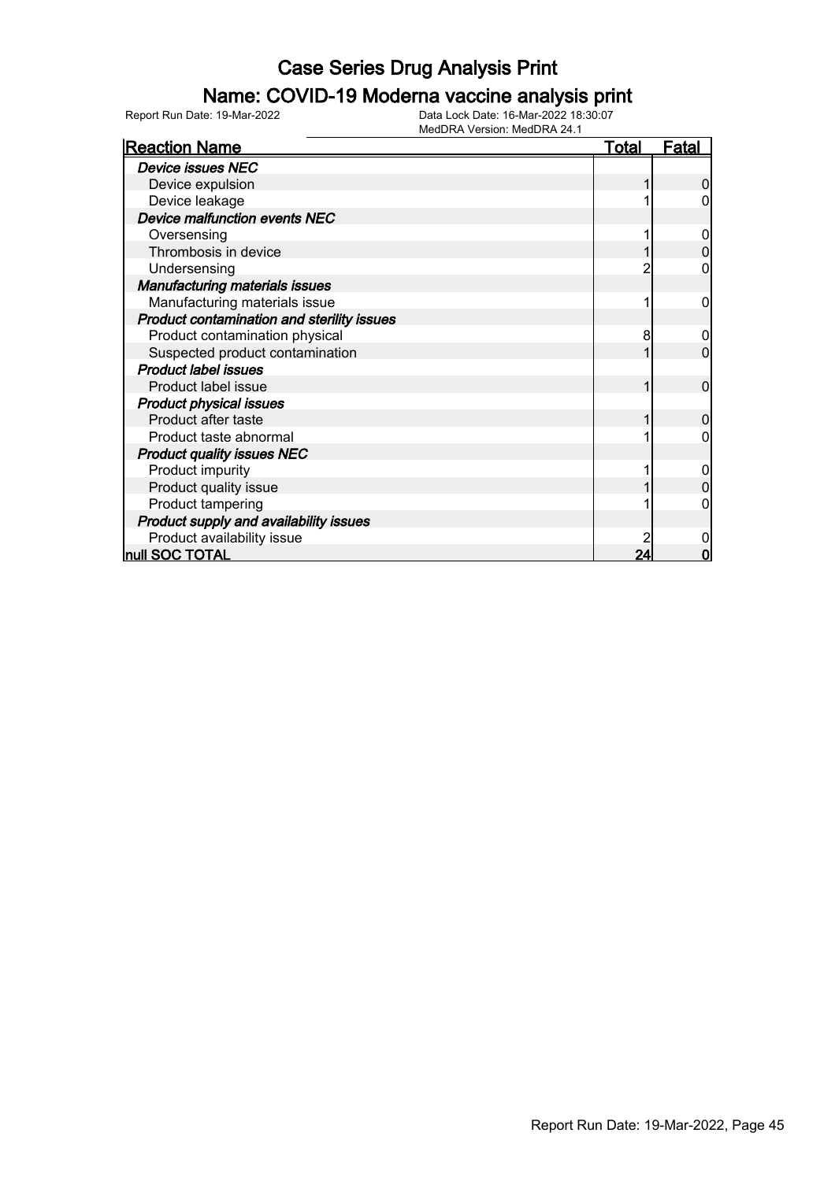# Case Series Drug Analysis Print

## Name: COVID-19 Moderna vaccine analysis print

Report Run Date: 19-Mar-2022 | Data Lock Date: 16-Mar-2022 18:30:07
MedDRA Version: MedDRA 24.1

| Reaction Name | Total | Fatal |
|---|---|---|
| ***Device issues NEC*** | | |
| Device expulsion | 1 | 0 |
| Device leakage | 1 | 0 |
| ***Device malfunction events NEC*** | | |
| Oversensing | 1 | 0 |
| Thrombosis in device | 1 | 0 |
| Undersensing | 2 | 0 |
| ***Manufacturing materials issues*** | | |
| Manufacturing materials issue | 1 | 0 |
| ***Product contamination and sterility issues*** | | |
| Product contamination physical | 8 | 0 |
| Suspected product contamination | 1 | 0 |
| ***Product label issues*** | | |
| Product label issue | 1 | 0 |
| ***Product physical issues*** | | |
| Product after taste | 1 | 0 |
| Product taste abnormal | 1 | 0 |
| ***Product quality issues NEC*** | | |
| Product impurity | 1 | 0 |
| Product quality issue | 1 | 0 |
| Product tampering | 1 | 0 |
| ***Product supply and availability issues*** | | |
| Product availability issue | 2 | 0 |
| **null SOC TOTAL** | **24** | **0** |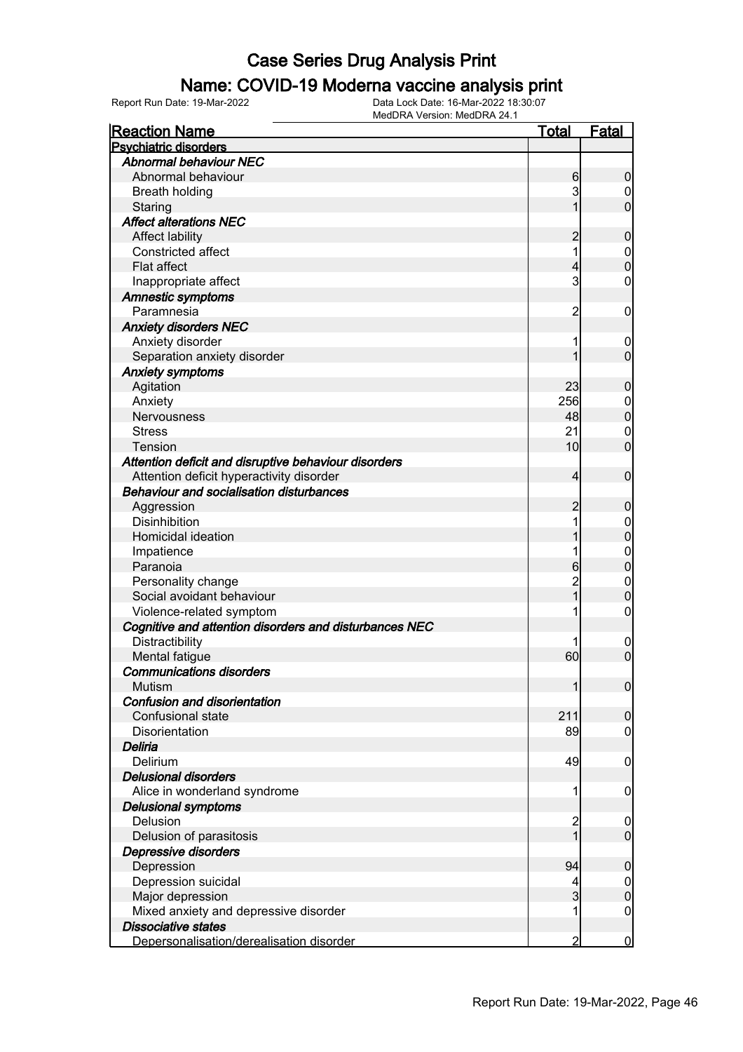# Case Series Drug Analysis Print

## Name: COVID-19 Moderna vaccine analysis print

Report Run Date: 19-Mar-2022
Data Lock Date: 16-Mar-2022 18:30:07
MedDRA Version: MedDRA 24.1

| Reaction Name | Total | Fatal |
|---|---|---|
| **Psychiatric disorders** | | |
| ***Abnormal behaviour NEC*** | | |
| Abnormal behaviour | 6 | 0 |
| Breath holding | 3 | 0 |
| Staring | 1 | 0 |
| ***Affect alterations NEC*** | | |
| Affect lability | 2 | 0 |
| Constricted affect | 1 | 0 |
| Flat affect | 4 | 0 |
| Inappropriate affect | 3 | 0 |
| ***Amnestic symptoms*** | | |
| Paramnesia | 2 | 0 |
| ***Anxiety disorders NEC*** | | |
| Anxiety disorder | 1 | 0 |
| Separation anxiety disorder | 1 | 0 |
| ***Anxiety symptoms*** | | |
| Agitation | 23 | 0 |
| Anxiety | 256 | 0 |
| Nervousness | 48 | 0 |
| Stress | 21 | 0 |
| Tension | 10 | 0 |
| ***Attention deficit and disruptive behaviour disorders*** | | |
| Attention deficit hyperactivity disorder | 4 | 0 |
| ***Behaviour and socialisation disturbances*** | | |
| Aggression | 2 | 0 |
| Disinhibition | 1 | 0 |
| Homicidal ideation | 1 | 0 |
| Impatience | 1 | 0 |
| Paranoia | 6 | 0 |
| Personality change | 2 | 0 |
| Social avoidant behaviour | 1 | 0 |
| Violence-related symptom | 1 | 0 |
| ***Cognitive and attention disorders and disturbances NEC*** | | |
| Distractibility | 1 | 0 |
| Mental fatigue | 60 | 0 |
| ***Communications disorders*** | | |
| Mutism | 1 | 0 |
| ***Confusion and disorientation*** | | |
| Confusional state | 211 | 0 |
| Disorientation | 89 | 0 |
| ***Deliria*** | | |
| Delirium | 49 | 0 |
| ***Delusional disorders*** | | |
| Alice in wonderland syndrome | 1 | 0 |
| ***Delusional symptoms*** | | |
| Delusion | 2 | 0 |
| Delusion of parasitosis | 1 | 0 |
| ***Depressive disorders*** | | |
| Depression | 94 | 0 |
| Depression suicidal | 4 | 0 |
| Major depression | 3 | 0 |
| Mixed anxiety and depressive disorder | 1 | 0 |
| ***Dissociative states*** | | |
| Depersonalisation/derealisation disorder | 2 | 0 |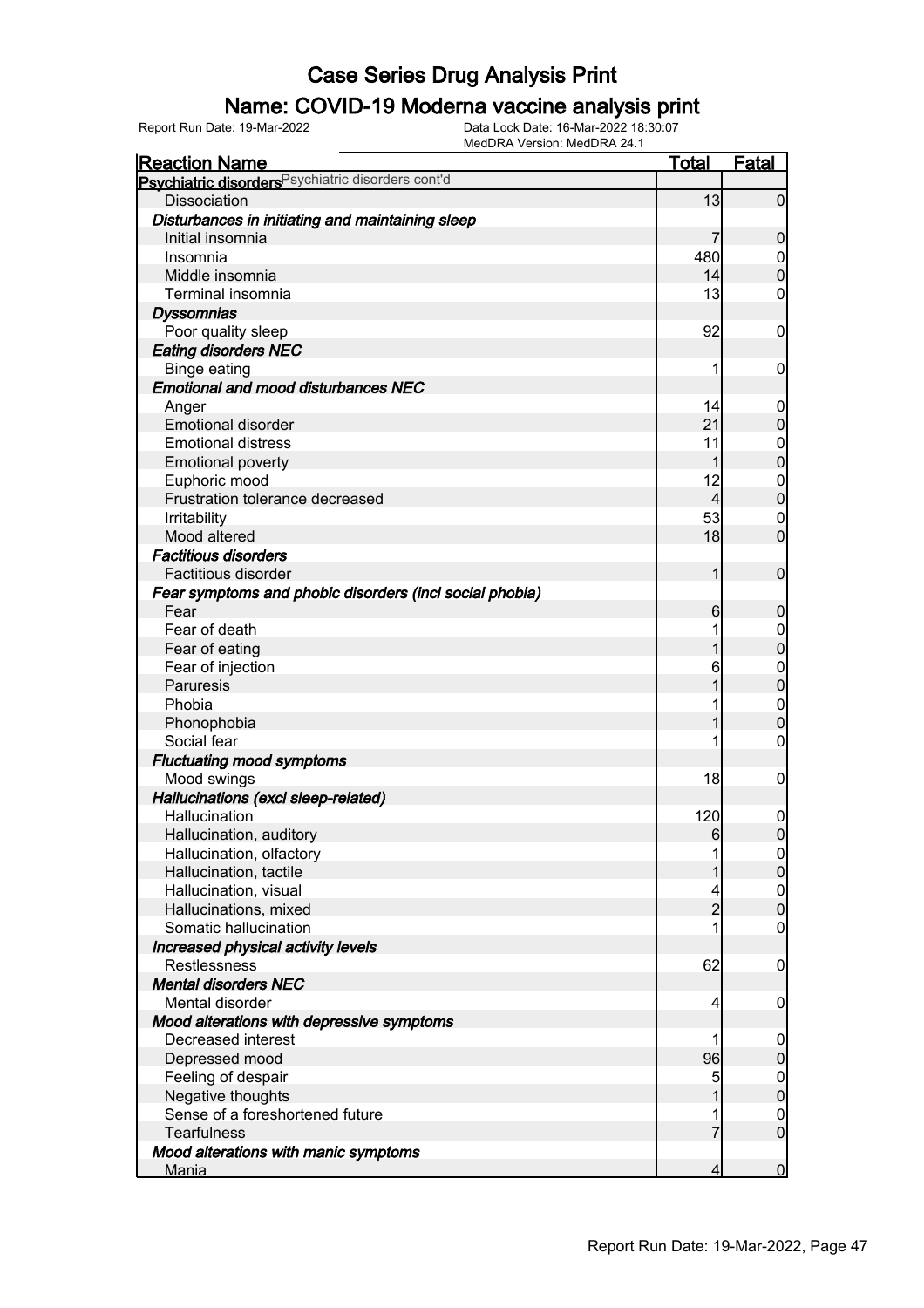# Case Series Drug Analysis Print

## Name: COVID-19 Moderna vaccine analysis print

Report Run Date: 19-Mar-2022    Data Lock Date: 16-Mar-2022 18:30:07
MedDRA Version: MedDRA 24.1

| Reaction Name | Total | Fatal |
|---|---|---|
| **Psychiatric disorders** Psychiatric disorders cont'd | | |
| Dissociation | 13 | 0 |
| ***Disturbances in initiating and maintaining sleep*** | | |
| Initial insomnia | 7 | 0 |
| Insomnia | 480 | 0 |
| Middle insomnia | 14 | 0 |
| Terminal insomnia | 13 | 0 |
| ***Dyssomnias*** | | |
| Poor quality sleep | 92 | 0 |
| ***Eating disorders NEC*** | | |
| Binge eating | 1 | 0 |
| ***Emotional and mood disturbances NEC*** | | |
| Anger | 14 | 0 |
| Emotional disorder | 21 | 0 |
| Emotional distress | 11 | 0 |
| Emotional poverty | 1 | 0 |
| Euphoric mood | 12 | 0 |
| Frustration tolerance decreased | 4 | 0 |
| Irritability | 53 | 0 |
| Mood altered | 18 | 0 |
| ***Factitious disorders*** | | |
| Factitious disorder | 1 | 0 |
| ***Fear symptoms and phobic disorders (incl social phobia)*** | | |
| Fear | 6 | 0 |
| Fear of death | 1 | 0 |
| Fear of eating | 1 | 0 |
| Fear of injection | 6 | 0 |
| Paruresis | 1 | 0 |
| Phobia | 1 | 0 |
| Phonophobia | 1 | 0 |
| Social fear | 1 | 0 |
| ***Fluctuating mood symptoms*** | | |
| Mood swings | 18 | 0 |
| ***Hallucinations (excl sleep-related)*** | | |
| Hallucination | 120 | 0 |
| Hallucination, auditory | 6 | 0 |
| Hallucination, olfactory | 1 | 0 |
| Hallucination, tactile | 1 | 0 |
| Hallucination, visual | 4 | 0 |
| Hallucinations, mixed | 2 | 0 |
| Somatic hallucination | 1 | 0 |
| ***Increased physical activity levels*** | | |
| Restlessness | 62 | 0 |
| ***Mental disorders NEC*** | | |
| Mental disorder | 4 | 0 |
| ***Mood alterations with depressive symptoms*** | | |
| Decreased interest | 1 | 0 |
| Depressed mood | 96 | 0 |
| Feeling of despair | 5 | 0 |
| Negative thoughts | 1 | 0 |
| Sense of a foreshortened future | 1 | 0 |
| Tearfulness | 7 | 0 |
| ***Mood alterations with manic symptoms*** | | |
| Mania | 4 | 0 |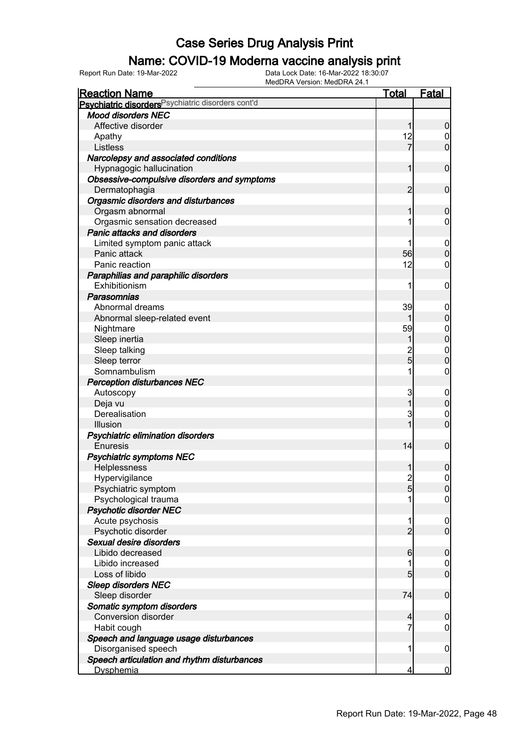# Case Series Drug Analysis Print

## Name: COVID-19 Moderna vaccine analysis print

Report Run Date: 19-Mar-2022

Data Lock Date: 16-Mar-2022 18:30:07

MedDRA Version: MedDRA 24.1

| Reaction Name | Total | Fatal |
|---|---|---|
| **Psychiatric disorders** Psychiatric disorders cont'd | | |
| ***Mood disorders NEC*** | | |
| Affective disorder | 1 | 0 |
| Apathy | 12 | 0 |
| Listless | 7 | 0 |
| ***Narcolepsy and associated conditions*** | | |
| Hypnagogic hallucination | 1 | 0 |
| ***Obsessive-compulsive disorders and symptoms*** | | |
| Dermatophagia | 2 | 0 |
| ***Orgasmic disorders and disturbances*** | | |
| Orgasm abnormal | 1 | 0 |
| Orgasmic sensation decreased | 1 | 0 |
| ***Panic attacks and disorders*** | | |
| Limited symptom panic attack | 1 | 0 |
| Panic attack | 56 | 0 |
| Panic reaction | 12 | 0 |
| ***Paraphilias and paraphilic disorders*** | | |
| Exhibitionism | 1 | 0 |
| ***Parasomnias*** | | |
| Abnormal dreams | 39 | 0 |
| Abnormal sleep-related event | 1 | 0 |
| Nightmare | 59 | 0 |
| Sleep inertia | 1 | 0 |
| Sleep talking | 2 | 0 |
| Sleep terror | 5 | 0 |
| Somnambulism | 1 | 0 |
| ***Perception disturbances NEC*** | | |
| Autoscopy | 3 | 0 |
| Deja vu | 1 | 0 |
| Derealisation | 3 | 0 |
| Illusion | 1 | 0 |
| ***Psychiatric elimination disorders*** | | |
| Enuresis | 14 | 0 |
| ***Psychiatric symptoms NEC*** | | |
| Helplessness | 1 | 0 |
| Hypervigilance | 2 | 0 |
| Psychiatric symptom | 5 | 0 |
| Psychological trauma | 1 | 0 |
| ***Psychotic disorder NEC*** | | |
| Acute psychosis | 1 | 0 |
| Psychotic disorder | 2 | 0 |
| ***Sexual desire disorders*** | | |
| Libido decreased | 6 | 0 |
| Libido increased | 1 | 0 |
| Loss of libido | 5 | 0 |
| ***Sleep disorders NEC*** | | |
| Sleep disorder | 74 | 0 |
| ***Somatic symptom disorders*** | | |
| Conversion disorder | 4 | 0 |
| Habit cough | 7 | 0 |
| ***Speech and language usage disturbances*** | | |
| Disorganised speech | 1 | 0 |
| ***Speech articulation and rhythm disturbances*** | | |
| Dysphemia | 4 | 0 |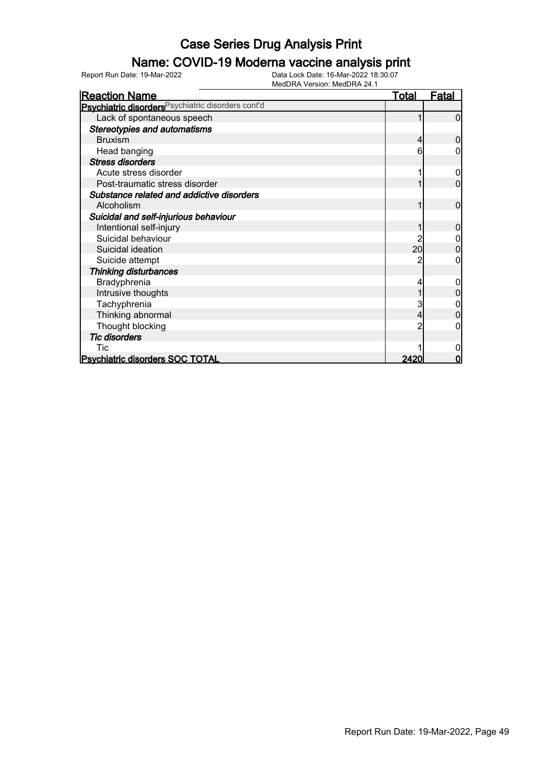# Case Series Drug Analysis Print

## Name: COVID-19 Moderna vaccine analysis print

Report Run Date: 19-Mar-2022

Data Lock Date: 16-Mar-2022 18:30:07
MedDRA Version: MedDRA 24.1

| Reaction Name | Total | Fatal |
|---|---|---|
| **Psychiatric disorders** Psychiatric disorders cont'd | | |
| Lack of spontaneous speech | 1 | 0 |
| ***Stereotypies and automatisms*** | | |
| Bruxism | 4 | 0 |
| Head banging | 6 | 0 |
| ***Stress disorders*** | | |
| Acute stress disorder | 1 | 0 |
| Post-traumatic stress disorder | 1 | 0 |
| ***Substance related and addictive disorders*** | | |
| Alcoholism | 1 | 0 |
| ***Suicidal and self-injurious behaviour*** | | |
| Intentional self-injury | 1 | 0 |
| Suicidal behaviour | 2 | 0 |
| Suicidal ideation | 20 | 0 |
| Suicide attempt | 2 | 0 |
| ***Thinking disturbances*** | | |
| Bradyphrenia | 4 | 0 |
| Intrusive thoughts | 1 | 0 |
| Tachyphrenia | 3 | 0 |
| Thinking abnormal | 4 | 0 |
| Thought blocking | 2 | 0 |
| ***Tic disorders*** | | |
| Tic | 1 | 0 |
| **Psychiatric disorders SOC TOTAL** | **2420** | **0** |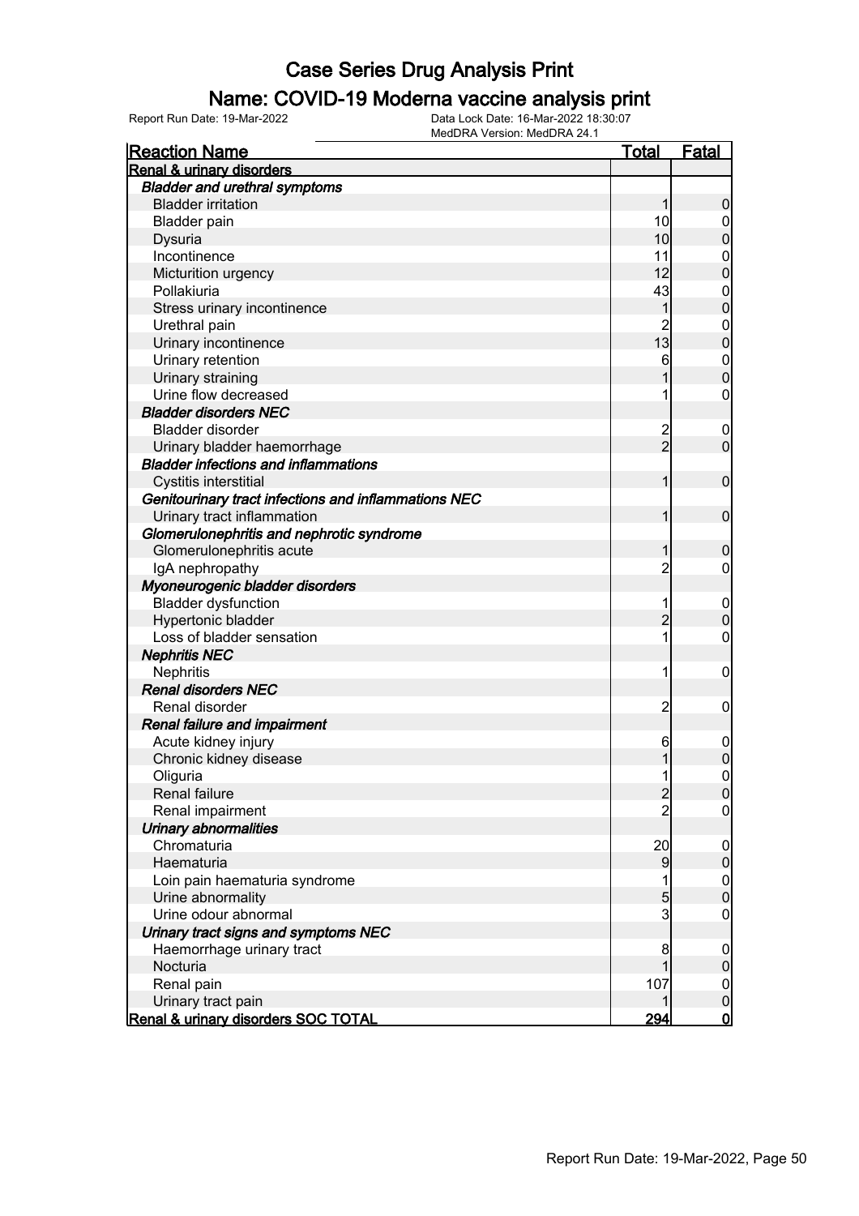# Case Series Drug Analysis Print

## Name: COVID-19 Moderna vaccine analysis print

Report Run Date: 19-Mar-2022 | Data Lock Date: 16-Mar-2022 18:30:07 | MedDRA Version: MedDRA 24.1

| Reaction Name | Total | Fatal |
|---|---|---|
| **Renal & urinary disorders** | | |
| ***Bladder and urethral symptoms*** | | |
| Bladder irritation | 1 | 0 |
| Bladder pain | 10 | 0 |
| Dysuria | 10 | 0 |
| Incontinence | 11 | 0 |
| Micturition urgency | 12 | 0 |
| Pollakiuria | 43 | 0 |
| Stress urinary incontinence | 1 | 0 |
| Urethral pain | 2 | 0 |
| Urinary incontinence | 13 | 0 |
| Urinary retention | 6 | 0 |
| Urinary straining | 1 | 0 |
| Urine flow decreased | 1 | 0 |
| ***Bladder disorders NEC*** | | |
| Bladder disorder | 2 | 0 |
| Urinary bladder haemorrhage | 2 | 0 |
| ***Bladder infections and inflammations*** | | |
| Cystitis interstitial | 1 | 0 |
| ***Genitourinary tract infections and inflammations NEC*** | | |
| Urinary tract inflammation | 1 | 0 |
| ***Glomerulonephritis and nephrotic syndrome*** | | |
| Glomerulonephritis acute | 1 | 0 |
| IgA nephropathy | 2 | 0 |
| ***Myoneurogenic bladder disorders*** | | |
| Bladder dysfunction | 1 | 0 |
| Hypertonic bladder | 2 | 0 |
| Loss of bladder sensation | 1 | 0 |
| ***Nephritis NEC*** | | |
| Nephritis | 1 | 0 |
| ***Renal disorders NEC*** | | |
| Renal disorder | 2 | 0 |
| ***Renal failure and impairment*** | | |
| Acute kidney injury | 6 | 0 |
| Chronic kidney disease | 1 | 0 |
| Oliguria | 1 | 0 |
| Renal failure | 2 | 0 |
| Renal impairment | 2 | 0 |
| ***Urinary abnormalities*** | | |
| Chromaturia | 20 | 0 |
| Haematuria | 9 | 0 |
| Loin pain haematuria syndrome | 1 | 0 |
| Urine abnormality | 5 | 0 |
| Urine odour abnormal | 3 | 0 |
| ***Urinary tract signs and symptoms NEC*** | | |
| Haemorrhage urinary tract | 8 | 0 |
| Nocturia | 1 | 0 |
| Renal pain | 107 | 0 |
| Urinary tract pain | 1 | 0 |
| **Renal & urinary disorders SOC TOTAL** | **294** | **0** |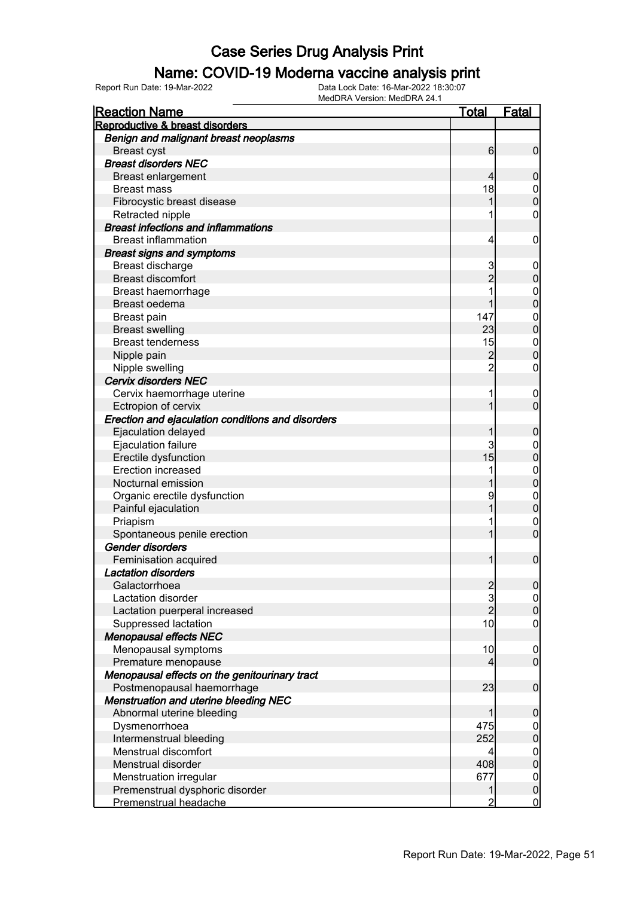# Case Series Drug Analysis Print

## Name: COVID-19 Moderna vaccine analysis print

Report Run Date: 19-Mar-2022    Data Lock Date: 16-Mar-2022 18:30:07
MedDRA Version: MedDRA 24.1

| Reaction Name | Total | Fatal |
|---|---|---|
| **Reproductive & breast disorders** | | |
| ***Benign and malignant breast neoplasms*** | | |
| Breast cyst | 6 | 0 |
| ***Breast disorders NEC*** | | |
| Breast enlargement | 4 | 0 |
| Breast mass | 18 | 0 |
| Fibrocystic breast disease | 1 | 0 |
| Retracted nipple | 1 | 0 |
| ***Breast infections and inflammations*** | | |
| Breast inflammation | 4 | 0 |
| ***Breast signs and symptoms*** | | |
| Breast discharge | 3 | 0 |
| Breast discomfort | 2 | 0 |
| Breast haemorrhage | 1 | 0 |
| Breast oedema | 1 | 0 |
| Breast pain | 147 | 0 |
| Breast swelling | 23 | 0 |
| Breast tenderness | 15 | 0 |
| Nipple pain | 2 | 0 |
| Nipple swelling | 2 | 0 |
| ***Cervix disorders NEC*** | | |
| Cervix haemorrhage uterine | 1 | 0 |
| Ectropion of cervix | 1 | 0 |
| ***Erection and ejaculation conditions and disorders*** | | |
| Ejaculation delayed | 1 | 0 |
| Ejaculation failure | 3 | 0 |
| Erectile dysfunction | 15 | 0 |
| Erection increased | 1 | 0 |
| Nocturnal emission | 1 | 0 |
| Organic erectile dysfunction | 9 | 0 |
| Painful ejaculation | 1 | 0 |
| Priapism | 1 | 0 |
| Spontaneous penile erection | 1 | 0 |
| ***Gender disorders*** | | |
| Feminisation acquired | 1 | 0 |
| ***Lactation disorders*** | | |
| Galactorrhoea | 2 | 0 |
| Lactation disorder | 3 | 0 |
| Lactation puerperal increased | 2 | 0 |
| Suppressed lactation | 10 | 0 |
| ***Menopausal effects NEC*** | | |
| Menopausal symptoms | 10 | 0 |
| Premature menopause | 4 | 0 |
| ***Menopausal effects on the genitourinary tract*** | | |
| Postmenopausal haemorrhage | 23 | 0 |
| ***Menstruation and uterine bleeding NEC*** | | |
| Abnormal uterine bleeding | 1 | 0 |
| Dysmenorrhoea | 475 | 0 |
| Intermenstrual bleeding | 252 | 0 |
| Menstrual discomfort | 4 | 0 |
| Menstrual disorder | 408 | 0 |
| Menstruation irregular | 677 | 0 |
| Premenstrual dysphoric disorder | 1 | 0 |
| Premenstrual headache | 2 | 0 |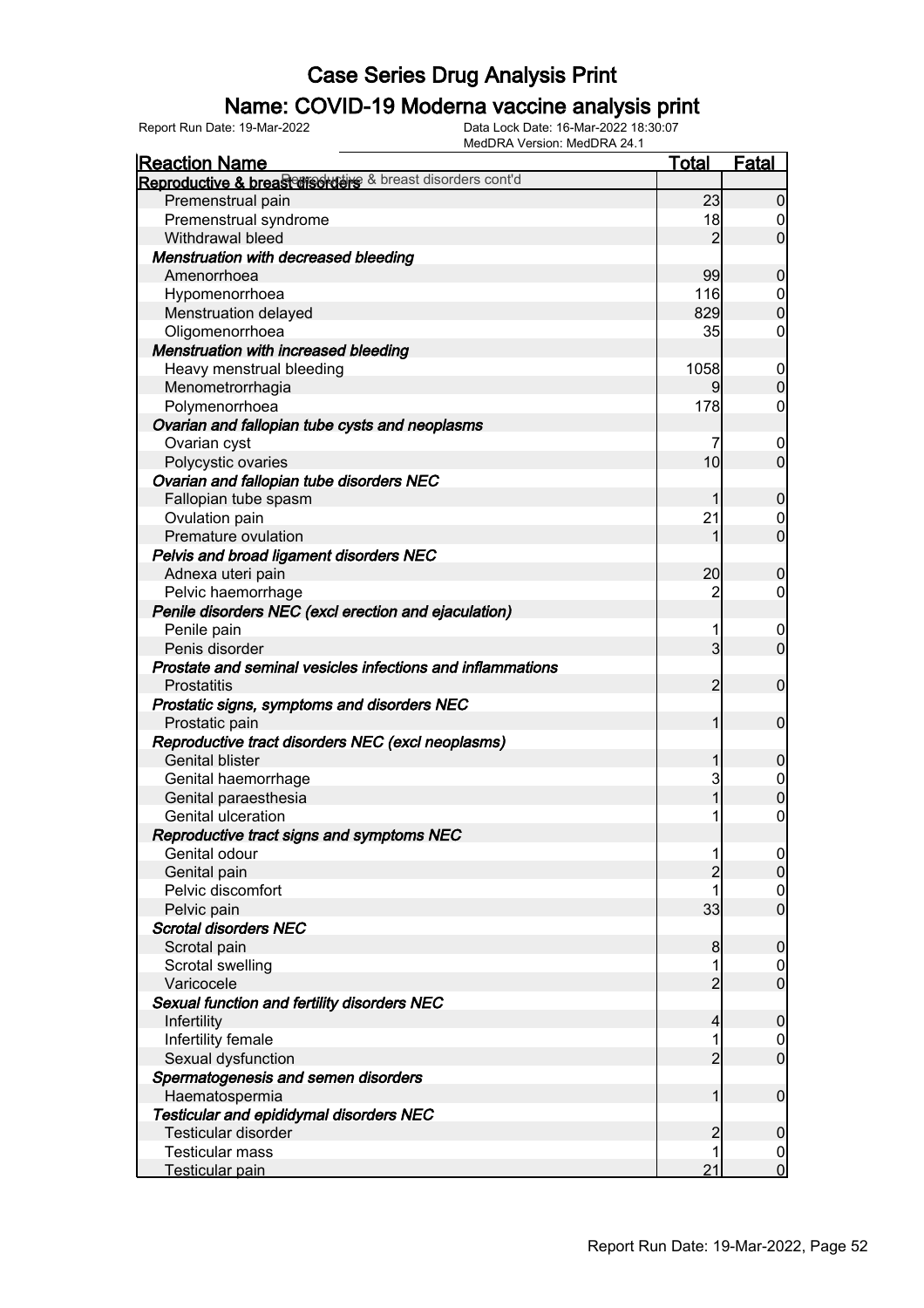# Case Series Drug Analysis Print

## Name: COVID-19 Moderna vaccine analysis print

Report Run Date: 19-Mar-2022    Data Lock Date: 16-Mar-2022 18:30:07
MedDRA Version: MedDRA 24.1

| Reaction Name | Total | Fatal |
|---|---|---|
| **Reproductive & breast disorders cont'd** | | |
| Premenstrual pain | 23 | 0 |
| Premenstrual syndrome | 18 | 0 |
| Withdrawal bleed | 2 | 0 |
| ***Menstruation with decreased bleeding*** | | |
| Amenorrhoea | 99 | 0 |
| Hypomenorrhoea | 116 | 0 |
| Menstruation delayed | 829 | 0 |
| Oligomenorrhoea | 35 | 0 |
| ***Menstruation with increased bleeding*** | | |
| Heavy menstrual bleeding | 1058 | 0 |
| Menometrorrhagia | 9 | 0 |
| Polymenorrhoea | 178 | 0 |
| ***Ovarian and fallopian tube cysts and neoplasms*** | | |
| Ovarian cyst | 7 | 0 |
| Polycystic ovaries | 10 | 0 |
| ***Ovarian and fallopian tube disorders NEC*** | | |
| Fallopian tube spasm | 1 | 0 |
| Ovulation pain | 21 | 0 |
| Premature ovulation | 1 | 0 |
| ***Pelvis and broad ligament disorders NEC*** | | |
| Adnexa uteri pain | 20 | 0 |
| Pelvic haemorrhage | 2 | 0 |
| ***Penile disorders NEC (excl erection and ejaculation)*** | | |
| Penile pain | 1 | 0 |
| Penis disorder | 3 | 0 |
| ***Prostate and seminal vesicles infections and inflammations*** | | |
| Prostatitis | 2 | 0 |
| ***Prostatic signs, symptoms and disorders NEC*** | | |
| Prostatic pain | 1 | 0 |
| ***Reproductive tract disorders NEC (excl neoplasms)*** | | |
| Genital blister | 1 | 0 |
| Genital haemorrhage | 3 | 0 |
| Genital paraesthesia | 1 | 0 |
| Genital ulceration | 1 | 0 |
| ***Reproductive tract signs and symptoms NEC*** | | |
| Genital odour | 1 | 0 |
| Genital pain | 2 | 0 |
| Pelvic discomfort | 1 | 0 |
| Pelvic pain | 33 | 0 |
| ***Scrotal disorders NEC*** | | |
| Scrotal pain | 8 | 0 |
| Scrotal swelling | 1 | 0 |
| Varicocele | 2 | 0 |
| ***Sexual function and fertility disorders NEC*** | | |
| Infertility | 4 | 0 |
| Infertility female | 1 | 0 |
| Sexual dysfunction | 2 | 0 |
| ***Spermatogenesis and semen disorders*** | | |
| Haematospermia | 1 | 0 |
| ***Testicular and epididymal disorders NEC*** | | |
| Testicular disorder | 2 | 0 |
| Testicular mass | 1 | 0 |
| Testicular pain | 21 | 0 |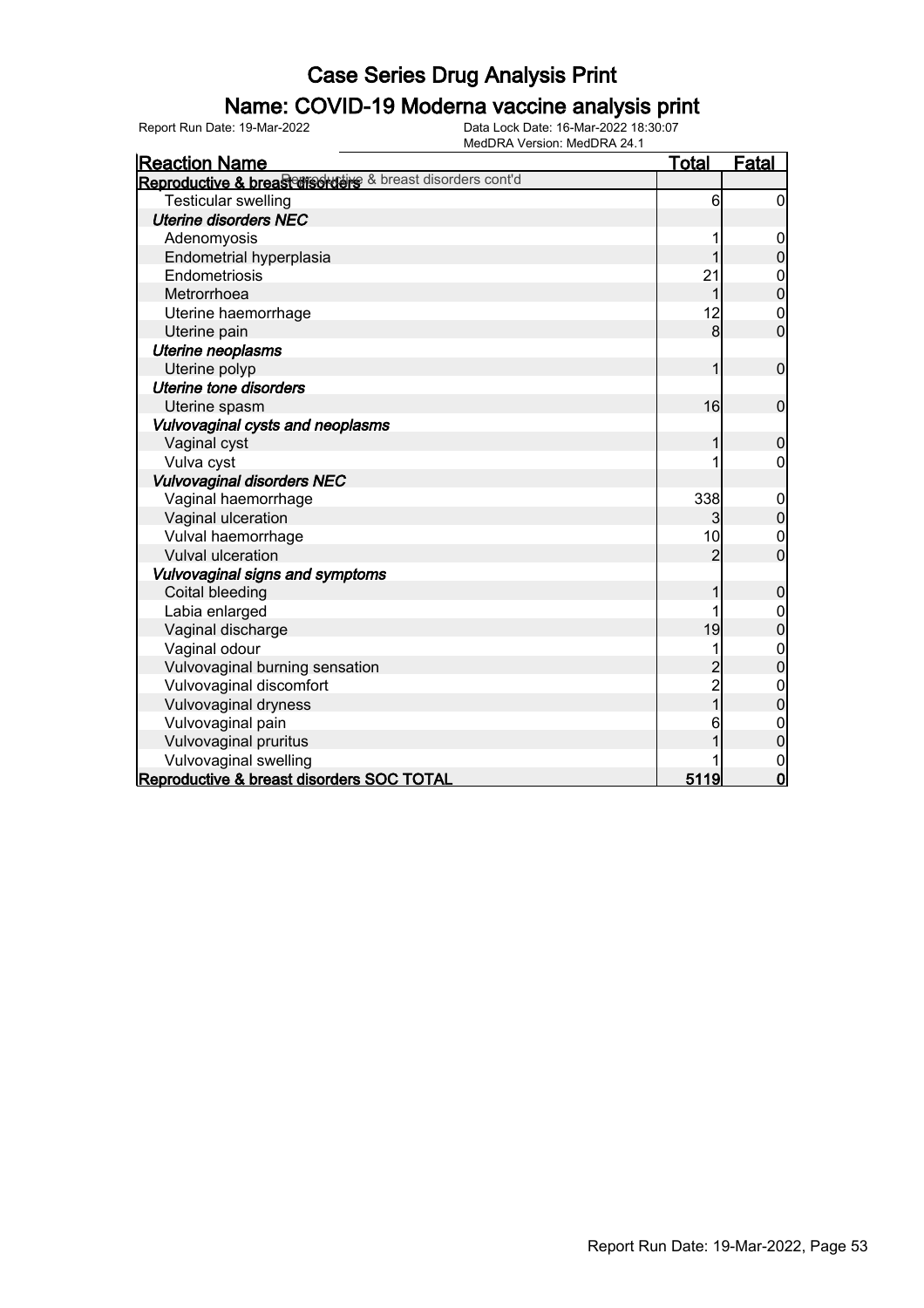# Case Series Drug Analysis Print

## Name: COVID-19 Moderna vaccine analysis print

Report Run Date: 19-Mar-2022 | Data Lock Date: 16-Mar-2022 18:30:07 | MedDRA Version: MedDRA 24.1

| Reaction Name | Total | Fatal |
|---|---|---|
| **Reproductive & breast disorders** Reproductive & breast disorders cont'd | | |
| Testicular swelling | 6 | 0 |
| ***Uterine disorders NEC*** | | |
| Adenomyosis | 1 | 0 |
| Endometrial hyperplasia | 1 | 0 |
| Endometriosis | 21 | 0 |
| Metrorrhoea | 1 | 0 |
| Uterine haemorrhage | 12 | 0 |
| Uterine pain | 8 | 0 |
| ***Uterine neoplasms*** | | |
| Uterine polyp | 1 | 0 |
| ***Uterine tone disorders*** | | |
| Uterine spasm | 16 | 0 |
| ***Vulvovaginal cysts and neoplasms*** | | |
| Vaginal cyst | 1 | 0 |
| Vulva cyst | 1 | 0 |
| ***Vulvovaginal disorders NEC*** | | |
| Vaginal haemorrhage | 338 | 0 |
| Vaginal ulceration | 3 | 0 |
| Vulval haemorrhage | 10 | 0 |
| Vulval ulceration | 2 | 0 |
| ***Vulvovaginal signs and symptoms*** | | |
| Coital bleeding | 1 | 0 |
| Labia enlarged | 1 | 0 |
| Vaginal discharge | 19 | 0 |
| Vaginal odour | 1 | 0 |
| Vulvovaginal burning sensation | 2 | 0 |
| Vulvovaginal discomfort | 2 | 0 |
| Vulvovaginal dryness | 1 | 0 |
| Vulvovaginal pain | 6 | 0 |
| Vulvovaginal pruritus | 1 | 0 |
| Vulvovaginal swelling | 1 | 0 |
| **Reproductive & breast disorders SOC TOTAL** | **5119** | **0** |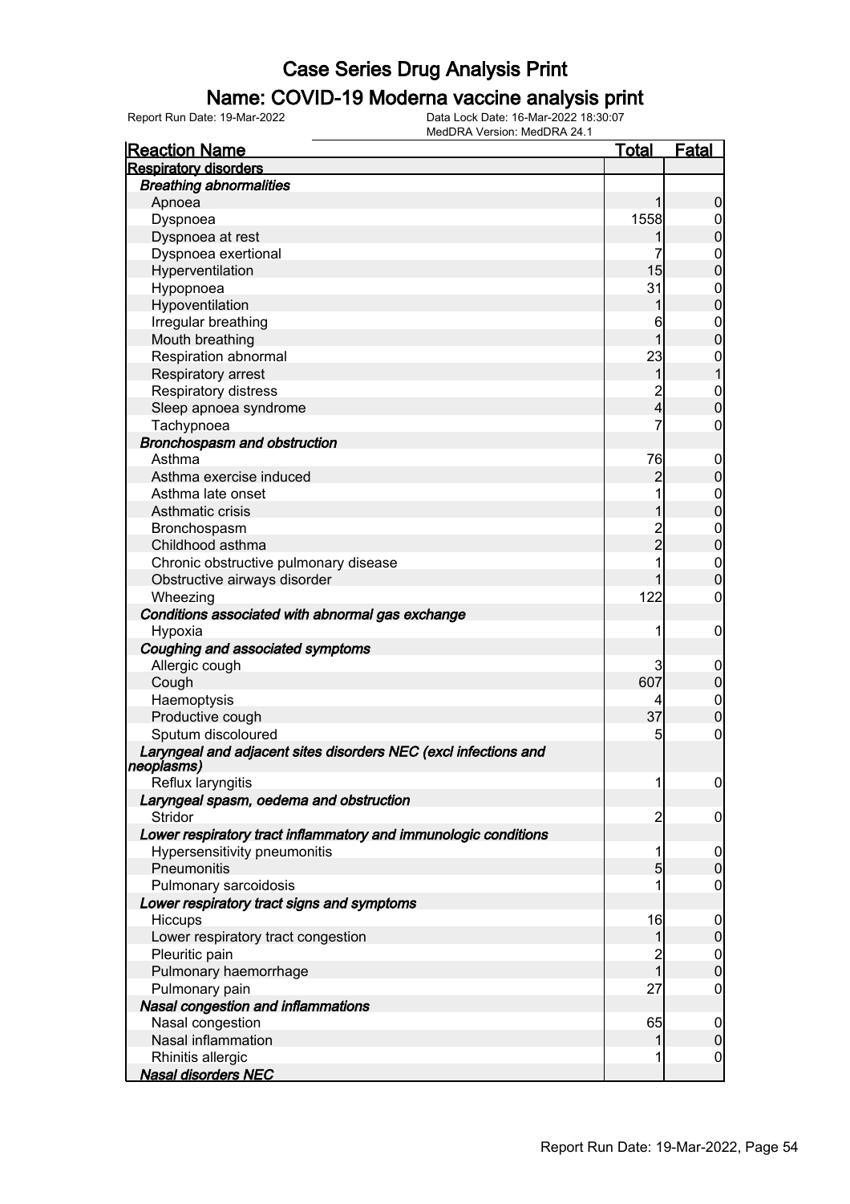# Case Series Drug Analysis Print

## Name: COVID-19 Moderna vaccine analysis print

Report Run Date: 19-Mar-2022 Data Lock Date: 16-Mar-2022 18:30:07
MedDRA Version: MedDRA 24.1

| Reaction Name | Total | Fatal |
|---|---|---|
| **Respiratory disorders** | | |
| ***Breathing abnormalities*** | | |
| Apnoea | 1 | 0 |
| Dyspnoea | 1558 | 0 |
| Dyspnoea at rest | 1 | 0 |
| Dyspnoea exertional | 7 | 0 |
| Hyperventilation | 15 | 0 |
| Hypopnoea | 31 | 0 |
| Hypoventilation | 1 | 0 |
| Irregular breathing | 6 | 0 |
| Mouth breathing | 1 | 0 |
| Respiration abnormal | 23 | 0 |
| Respiratory arrest | 1 | 1 |
| Respiratory distress | 2 | 0 |
| Sleep apnoea syndrome | 4 | 0 |
| Tachypnoea | 7 | 0 |
| ***Bronchospasm and obstruction*** | | |
| Asthma | 76 | 0 |
| Asthma exercise induced | 2 | 0 |
| Asthma late onset | 1 | 0 |
| Asthmatic crisis | 1 | 0 |
| Bronchospasm | 2 | 0 |
| Childhood asthma | 2 | 0 |
| Chronic obstructive pulmonary disease | 1 | 0 |
| Obstructive airways disorder | 1 | 0 |
| Wheezing | 122 | 0 |
| ***Conditions associated with abnormal gas exchange*** | | |
| Hypoxia | 1 | 0 |
| ***Coughing and associated symptoms*** | | |
| Allergic cough | 3 | 0 |
| Cough | 607 | 0 |
| Haemoptysis | 4 | 0 |
| Productive cough | 37 | 0 |
| Sputum discoloured | 5 | 0 |
| ***Laryngeal and adjacent sites disorders NEC (excl infections and neoplasms)*** | | |
| Reflux laryngitis | 1 | 0 |
| ***Laryngeal spasm, oedema and obstruction*** | | |
| Stridor | 2 | 0 |
| ***Lower respiratory tract inflammatory and immunologic conditions*** | | |
| Hypersensitivity pneumonitis | 1 | 0 |
| Pneumonitis | 5 | 0 |
| Pulmonary sarcoidosis | 1 | 0 |
| ***Lower respiratory tract signs and symptoms*** | | |
| Hiccups | 16 | 0 |
| Lower respiratory tract congestion | 1 | 0 |
| Pleuritic pain | 2 | 0 |
| Pulmonary haemorrhage | 1 | 0 |
| Pulmonary pain | 27 | 0 |
| ***Nasal congestion and inflammations*** | | |
| Nasal congestion | 65 | 0 |
| Nasal inflammation | 1 | 0 |
| Rhinitis allergic | 1 | 0 |
| ***Nasal disorders NEC*** | | |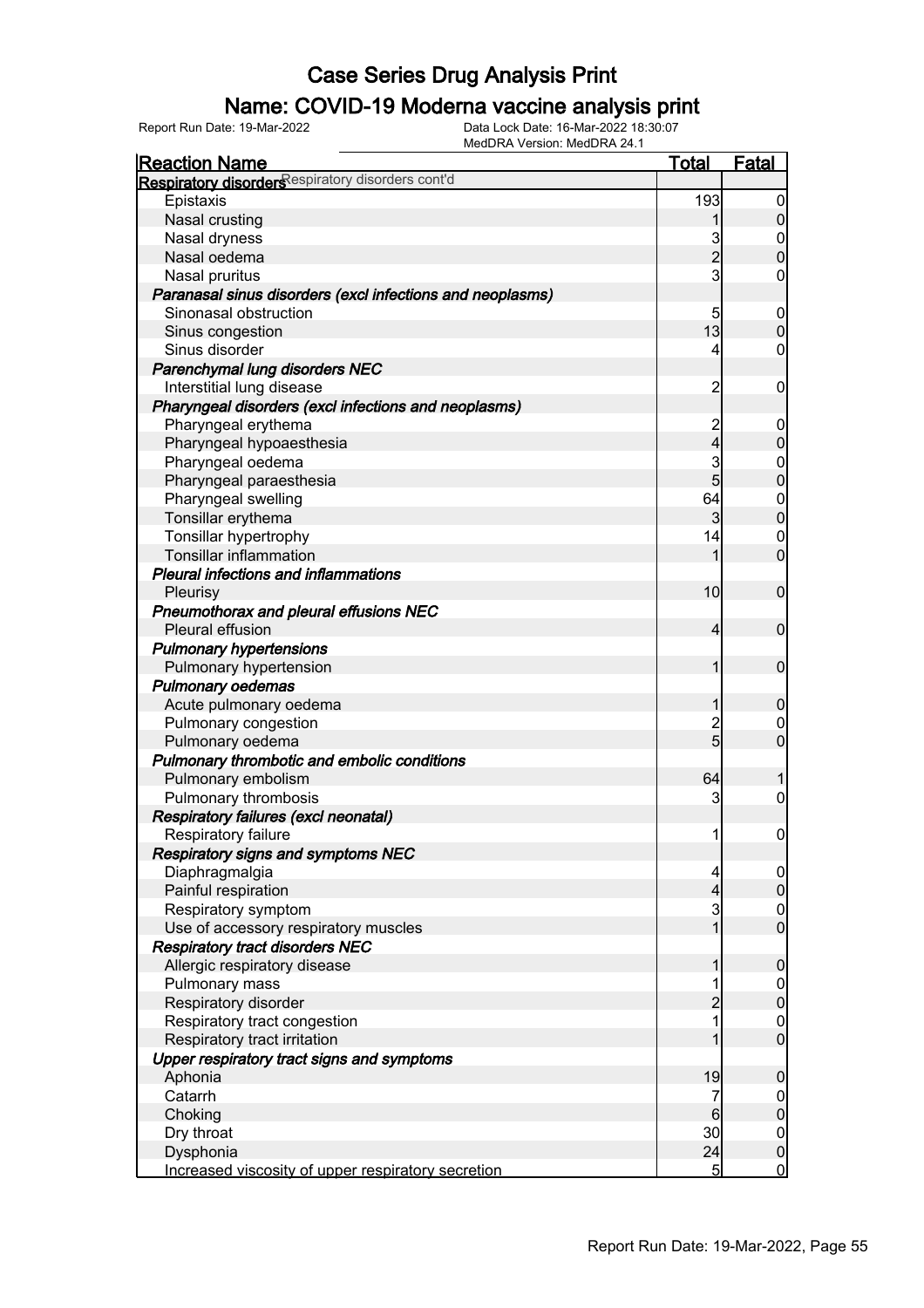# Case Series Drug Analysis Print

## Name: COVID-19 Moderna vaccine analysis print

Report Run Date: 19-Mar-2022

Data Lock Date: 16-Mar-2022 18:30:07

MedDRA Version: MedDRA 24.1

| Reaction Name | Total | Fatal |
|---|---|---|
| **Respiratory disorders** Respiratory disorders cont'd | | |
| Epistaxis | 193 | 0 |
| Nasal crusting | 1 | 0 |
| Nasal dryness | 3 | 0 |
| Nasal oedema | 2 | 0 |
| Nasal pruritus | 3 | 0 |
| ***Paranasal sinus disorders (excl infections and neoplasms)*** | | |
| Sinonasal obstruction | 5 | 0 |
| Sinus congestion | 13 | 0 |
| Sinus disorder | 4 | 0 |
| ***Parenchymal lung disorders NEC*** | | |
| Interstitial lung disease | 2 | 0 |
| ***Pharyngeal disorders (excl infections and neoplasms)*** | | |
| Pharyngeal erythema | 2 | 0 |
| Pharyngeal hypoaesthesia | 4 | 0 |
| Pharyngeal oedema | 3 | 0 |
| Pharyngeal paraesthesia | 5 | 0 |
| Pharyngeal swelling | 64 | 0 |
| Tonsillar erythema | 3 | 0 |
| Tonsillar hypertrophy | 14 | 0 |
| Tonsillar inflammation | 1 | 0 |
| ***Pleural infections and inflammations*** | | |
| Pleurisy | 10 | 0 |
| ***Pneumothorax and pleural effusions NEC*** | | |
| Pleural effusion | 4 | 0 |
| ***Pulmonary hypertensions*** | | |
| Pulmonary hypertension | 1 | 0 |
| ***Pulmonary oedemas*** | | |
| Acute pulmonary oedema | 1 | 0 |
| Pulmonary congestion | 2 | 0 |
| Pulmonary oedema | 5 | 0 |
| ***Pulmonary thrombotic and embolic conditions*** | | |
| Pulmonary embolism | 64 | 1 |
| Pulmonary thrombosis | 3 | 0 |
| ***Respiratory failures (excl neonatal)*** | | |
| Respiratory failure | 1 | 0 |
| ***Respiratory signs and symptoms NEC*** | | |
| Diaphragmalgia | 4 | 0 |
| Painful respiration | 4 | 0 |
| Respiratory symptom | 3 | 0 |
| Use of accessory respiratory muscles | 1 | 0 |
| ***Respiratory tract disorders NEC*** | | |
| Allergic respiratory disease | 1 | 0 |
| Pulmonary mass | 1 | 0 |
| Respiratory disorder | 2 | 0 |
| Respiratory tract congestion | 1 | 0 |
| Respiratory tract irritation | 1 | 0 |
| ***Upper respiratory tract signs and symptoms*** | | |
| Aphonia | 19 | 0 |
| Catarrh | 7 | 0 |
| Choking | 6 | 0 |
| Dry throat | 30 | 0 |
| Dysphonia | 24 | 0 |
| Increased viscosity of upper respiratory secretion | 5 | 0 |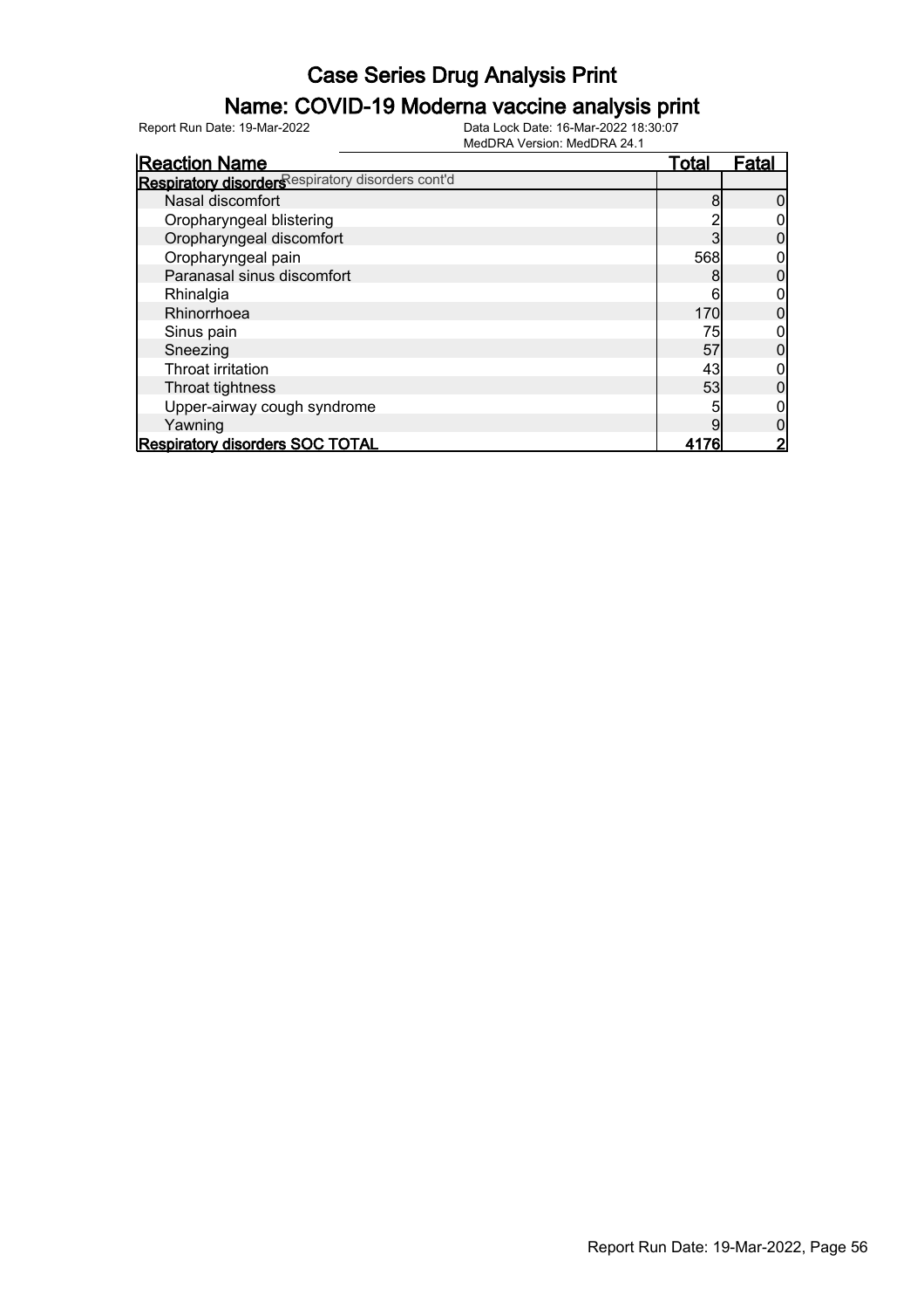# Case Series Drug Analysis Print

## Name: COVID-19 Moderna vaccine analysis print

Report Run Date: 19-Mar-2022

Data Lock Date: 16-Mar-2022 18:30:07

MedDRA Version: MedDRA 24.1

| Reaction Name | Total | Fatal |
|---|---|---|
| **Respiratory disorders** Respiratory disorders cont'd | | |
| Nasal discomfort | 8 | 0 |
| Oropharyngeal blistering | 2 | 0 |
| Oropharyngeal discomfort | 3 | 0 |
| Oropharyngeal pain | 568 | 0 |
| Paranasal sinus discomfort | 8 | 0 |
| Rhinalgia | 6 | 0 |
| Rhinorrhoea | 170 | 0 |
| Sinus pain | 75 | 0 |
| Sneezing | 57 | 0 |
| Throat irritation | 43 | 0 |
| Throat tightness | 53 | 0 |
| Upper-airway cough syndrome | 5 | 0 |
| Yawning | 9 | 0 |
| **Respiratory disorders SOC TOTAL** | **4176** | **2** |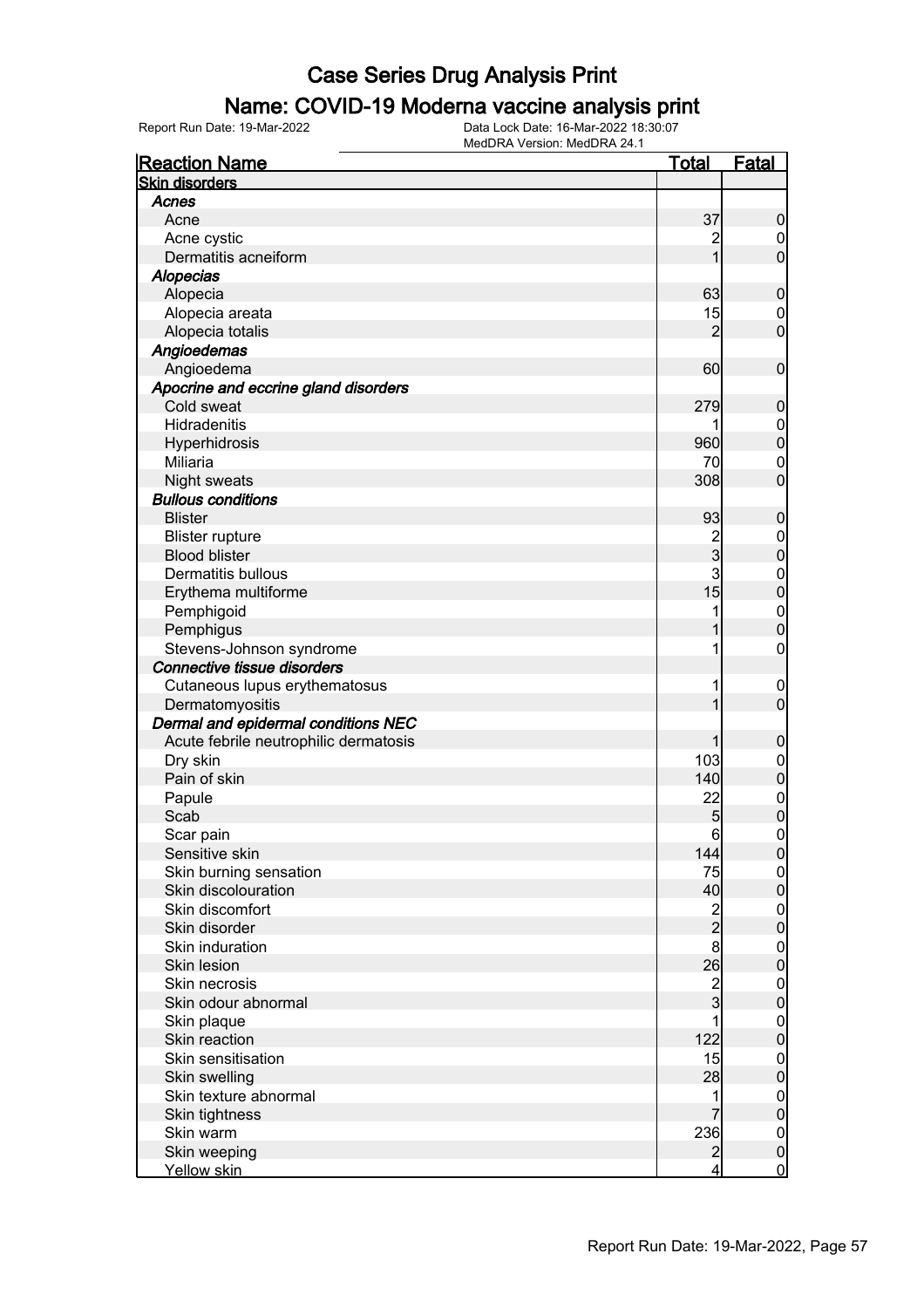# Case Series Drug Analysis Print

## Name: COVID-19 Moderna vaccine analysis print

Report Run Date: 19-Mar-2022 | Data Lock Date: 16-Mar-2022 18:30:07 | MedDRA Version: MedDRA 24.1

| Reaction Name | Total | Fatal |
|---|---|---|
| **Skin disorders** | | |
| ***Acnes*** | | |
| Acne | 37 | 0 |
| Acne cystic | 2 | 0 |
| Dermatitis acneiform | 1 | 0 |
| ***Alopecias*** | | |
| Alopecia | 63 | 0 |
| Alopecia areata | 15 | 0 |
| Alopecia totalis | 2 | 0 |
| ***Angioedemas*** | | |
| Angioedema | 60 | 0 |
| ***Apocrine and eccrine gland disorders*** | | |
| Cold sweat | 279 | 0 |
| Hidradenitis | 1 | 0 |
| Hyperhidrosis | 960 | 0 |
| Miliaria | 70 | 0 |
| Night sweats | 308 | 0 |
| ***Bullous conditions*** | | |
| Blister | 93 | 0 |
| Blister rupture | 2 | 0 |
| Blood blister | 3 | 0 |
| Dermatitis bullous | 3 | 0 |
| Erythema multiforme | 15 | 0 |
| Pemphigoid | 1 | 0 |
| Pemphigus | 1 | 0 |
| Stevens-Johnson syndrome | 1 | 0 |
| ***Connective tissue disorders*** | | |
| Cutaneous lupus erythematosus | 1 | 0 |
| Dermatomyositis | 1 | 0 |
| ***Dermal and epidermal conditions NEC*** | | |
| Acute febrile neutrophilic dermatosis | 1 | 0 |
| Dry skin | 103 | 0 |
| Pain of skin | 140 | 0 |
| Papule | 22 | 0 |
| Scab | 5 | 0 |
| Scar pain | 6 | 0 |
| Sensitive skin | 144 | 0 |
| Skin burning sensation | 75 | 0 |
| Skin discolouration | 40 | 0 |
| Skin discomfort | 2 | 0 |
| Skin disorder | 2 | 0 |
| Skin induration | 8 | 0 |
| Skin lesion | 26 | 0 |
| Skin necrosis | 2 | 0 |
| Skin odour abnormal | 3 | 0 |
| Skin plaque | 1 | 0 |
| Skin reaction | 122 | 0 |
| Skin sensitisation | 15 | 0 |
| Skin swelling | 28 | 0 |
| Skin texture abnormal | 1 | 0 |
| Skin tightness | 7 | 0 |
| Skin warm | 236 | 0 |
| Skin weeping | 2 | 0 |
| Yellow skin | 4 | 0 |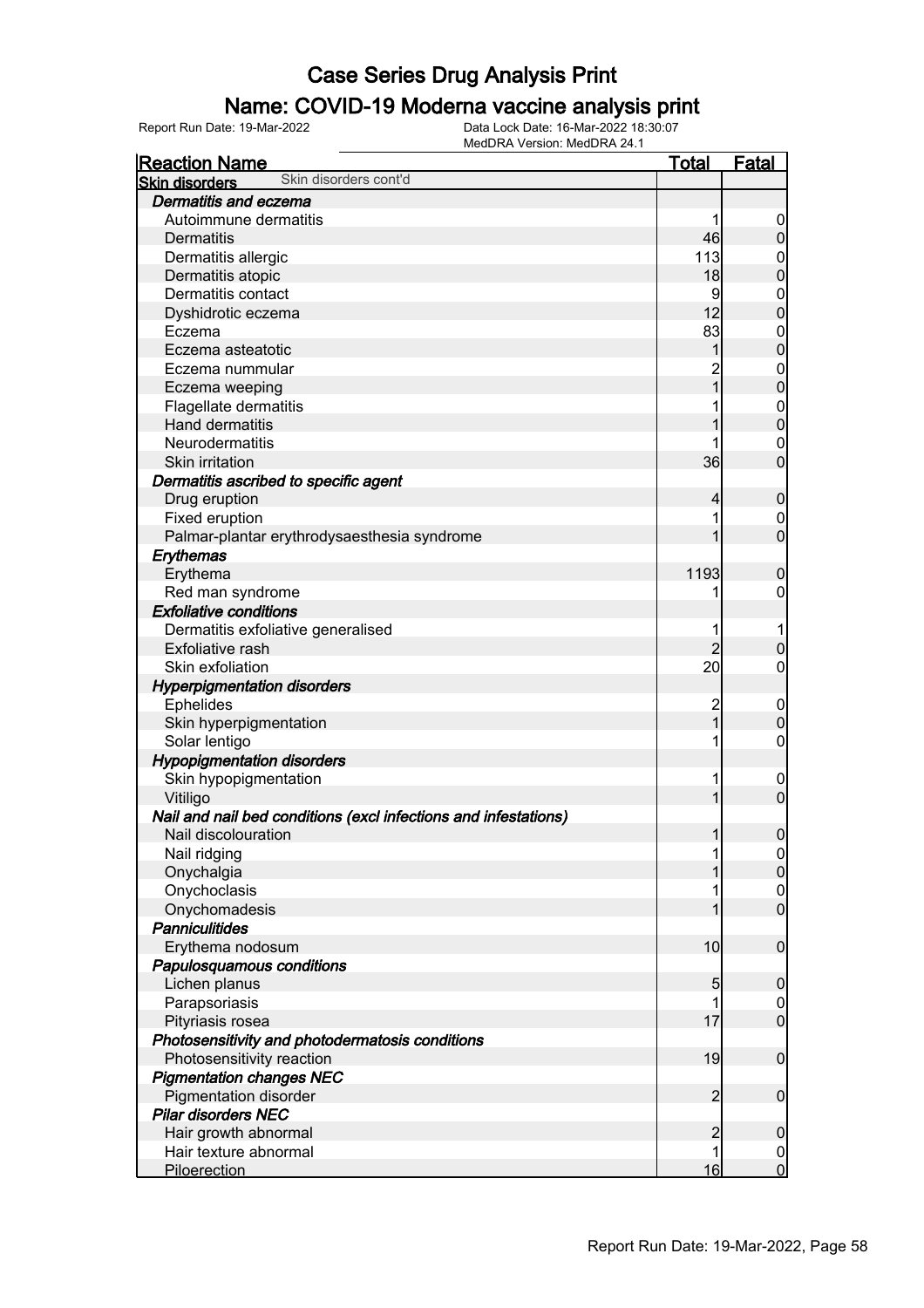# Case Series Drug Analysis Print

## Name: COVID-19 Moderna vaccine analysis print

Report Run Date: 19-Mar-2022 | Data Lock Date: 16-Mar-2022 18:30:07 | MedDRA Version: MedDRA 24.1

| Reaction Name | Total | Fatal |
|---|---|---|
| **Skin disorders** Skin disorders cont'd | | |
| ***Dermatitis and eczema*** | | |
| Autoimmune dermatitis | 1 | 0 |
| Dermatitis | 46 | 0 |
| Dermatitis allergic | 113 | 0 |
| Dermatitis atopic | 18 | 0 |
| Dermatitis contact | 9 | 0 |
| Dyshidrotic eczema | 12 | 0 |
| Eczema | 83 | 0 |
| Eczema asteatotic | 1 | 0 |
| Eczema nummular | 2 | 0 |
| Eczema weeping | 1 | 0 |
| Flagellate dermatitis | 1 | 0 |
| Hand dermatitis | 1 | 0 |
| Neurodermatitis | 1 | 0 |
| Skin irritation | 36 | 0 |
| ***Dermatitis ascribed to specific agent*** | | |
| Drug eruption | 4 | 0 |
| Fixed eruption | 1 | 0 |
| Palmar-plantar erythrodysaesthesia syndrome | 1 | 0 |
| ***Erythemas*** | | |
| Erythema | 1193 | 0 |
| Red man syndrome | 1 | 0 |
| ***Exfoliative conditions*** | | |
| Dermatitis exfoliative generalised | 1 | 1 |
| Exfoliative rash | 2 | 0 |
| Skin exfoliation | 20 | 0 |
| ***Hyperpigmentation disorders*** | | |
| Ephelides | 2 | 0 |
| Skin hyperpigmentation | 1 | 0 |
| Solar lentigo | 1 | 0 |
| ***Hypopigmentation disorders*** | | |
| Skin hypopigmentation | 1 | 0 |
| Vitiligo | 1 | 0 |
| ***Nail and nail bed conditions (excl infections and infestations)*** | | |
| Nail discolouration | 1 | 0 |
| Nail ridging | 1 | 0 |
| Onychalgia | 1 | 0 |
| Onychoclasis | 1 | 0 |
| Onychomadesis | 1 | 0 |
| ***Panniculitides*** | | |
| Erythema nodosum | 10 | 0 |
| ***Papulosquamous conditions*** | | |
| Lichen planus | 5 | 0 |
| Parapsoriasis | 1 | 0 |
| Pityriasis rosea | 17 | 0 |
| ***Photosensitivity and photodermatosis conditions*** | | |
| Photosensitivity reaction | 19 | 0 |
| ***Pigmentation changes NEC*** | | |
| Pigmentation disorder | 2 | 0 |
| ***Pilar disorders NEC*** | | |
| Hair growth abnormal | 2 | 0 |
| Hair texture abnormal | 1 | 0 |
| Piloerection | 16 | 0 |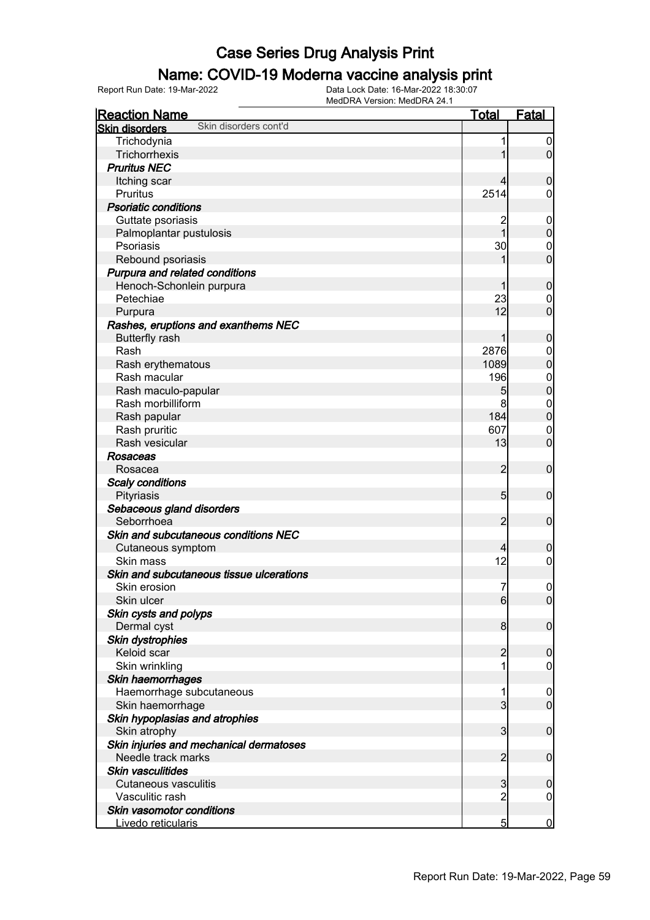# Case Series Drug Analysis Print

## Name: COVID-19 Moderna vaccine analysis print

Report Run Date: 19-Mar-2022    Data Lock Date: 16-Mar-2022 18:30:07
MedDRA Version: MedDRA 24.1

| Reaction Name | Total | Fatal |
|---|---|---|
| **Skin disorders** Skin disorders cont'd | | |
| Trichodynia | 1 | 0 |
| Trichorrhexis | 1 | 0 |
| ***Pruritus NEC*** | | |
| Itching scar | 4 | 0 |
| Pruritus | 2514 | 0 |
| ***Psoriatic conditions*** | | |
| Guttate psoriasis | 2 | 0 |
| Palmoplantar pustulosis | 1 | 0 |
| Psoriasis | 30 | 0 |
| Rebound psoriasis | 1 | 0 |
| ***Purpura and related conditions*** | | |
| Henoch-Schonlein purpura | 1 | 0 |
| Petechiae | 23 | 0 |
| Purpura | 12 | 0 |
| ***Rashes, eruptions and exanthems NEC*** | | |
| Butterfly rash | 1 | 0 |
| Rash | 2876 | 0 |
| Rash erythematous | 1089 | 0 |
| Rash macular | 196 | 0 |
| Rash maculo-papular | 5 | 0 |
| Rash morbilliform | 8 | 0 |
| Rash papular | 184 | 0 |
| Rash pruritic | 607 | 0 |
| Rash vesicular | 13 | 0 |
| ***Rosaceas*** | | |
| Rosacea | 2 | 0 |
| ***Scaly conditions*** | | |
| Pityriasis | 5 | 0 |
| ***Sebaceous gland disorders*** | | |
| Seborrhoea | 2 | 0 |
| ***Skin and subcutaneous conditions NEC*** | | |
| Cutaneous symptom | 4 | 0 |
| Skin mass | 12 | 0 |
| ***Skin and subcutaneous tissue ulcerations*** | | |
| Skin erosion | 7 | 0 |
| Skin ulcer | 6 | 0 |
| ***Skin cysts and polyps*** | | |
| Dermal cyst | 8 | 0 |
| ***Skin dystrophies*** | | |
| Keloid scar | 2 | 0 |
| Skin wrinkling | 1 | 0 |
| ***Skin haemorrhages*** | | |
| Haemorrhage subcutaneous | 1 | 0 |
| Skin haemorrhage | 3 | 0 |
| ***Skin hypoplasias and atrophies*** | | |
| Skin atrophy | 3 | 0 |
| ***Skin injuries and mechanical dermatoses*** | | |
| Needle track marks | 2 | 0 |
| ***Skin vasculitides*** | | |
| Cutaneous vasculitis | 3 | 0 |
| Vasculitic rash | 2 | 0 |
| ***Skin vasomotor conditions*** | | |
| Livedo reticularis | 5 | 0 |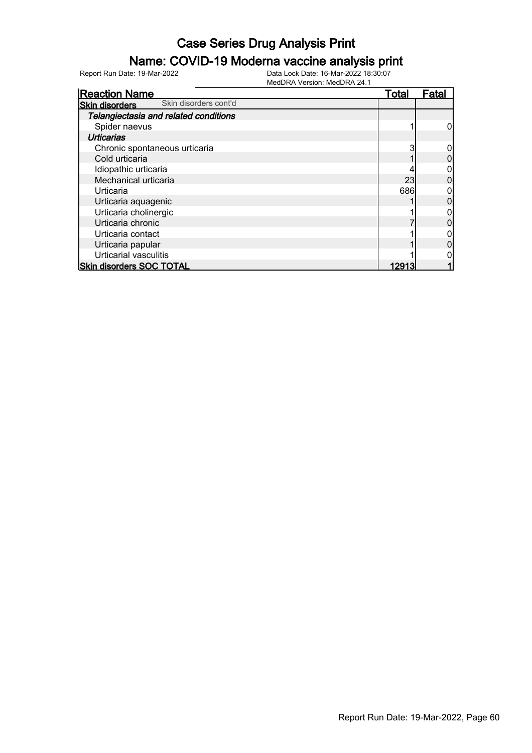# Case Series Drug Analysis Print

## Name: COVID-19 Moderna vaccine analysis print

Report Run Date: 19-Mar-2022

Data Lock Date: 16-Mar-2022 18:30:07

MedDRA Version: MedDRA 24.1

| Reaction Name | Total | Fatal |
|---|---|---|
| **Skin disorders** Skin disorders cont'd | | |
| ***Telangiectasia and related conditions*** | | |
| Spider naevus | 1 | 0 |
| ***Urticarias*** | | |
| Chronic spontaneous urticaria | 3 | 0 |
| Cold urticaria | 1 | 0 |
| Idiopathic urticaria | 4 | 0 |
| Mechanical urticaria | 23 | 0 |
| Urticaria | 686 | 0 |
| Urticaria aquagenic | 1 | 0 |
| Urticaria cholinergic | 1 | 0 |
| Urticaria chronic | 7 | 0 |
| Urticaria contact | 1 | 0 |
| Urticaria papular | 1 | 0 |
| Urticarial vasculitis | 1 | 0 |
| **Skin disorders SOC TOTAL** | **12913** | **1** |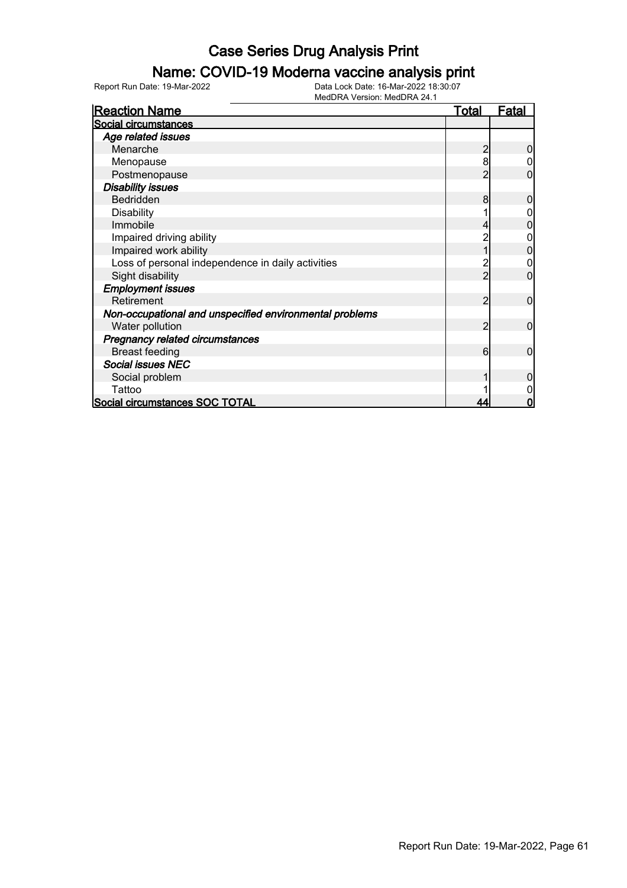# Case Series Drug Analysis Print

## Name: COVID-19 Moderna vaccine analysis print

Report Run Date: 19-Mar-2022    Data Lock Date: 16-Mar-2022 18:30:07
MedDRA Version: MedDRA 24.1

| Reaction Name | Total | Fatal |
|---|---|---|
| **Social circumstances** | | |
| ***Age related issues*** | | |
| Menarche | 2 | 0 |
| Menopause | 8 | 0 |
| Postmenopause | 2 | 0 |
| ***Disability issues*** | | |
| Bedridden | 8 | 0 |
| Disability | 1 | 0 |
| Immobile | 4 | 0 |
| Impaired driving ability | 2 | 0 |
| Impaired work ability | 1 | 0 |
| Loss of personal independence in daily activities | 2 | 0 |
| Sight disability | 2 | 0 |
| ***Employment issues*** | | |
| Retirement | 2 | 0 |
| ***Non-occupational and unspecified environmental problems*** | | |
| Water pollution | 2 | 0 |
| ***Pregnancy related circumstances*** | | |
| Breast feeding | 6 | 0 |
| ***Social issues NEC*** | | |
| Social problem | 1 | 0 |
| Tattoo | 1 | 0 |
| **Social circumstances SOC TOTAL** | **44** | **0** |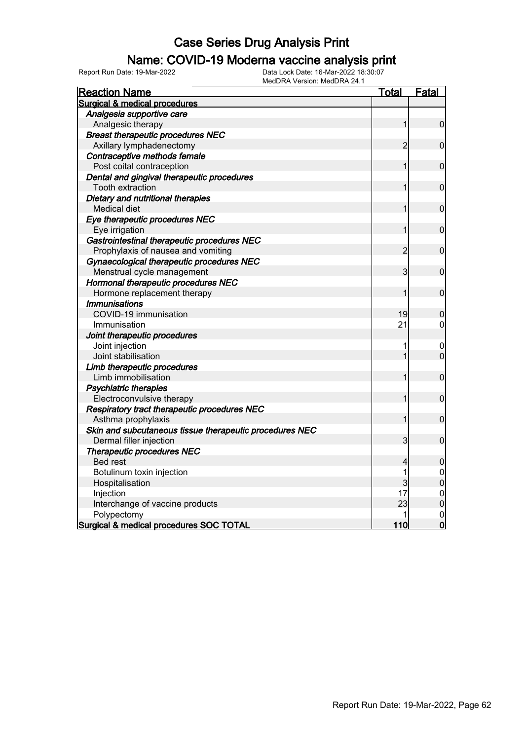# Case Series Drug Analysis Print

## Name: COVID-19 Moderna vaccine analysis print

Report Run Date: 19-Mar-2022    Data Lock Date: 16-Mar-2022 18:30:07
MedDRA Version: MedDRA 24.1

| Reaction Name | Total | Fatal |
|---|---|---|
| **Surgical & medical procedures** | | |
| ***Analgesia supportive care*** | | |
| Analgesic therapy | 1 | 0 |
| ***Breast therapeutic procedures NEC*** | | |
| Axillary lymphadenectomy | 2 | 0 |
| ***Contraceptive methods female*** | | |
| Post coital contraception | 1 | 0 |
| ***Dental and gingival therapeutic procedures*** | | |
| Tooth extraction | 1 | 0 |
| ***Dietary and nutritional therapies*** | | |
| Medical diet | 1 | 0 |
| ***Eye therapeutic procedures NEC*** | | |
| Eye irrigation | 1 | 0 |
| ***Gastrointestinal therapeutic procedures NEC*** | | |
| Prophylaxis of nausea and vomiting | 2 | 0 |
| ***Gynaecological therapeutic procedures NEC*** | | |
| Menstrual cycle management | 3 | 0 |
| ***Hormonal therapeutic procedures NEC*** | | |
| Hormone replacement therapy | 1 | 0 |
| ***Immunisations*** | | |
| COVID-19 immunisation | 19 | 0 |
| Immunisation | 21 | 0 |
| ***Joint therapeutic procedures*** | | |
| Joint injection | 1 | 0 |
| Joint stabilisation | 1 | 0 |
| ***Limb therapeutic procedures*** | | |
| Limb immobilisation | 1 | 0 |
| ***Psychiatric therapies*** | | |
| Electroconvulsive therapy | 1 | 0 |
| ***Respiratory tract therapeutic procedures NEC*** | | |
| Asthma prophylaxis | 1 | 0 |
| ***Skin and subcutaneous tissue therapeutic procedures NEC*** | | |
| Dermal filler injection | 3 | 0 |
| ***Therapeutic procedures NEC*** | | |
| Bed rest | 4 | 0 |
| Botulinum toxin injection | 1 | 0 |
| Hospitalisation | 3 | 0 |
| Injection | 17 | 0 |
| Interchange of vaccine products | 23 | 0 |
| Polypectomy | 1 | 0 |
| **Surgical & medical procedures SOC TOTAL** | **110** | **0** |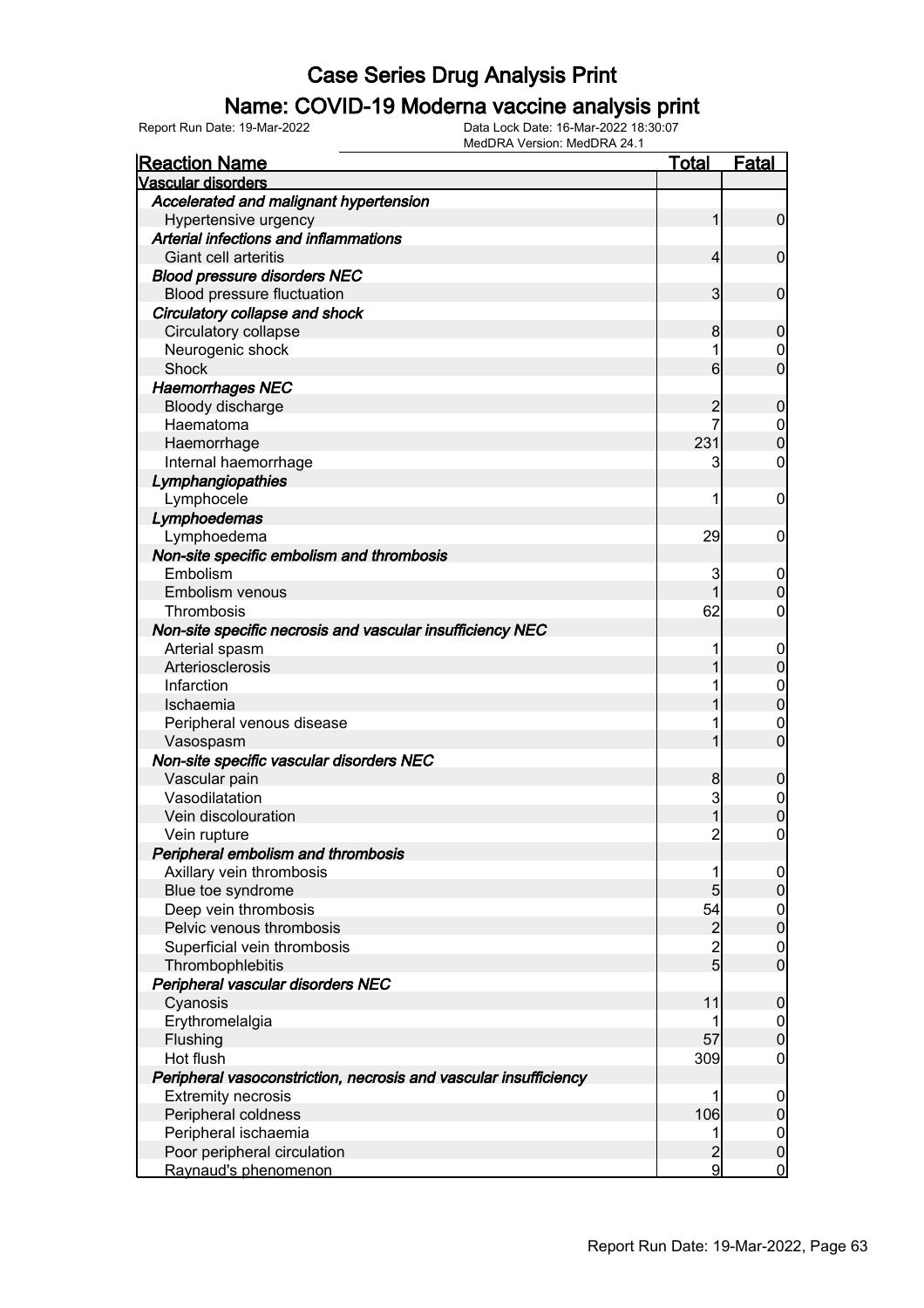# Case Series Drug Analysis Print

## Name: COVID-19 Moderna vaccine analysis print

Report Run Date: 19-Mar-2022    Data Lock Date: 16-Mar-2022 18:30:07
MedDRA Version: MedDRA 24.1

| Reaction Name | Total | Fatal |
|---|---|---|
| **Vascular disorders** | | |
| ***Accelerated and malignant hypertension*** | | |
| Hypertensive urgency | 1 | 0 |
| ***Arterial infections and inflammations*** | | |
| Giant cell arteritis | 4 | 0 |
| ***Blood pressure disorders NEC*** | | |
| Blood pressure fluctuation | 3 | 0 |
| ***Circulatory collapse and shock*** | | |
| Circulatory collapse | 8 | 0 |
| Neurogenic shock | 1 | 0 |
| Shock | 6 | 0 |
| ***Haemorrhages NEC*** | | |
| Bloody discharge | 2 | 0 |
| Haematoma | 7 | 0 |
| Haemorrhage | 231 | 0 |
| Internal haemorrhage | 3 | 0 |
| ***Lymphangiopathies*** | | |
| Lymphocele | 1 | 0 |
| ***Lymphoedemas*** | | |
| Lymphoedema | 29 | 0 |
| ***Non-site specific embolism and thrombosis*** | | |
| Embolism | 3 | 0 |
| Embolism venous | 1 | 0 |
| Thrombosis | 62 | 0 |
| ***Non-site specific necrosis and vascular insufficiency NEC*** | | |
| Arterial spasm | 1 | 0 |
| Arteriosclerosis | 1 | 0 |
| Infarction | 1 | 0 |
| Ischaemia | 1 | 0 |
| Peripheral venous disease | 1 | 0 |
| Vasospasm | 1 | 0 |
| ***Non-site specific vascular disorders NEC*** | | |
| Vascular pain | 8 | 0 |
| Vasodilatation | 3 | 0 |
| Vein discolouration | 1 | 0 |
| Vein rupture | 2 | 0 |
| ***Peripheral embolism and thrombosis*** | | |
| Axillary vein thrombosis | 1 | 0 |
| Blue toe syndrome | 5 | 0 |
| Deep vein thrombosis | 54 | 0 |
| Pelvic venous thrombosis | 2 | 0 |
| Superficial vein thrombosis | 2 | 0 |
| Thrombophlebitis | 5 | 0 |
| ***Peripheral vascular disorders NEC*** | | |
| Cyanosis | 11 | 0 |
| Erythromelalgia | 1 | 0 |
| Flushing | 57 | 0 |
| Hot flush | 309 | 0 |
| ***Peripheral vasoconstriction, necrosis and vascular insufficiency*** | | |
| Extremity necrosis | 1 | 0 |
| Peripheral coldness | 106 | 0 |
| Peripheral ischaemia | 1 | 0 |
| Poor peripheral circulation | 2 | 0 |
| Raynaud's phenomenon | 9 | 0 |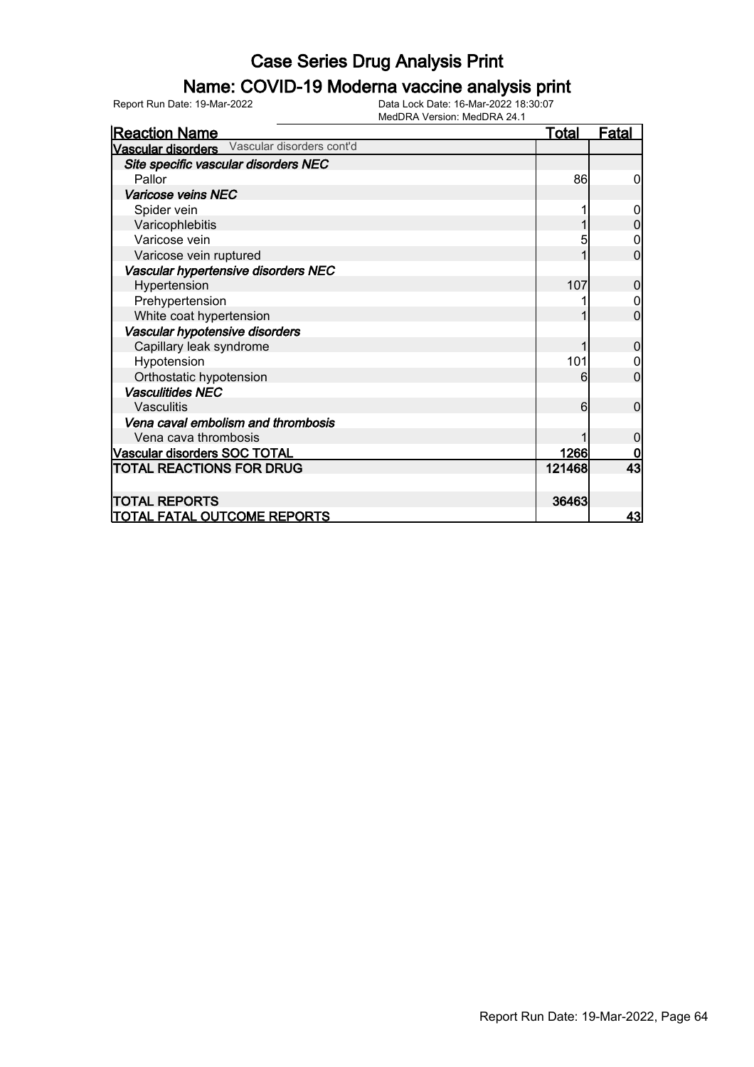# Case Series Drug Analysis Print

## Name: COVID-19 Moderna vaccine analysis print

Report Run Date: 19-Mar-2022 | Data Lock Date: 16-Mar-2022 18:30:07 | MedDRA Version: MedDRA 24.1

| Reaction Name | Total | Fatal |
|---|---|---|
| **Vascular disorders** Vascular disorders cont'd | | |
| ***Site specific vascular disorders NEC*** | | |
| Pallor | 86 | 0 |
| ***Varicose veins NEC*** | | |
| Spider vein | 1 | 0 |
| Varicophlebitis | 1 | 0 |
| Varicose vein | 5 | 0 |
| Varicose vein ruptured | 1 | 0 |
| ***Vascular hypertensive disorders NEC*** | | |
| Hypertension | 107 | 0 |
| Prehypertension | 1 | 0 |
| White coat hypertension | 1 | 0 |
| ***Vascular hypotensive disorders*** | | |
| Capillary leak syndrome | 1 | 0 |
| Hypotension | 101 | 0 |
| Orthostatic hypotension | 6 | 0 |
| ***Vasculitides NEC*** | | |
| Vasculitis | 6 | 0 |
| ***Vena caval embolism and thrombosis*** | | |
| Vena cava thrombosis | 1 | 0 |
| **Vascular disorders SOC TOTAL** | **1266** | **0** |
| **TOTAL REACTIONS FOR DRUG** | **121468** | **43** |
| | | |
| **TOTAL REPORTS** | **36463** | |
| **TOTAL FATAL OUTCOME REPORTS** | | **43** |